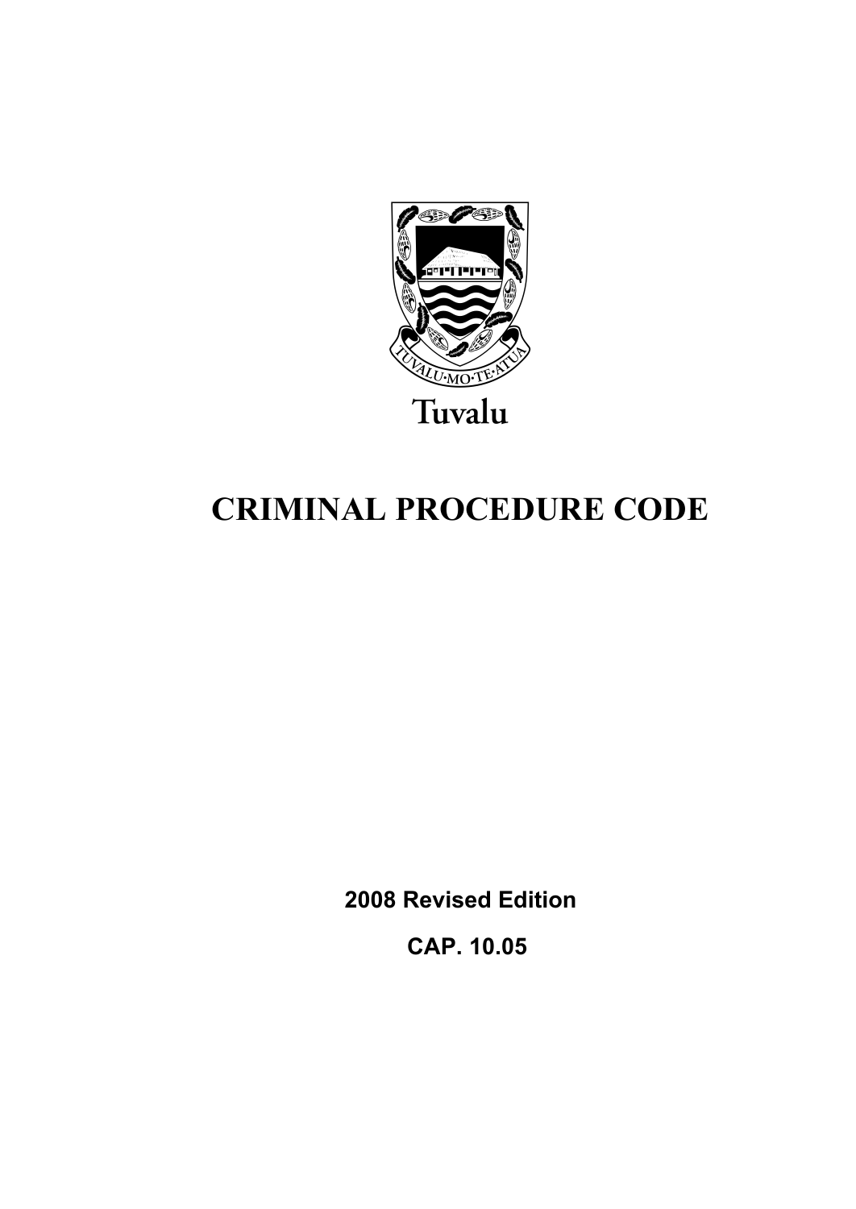Tuvalu

# CRIMINAL PROCEDURE CODE

**2008 Revised Edition**

**CAP. 10.05**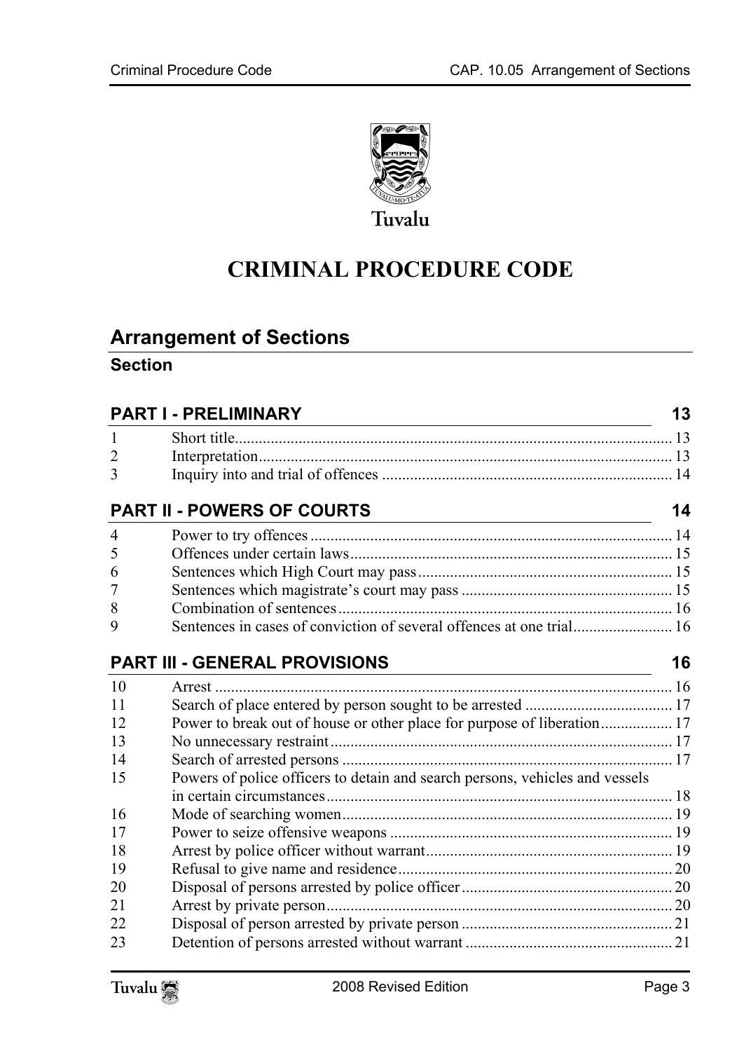Tuvalu

# CRIMINAL PROCEDURE CODE

## Arrangement of Sections

### Section

| | | |
|---|---|---|
| **PART I - PRELIMINARY** | | **13** |
| 1 | Short title | 13 |
| 2 | Interpretation | 13 |
| 3 | Inquiry into and trial of offences | 14 |
| **PART II - POWERS OF COURTS** | | **14** |
| 4 | Power to try offences | 14 |
| 5 | Offences under certain laws | 15 |
| 6 | Sentences which High Court may pass | 15 |
| 7 | Sentences which magistrate's court may pass | 15 |
| 8 | Combination of sentences | 16 |
| 9 | Sentences in cases of conviction of several offences at one trial | 16 |
| **PART III - GENERAL PROVISIONS** | | **16** |
| 10 | Arrest | 16 |
| 11 | Search of place entered by person sought to be arrested | 17 |
| 12 | Power to break out of house or other place for purpose of liberation | 17 |
| 13 | No unnecessary restraint | 17 |
| 14 | Search of arrested persons | 17 |
| 15 | Powers of police officers to detain and search persons, vehicles and vessels in certain circumstances | 18 |
| 16 | Mode of searching women | 19 |
| 17 | Power to seize offensive weapons | 19 |
| 18 | Arrest by police officer without warrant | 19 |
| 19 | Refusal to give name and residence | 20 |
| 20 | Disposal of persons arrested by police officer | 20 |
| 21 | Arrest by private person | 20 |
| 22 | Disposal of person arrested by private person | 21 |
| 23 | Detention of persons arrested without warrant | 21 |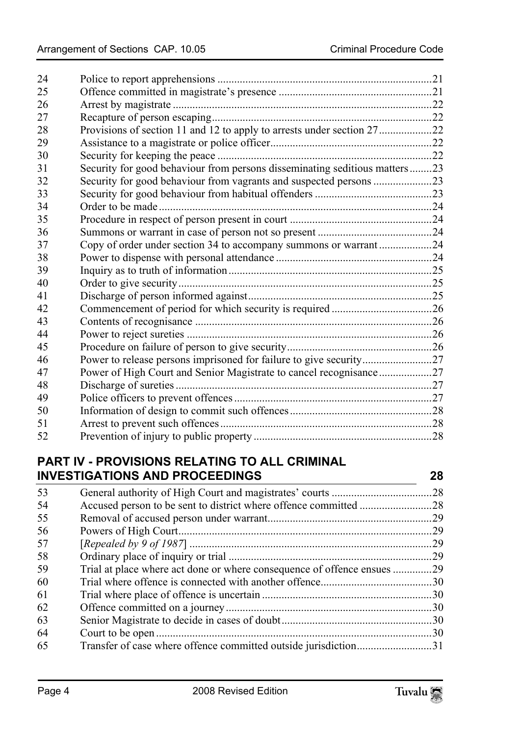| | | |
|---|---|---|
| 24 | Police to report apprehensions | 21 |
| 25 | Offence committed in magistrate's presence | 21 |
| 26 | Arrest by magistrate | 22 |
| 27 | Recapture of person escaping | 22 |
| 28 | Provisions of section 11 and 12 to apply to arrests under section 27 | 22 |
| 29 | Assistance to a magistrate or police officer | 22 |
| 30 | Security for keeping the peace | 22 |
| 31 | Security for good behaviour from persons disseminating seditious matters | 23 |
| 32 | Security for good behaviour from vagrants and suspected persons | 23 |
| 33 | Security for good behaviour from habitual offenders | 23 |
| 34 | Order to be made | 24 |
| 35 | Procedure in respect of person present in court | 24 |
| 36 | Summons or warrant in case of person not so present | 24 |
| 37 | Copy of order under section 34 to accompany summons or warrant | 24 |
| 38 | Power to dispense with personal attendance | 24 |
| 39 | Inquiry as to truth of information | 25 |
| 40 | Order to give security | 25 |
| 41 | Discharge of person informed against | 25 |
| 42 | Commencement of period for which security is required | 26 |
| 43 | Contents of recognisance | 26 |
| 44 | Power to reject sureties | 26 |
| 45 | Procedure on failure of person to give security | 26 |
| 46 | Power to release persons imprisoned for failure to give security | 27 |
| 47 | Power of High Court and Senior Magistrate to cancel recognisance | 27 |
| 48 | Discharge of sureties | 27 |
| 49 | Police officers to prevent offences | 27 |
| 50 | Information of design to commit such offences | 28 |
| 51 | Arrest to prevent such offences | 28 |
| 52 | Prevention of injury to public property | 28 |

## PART IV - PROVISIONS RELATING TO ALL CRIMINAL INVESTIGATIONS AND PROCEEDINGS 28

| | | |
|---|---|---|
| 53 | General authority of High Court and magistrates' courts | 28 |
| 54 | Accused person to be sent to district where offence committed | 28 |
| 55 | Removal of accused person under warrant | 29 |
| 56 | Powers of High Court | 29 |
| 57 | [*Repealed by 9 of 1987*] | 29 |
| 58 | Ordinary place of inquiry or trial | 29 |
| 59 | Trial at place where act done or where consequence of offence ensues | 29 |
| 60 | Trial where offence is connected with another offence | 30 |
| 61 | Trial where place of offence is uncertain | 30 |
| 62 | Offence committed on a journey | 30 |
| 63 | Senior Magistrate to decide in cases of doubt | 30 |
| 64 | Court to be open | 30 |
| 65 | Transfer of case where offence committed outside jurisdiction | 31 |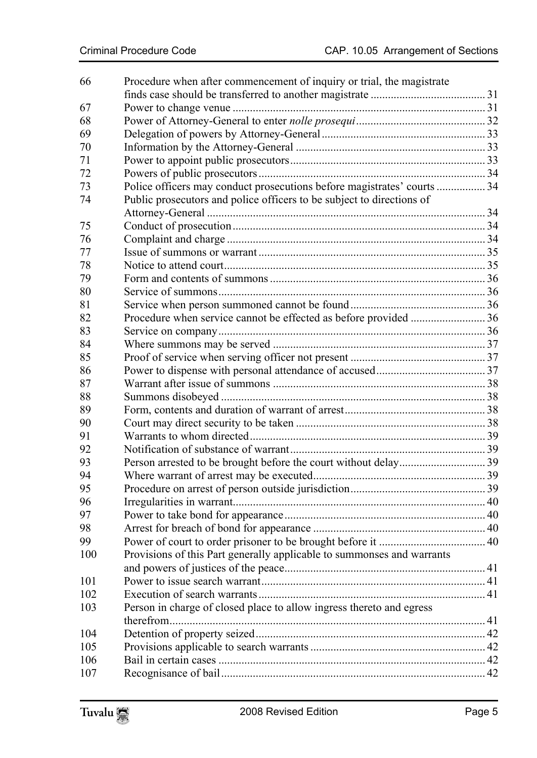| | | |
|---|---|---|
| 66 | Procedure when after commencement of inquiry or trial, the magistrate finds case should be transferred to another magistrate | 31 |
| 67 | Power to change venue | 31 |
| 68 | Power of Attorney-General to enter *nolle prosequi* | 32 |
| 69 | Delegation of powers by Attorney-General | 33 |
| 70 | Information by the Attorney-General | 33 |
| 71 | Power to appoint public prosecutors | 33 |
| 72 | Powers of public prosecutors | 34 |
| 73 | Police officers may conduct prosecutions before magistrates' courts | 34 |
| 74 | Public prosecutors and police officers to be subject to directions of Attorney-General | 34 |
| 75 | Conduct of prosecution | 34 |
| 76 | Complaint and charge | 34 |
| 77 | Issue of summons or warrant | 35 |
| 78 | Notice to attend court | 35 |
| 79 | Form and contents of summons | 36 |
| 80 | Service of summons | 36 |
| 81 | Service when person summoned cannot be found | 36 |
| 82 | Procedure when service cannot be effected as before provided | 36 |
| 83 | Service on company | 36 |
| 84 | Where summons may be served | 37 |
| 85 | Proof of service when serving officer not present | 37 |
| 86 | Power to dispense with personal attendance of accused | 37 |
| 87 | Warrant after issue of summons | 38 |
| 88 | Summons disobeyed | 38 |
| 89 | Form, contents and duration of warrant of arrest | 38 |
| 90 | Court may direct security to be taken | 38 |
| 91 | Warrants to whom directed | 39 |
| 92 | Notification of substance of warrant | 39 |
| 93 | Person arrested to be brought before the court without delay | 39 |
| 94 | Where warrant of arrest may be executed | 39 |
| 95 | Procedure on arrest of person outside jurisdiction | 39 |
| 96 | Irregularities in warrant | 40 |
| 97 | Power to take bond for appearance | 40 |
| 98 | Arrest for breach of bond for appearance | 40 |
| 99 | Power of court to order prisoner to be brought before it | 40 |
| 100 | Provisions of this Part generally applicable to summonses and warrants and powers of justices of the peace | 41 |
| 101 | Power to issue search warrant | 41 |
| 102 | Execution of search warrants | 41 |
| 103 | Person in charge of closed place to allow ingress thereto and egress therefrom | 41 |
| 104 | Detention of property seized | 42 |
| 105 | Provisions applicable to search warrants | 42 |
| 106 | Bail in certain cases | 42 |
| 107 | Recognisance of bail | 42 |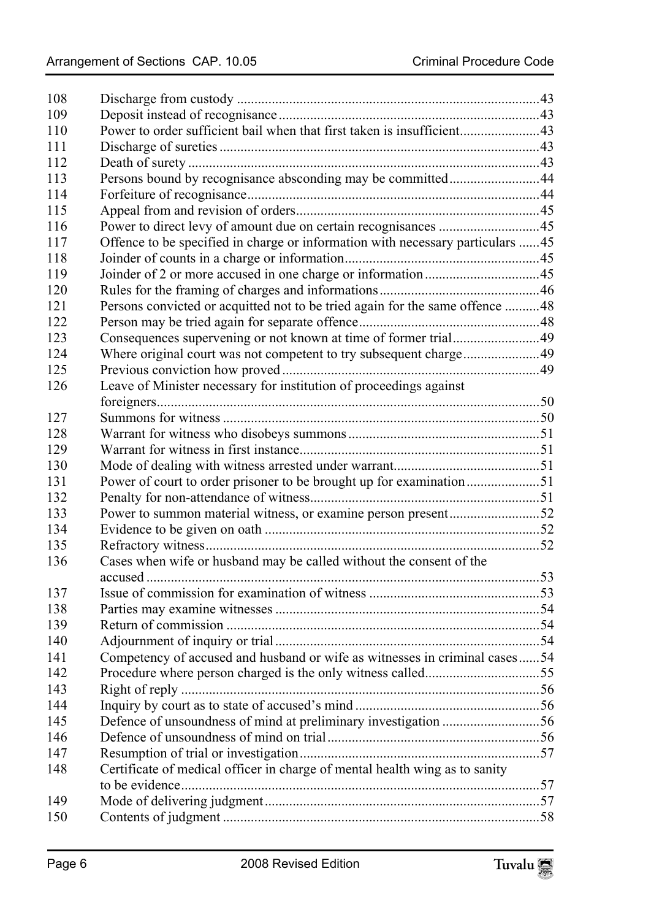| | | |
|---|---|---|
| 108 | Discharge from custody | 43 |
| 109 | Deposit instead of recognisance | 43 |
| 110 | Power to order sufficient bail when that first taken is insufficient | 43 |
| 111 | Discharge of sureties | 43 |
| 112 | Death of surety | 43 |
| 113 | Persons bound by recognisance absconding may be committed | 44 |
| 114 | Forfeiture of recognisance | 44 |
| 115 | Appeal from and revision of orders | 45 |
| 116 | Power to direct levy of amount due on certain recognisances | 45 |
| 117 | Offence to be specified in charge or information with necessary particulars | 45 |
| 118 | Joinder of counts in a charge or information | 45 |
| 119 | Joinder of 2 or more accused in one charge or information | 45 |
| 120 | Rules for the framing of charges and informations | 46 |
| 121 | Persons convicted or acquitted not to be tried again for the same offence | 48 |
| 122 | Person may be tried again for separate offence | 48 |
| 123 | Consequences supervening or not known at time of former trial | 49 |
| 124 | Where original court was not competent to try subsequent charge | 49 |
| 125 | Previous conviction how proved | 49 |
| 126 | Leave of Minister necessary for institution of proceedings against foreigners | 50 |
| 127 | Summons for witness | 50 |
| 128 | Warrant for witness who disobeys summons | 51 |
| 129 | Warrant for witness in first instance | 51 |
| 130 | Mode of dealing with witness arrested under warrant | 51 |
| 131 | Power of court to order prisoner to be brought up for examination | 51 |
| 132 | Penalty for non-attendance of witness | 51 |
| 133 | Power to summon material witness, or examine person present | 52 |
| 134 | Evidence to be given on oath | 52 |
| 135 | Refractory witness | 52 |
| 136 | Cases when wife or husband may be called without the consent of the accused | 53 |
| 137 | Issue of commission for examination of witness | 53 |
| 138 | Parties may examine witnesses | 54 |
| 139 | Return of commission | 54 |
| 140 | Adjournment of inquiry or trial | 54 |
| 141 | Competency of accused and husband or wife as witnesses in criminal cases | 54 |
| 142 | Procedure where person charged is the only witness called | 55 |
| 143 | Right of reply | 56 |
| 144 | Inquiry by court as to state of accused's mind | 56 |
| 145 | Defence of unsoundness of mind at preliminary investigation | 56 |
| 146 | Defence of unsoundness of mind on trial | 56 |
| 147 | Resumption of trial or investigation | 57 |
| 148 | Certificate of medical officer in charge of mental health wing as to sanity to be evidence | 57 |
| 149 | Mode of delivering judgment | 57 |
| 150 | Contents of judgment | 58 |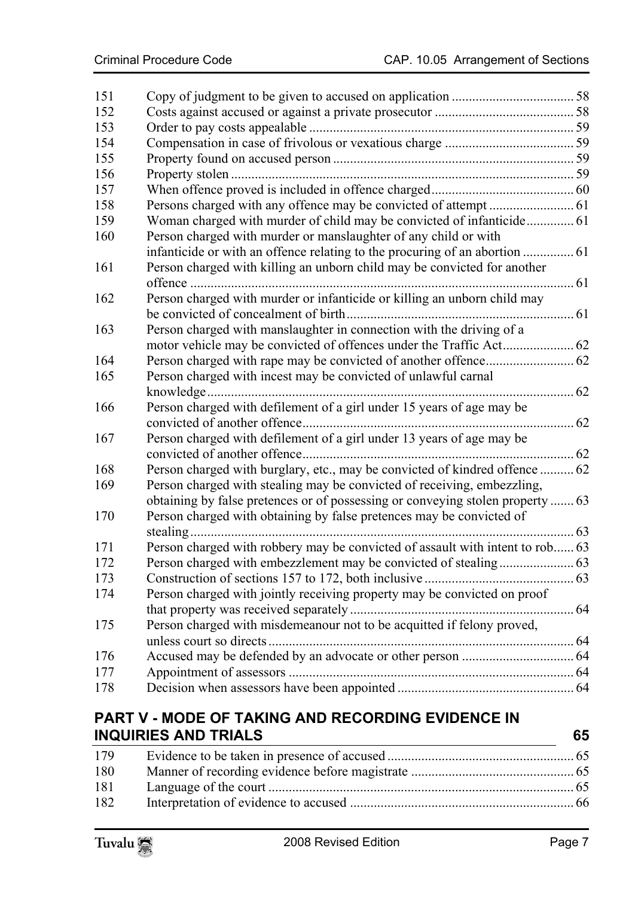| | | |
|---|---|---|
| 151 | Copy of judgment to be given to accused on application | 58 |
| 152 | Costs against accused or against a private prosecutor | 58 |
| 153 | Order to pay costs appealable | 59 |
| 154 | Compensation in case of frivolous or vexatious charge | 59 |
| 155 | Property found on accused person | 59 |
| 156 | Property stolen | 59 |
| 157 | When offence proved is included in offence charged | 60 |
| 158 | Persons charged with any offence may be convicted of attempt | 61 |
| 159 | Woman charged with murder of child may be convicted of infanticide | 61 |
| 160 | Person charged with murder or manslaughter of any child or with infanticide or with an offence relating to the procuring of an abortion | 61 |
| 161 | Person charged with killing an unborn child may be convicted for another offence | 61 |
| 162 | Person charged with murder or infanticide or killing an unborn child may be convicted of concealment of birth | 61 |
| 163 | Person charged with manslaughter in connection with the driving of a motor vehicle may be convicted of offences under the Traffic Act | 62 |
| 164 | Person charged with rape may be convicted of another offence | 62 |
| 165 | Person charged with incest may be convicted of unlawful carnal knowledge | 62 |
| 166 | Person charged with defilement of a girl under 15 years of age may be convicted of another offence | 62 |
| 167 | Person charged with defilement of a girl under 13 years of age may be convicted of another offence | 62 |
| 168 | Person charged with burglary, etc., may be convicted of kindred offence | 62 |
| 169 | Person charged with stealing may be convicted of receiving, embezzling, obtaining by false pretences or of possessing or conveying stolen property | 63 |
| 170 | Person charged with obtaining by false pretences may be convicted of stealing | 63 |
| 171 | Person charged with robbery may be convicted of assault with intent to rob | 63 |
| 172 | Person charged with embezzlement may be convicted of stealing | 63 |
| 173 | Construction of sections 157 to 172, both inclusive | 63 |
| 174 | Person charged with jointly receiving property may be convicted on proof that property was received separately | 64 |
| 175 | Person charged with misdemeanour not to be acquitted if felony proved, unless court so directs | 64 |
| 176 | Accused may be defended by an advocate or other person | 64 |
| 177 | Appointment of assessors | 64 |
| 178 | Decision when assessors have been appointed | 64 |

## PART V - MODE OF TAKING AND RECORDING EVIDENCE IN INQUIRIES AND TRIALS 65

| | | |
|---|---|---|
| 179 | Evidence to be taken in presence of accused | 65 |
| 180 | Manner of recording evidence before magistrate | 65 |
| 181 | Language of the court | 65 |
| 182 | Interpretation of evidence to accused | 66 |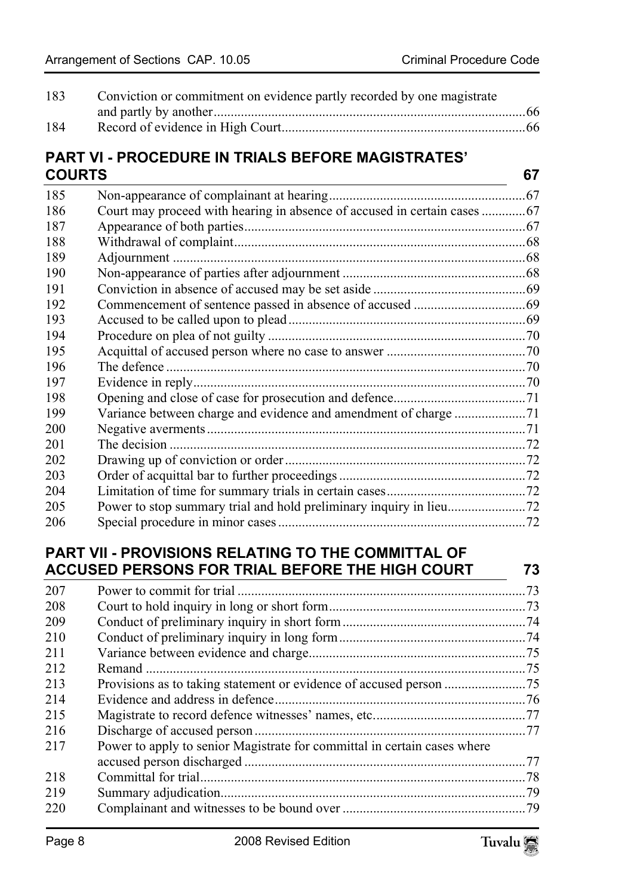| | | |
|---|---|---|
| 183 | Conviction or commitment on evidence partly recorded by one magistrate and partly by another | 66 |
| 184 | Record of evidence in High Court | 66 |

## PART VI - PROCEDURE IN TRIALS BEFORE MAGISTRATES' COURTS — 67

| | | |
|---|---|---|
| 185 | Non-appearance of complainant at hearing | 67 |
| 186 | Court may proceed with hearing in absence of accused in certain cases | 67 |
| 187 | Appearance of both parties | 67 |
| 188 | Withdrawal of complaint | 68 |
| 189 | Adjournment | 68 |
| 190 | Non-appearance of parties after adjournment | 68 |
| 191 | Conviction in absence of accused may be set aside | 69 |
| 192 | Commencement of sentence passed in absence of accused | 69 |
| 193 | Accused to be called upon to plead | 69 |
| 194 | Procedure on plea of not guilty | 70 |
| 195 | Acquittal of accused person where no case to answer | 70 |
| 196 | The defence | 70 |
| 197 | Evidence in reply | 70 |
| 198 | Opening and close of case for prosecution and defence | 71 |
| 199 | Variance between charge and evidence and amendment of charge | 71 |
| 200 | Negative averments | 71 |
| 201 | The decision | 72 |
| 202 | Drawing up of conviction or order | 72 |
| 203 | Order of acquittal bar to further proceedings | 72 |
| 204 | Limitation of time for summary trials in certain cases | 72 |
| 205 | Power to stop summary trial and hold preliminary inquiry in lieu | 72 |
| 206 | Special procedure in minor cases | 72 |

## PART VII - PROVISIONS RELATING TO THE COMMITTAL OF ACCUSED PERSONS FOR TRIAL BEFORE THE HIGH COURT — 73

| | | |
|---|---|---|
| 207 | Power to commit for trial | 73 |
| 208 | Court to hold inquiry in long or short form | 73 |
| 209 | Conduct of preliminary inquiry in short form | 74 |
| 210 | Conduct of preliminary inquiry in long form | 74 |
| 211 | Variance between evidence and charge | 75 |
| 212 | Remand | 75 |
| 213 | Provisions as to taking statement or evidence of accused person | 75 |
| 214 | Evidence and address in defence | 76 |
| 215 | Magistrate to record defence witnesses' names, etc. | 77 |
| 216 | Discharge of accused person | 77 |
| 217 | Power to apply to senior Magistrate for committal in certain cases where accused person discharged | 77 |
| 218 | Committal for trial | 78 |
| 219 | Summary adjudication | 79 |
| 220 | Complainant and witnesses to be bound over | 79 |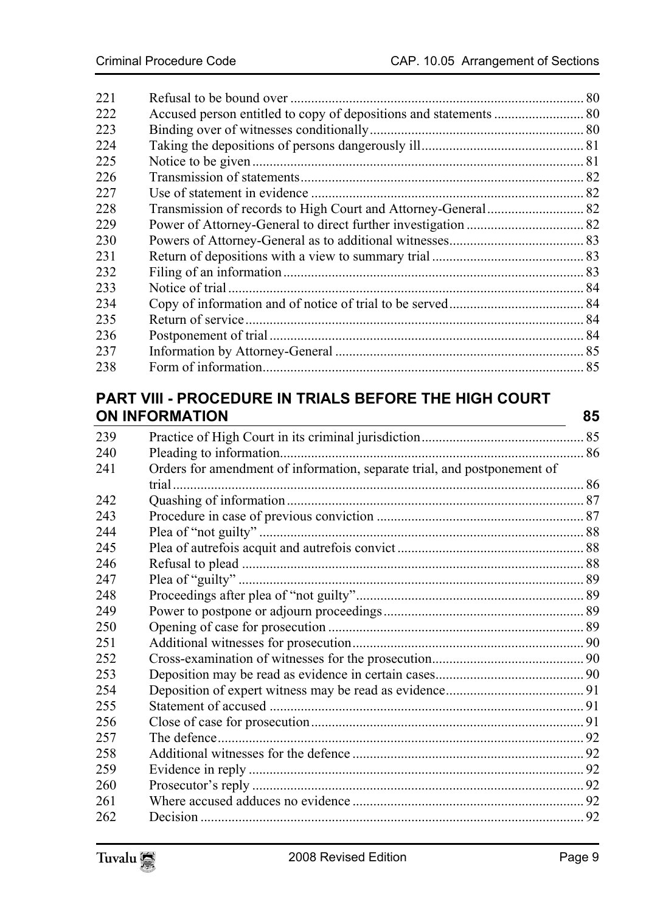| | | |
|---|---|---|
| 221 | Refusal to be bound over | 80 |
| 222 | Accused person entitled to copy of depositions and statements | 80 |
| 223 | Binding over of witnesses conditionally | 80 |
| 224 | Taking the depositions of persons dangerously ill | 81 |
| 225 | Notice to be given | 81 |
| 226 | Transmission of statements | 82 |
| 227 | Use of statement in evidence | 82 |
| 228 | Transmission of records to High Court and Attorney-General | 82 |
| 229 | Power of Attorney-General to direct further investigation | 82 |
| 230 | Powers of Attorney-General as to additional witnesses | 83 |
| 231 | Return of depositions with a view to summary trial | 83 |
| 232 | Filing of an information | 83 |
| 233 | Notice of trial | 84 |
| 234 | Copy of information and of notice of trial to be served | 84 |
| 235 | Return of service | 84 |
| 236 | Postponement of trial | 84 |
| 237 | Information by Attorney-General | 85 |
| 238 | Form of information | 85 |

## PART VIII - PROCEDURE IN TRIALS BEFORE THE HIGH COURT ON INFORMATION 85

| | | |
|---|---|---|
| 239 | Practice of High Court in its criminal jurisdiction | 85 |
| 240 | Pleading to information | 86 |
| 241 | Orders for amendment of information, separate trial, and postponement of trial | 86 |
| 242 | Quashing of information | 87 |
| 243 | Procedure in case of previous conviction | 87 |
| 244 | Plea of "not guilty" | 88 |
| 245 | Plea of autrefois acquit and autrefois convict | 88 |
| 246 | Refusal to plead | 88 |
| 247 | Plea of "guilty" | 89 |
| 248 | Proceedings after plea of "not guilty" | 89 |
| 249 | Power to postpone or adjourn proceedings | 89 |
| 250 | Opening of case for prosecution | 89 |
| 251 | Additional witnesses for prosecution | 90 |
| 252 | Cross-examination of witnesses for the prosecution | 90 |
| 253 | Deposition may be read as evidence in certain cases | 90 |
| 254 | Deposition of expert witness may be read as evidence | 91 |
| 255 | Statement of accused | 91 |
| 256 | Close of case for prosecution | 91 |
| 257 | The defence | 92 |
| 258 | Additional witnesses for the defence | 92 |
| 259 | Evidence in reply | 92 |
| 260 | Prosecutor's reply | 92 |
| 261 | Where accused adduces no evidence | 92 |
| 262 | Decision | 92 |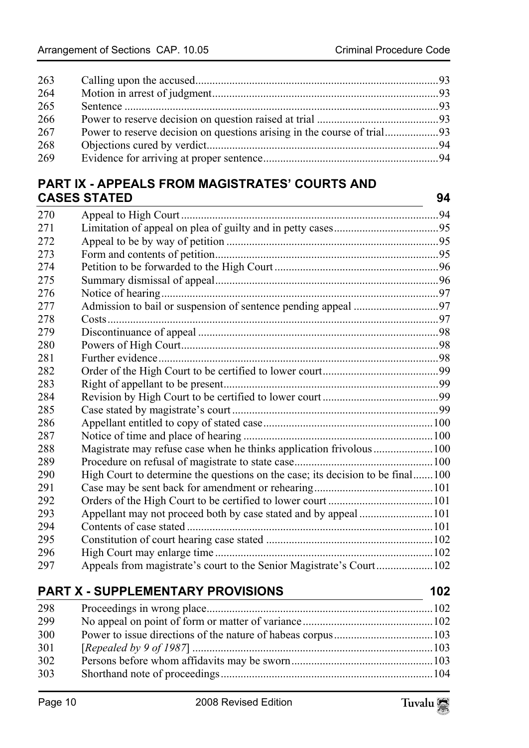| | | |
|---|---|---|
| 263 | Calling upon the accused | 93 |
| 264 | Motion in arrest of judgment | 93 |
| 265 | Sentence | 93 |
| 266 | Power to reserve decision on question raised at trial | 93 |
| 267 | Power to reserve decision on questions arising in the course of trial | 93 |
| 268 | Objections cured by verdict | 94 |
| 269 | Evidence for arriving at proper sentence | 94 |

## PART IX - APPEALS FROM MAGISTRATES' COURTS AND CASES STATED — 94

| | | |
|---|---|---|
| 270 | Appeal to High Court | 94 |
| 271 | Limitation of appeal on plea of guilty and in petty cases | 95 |
| 272 | Appeal to be by way of petition | 95 |
| 273 | Form and contents of petition | 95 |
| 274 | Petition to be forwarded to the High Court | 96 |
| 275 | Summary dismissal of appeal | 96 |
| 276 | Notice of hearing | 97 |
| 277 | Admission to bail or suspension of sentence pending appeal | 97 |
| 278 | Costs | 97 |
| 279 | Discontinuance of appeal | 98 |
| 280 | Powers of High Court | 98 |
| 281 | Further evidence | 98 |
| 282 | Order of the High Court to be certified to lower court | 99 |
| 283 | Right of appellant to be present | 99 |
| 284 | Revision by High Court to be certified to lower court | 99 |
| 285 | Case stated by magistrate's court | 99 |
| 286 | Appellant entitled to copy of stated case | 100 |
| 287 | Notice of time and place of hearing | 100 |
| 288 | Magistrate may refuse case when he thinks application frivolous | 100 |
| 289 | Procedure on refusal of magistrate to state case | 100 |
| 290 | High Court to determine the questions on the case; its decision to be final | 100 |
| 291 | Case may be sent back for amendment or rehearing | 101 |
| 292 | Orders of the High Court to be certified to lower court | 101 |
| 293 | Appellant may not proceed both by case stated and by appeal | 101 |
| 294 | Contents of case stated | 101 |
| 295 | Constitution of court hearing case stated | 102 |
| 296 | High Court may enlarge time | 102 |
| 297 | Appeals from magistrate's court to the Senior Magistrate's Court | 102 |

## PART X - SUPPLEMENTARY PROVISIONS — 102

| | | |
|---|---|---|
| 298 | Proceedings in wrong place | 102 |
| 299 | No appeal on point of form or matter of variance | 102 |
| 300 | Power to issue directions of the nature of habeas corpus | 103 |
| 301 | [*Repealed by 9 of 1987*] | 103 |
| 302 | Persons before whom affidavits may be sworn | 103 |
| 303 | Shorthand note of proceedings | 104 |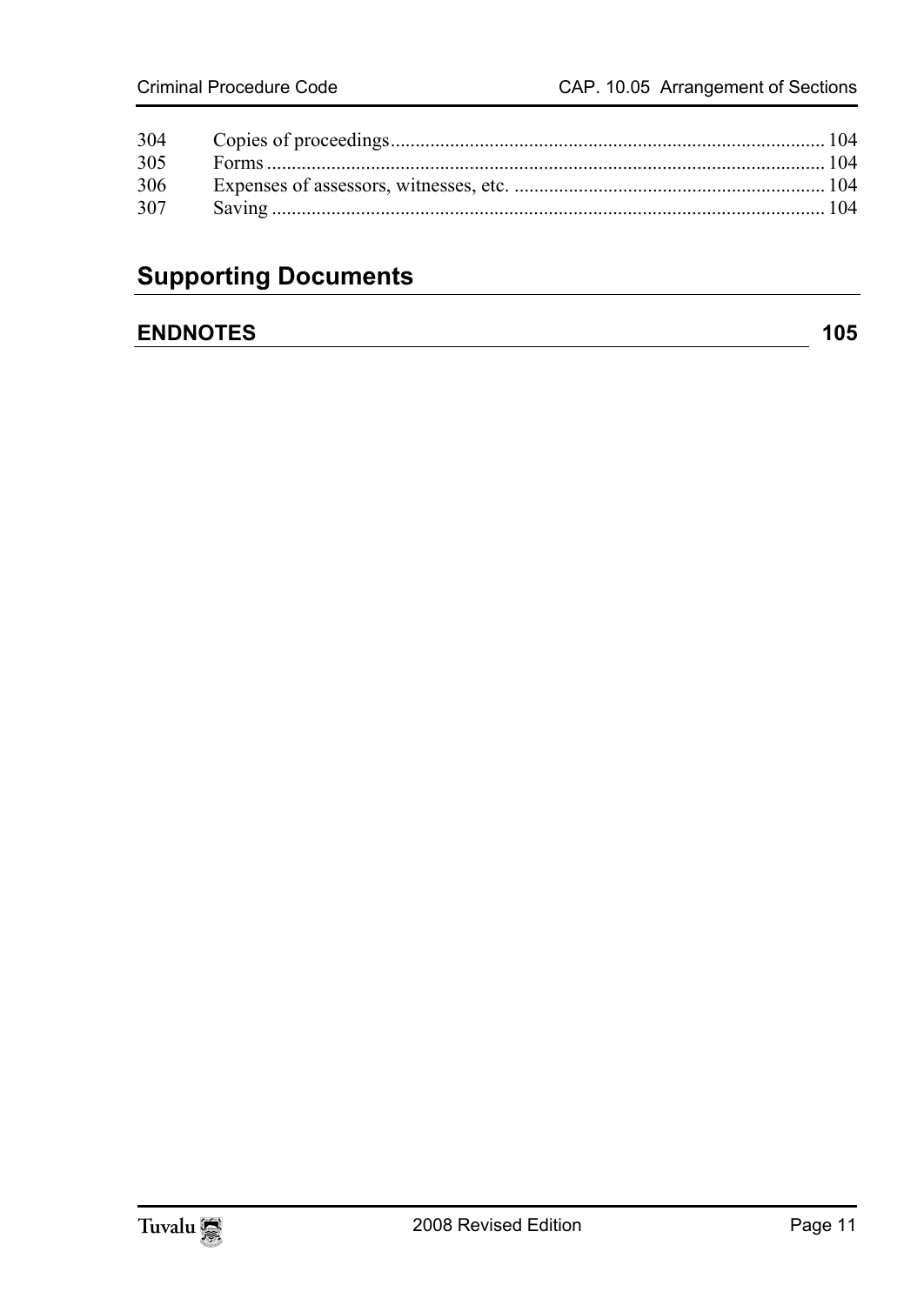| | | |
|---|---|---|
| 304 | Copies of proceedings | 104 |
| 305 | Forms | 104 |
| 306 | Expenses of assessors, witnesses, etc. | 104 |
| 307 | Saving | 104 |

## Supporting Documents

**ENDNOTES** **105**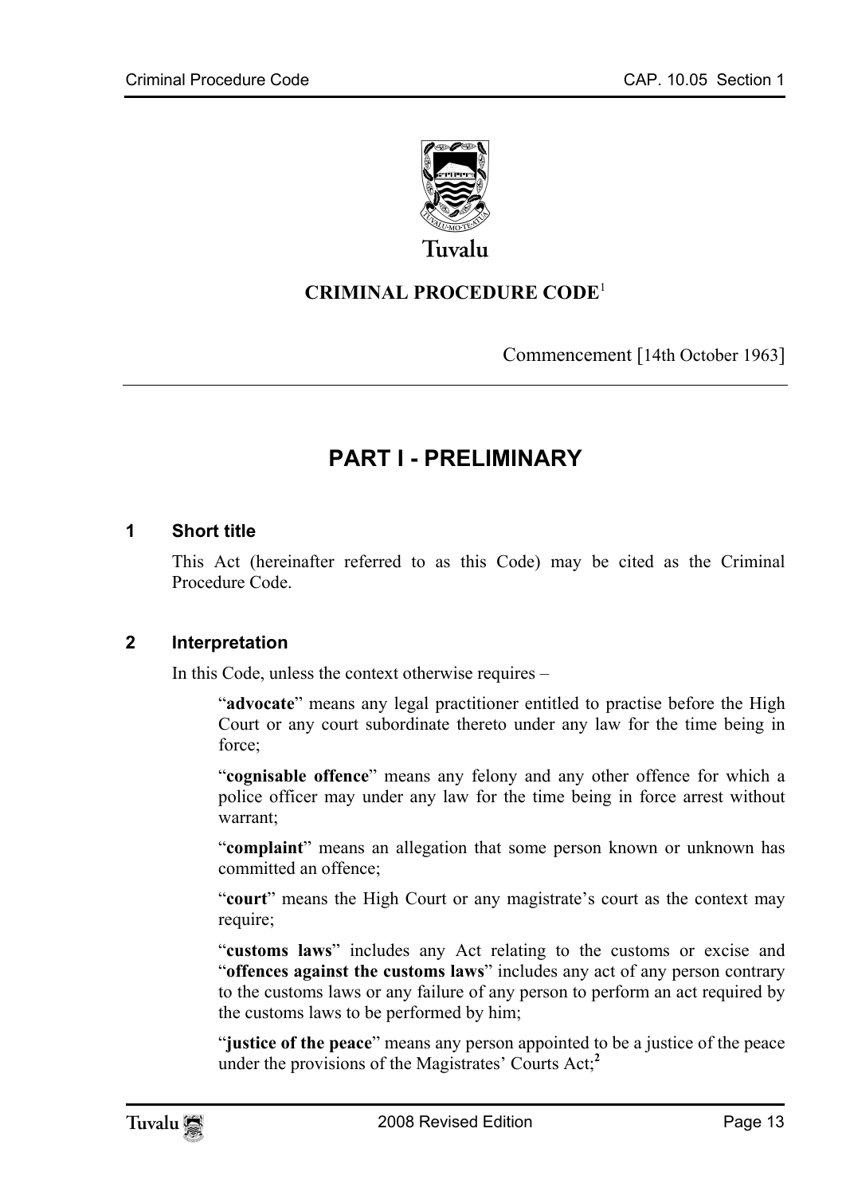Tuvalu

# CRIMINAL PROCEDURE CODE[1]

Commencement [14th October 1963]

## PART I - PRELIMINARY

### 1 Short title

This Act (hereinafter referred to as this Code) may be cited as the Criminal Procedure Code.

### 2 Interpretation

In this Code, unless the context otherwise requires –

"**advocate**" means any legal practitioner entitled to practise before the High Court or any court subordinate thereto under any law for the time being in force;

"**cognisable offence**" means any felony and any other offence for which a police officer may under any law for the time being in force arrest without warrant;

"**complaint**" means an allegation that some person known or unknown has committed an offence;

"**court**" means the High Court or any magistrate's court as the context may require;

"**customs laws**" includes any Act relating to the customs or excise and "**offences against the customs laws**" includes any act of any person contrary to the customs laws or any failure of any person to perform an act required by the customs laws to be performed by him;

"**justice of the peace**" means any person appointed to be a justice of the peace under the provisions of the Magistrates' Courts Act;[2]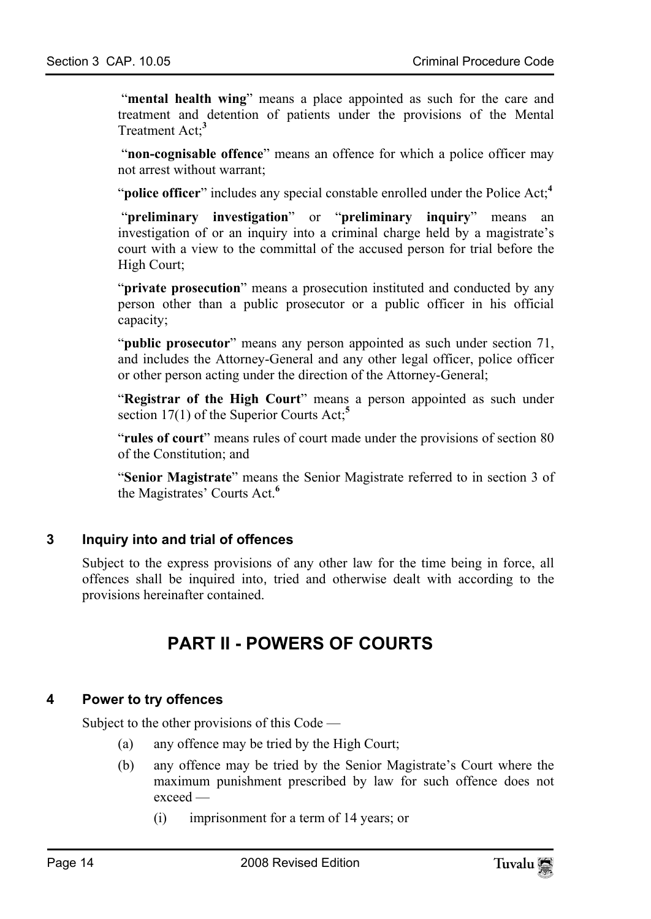"**mental health wing**" means a place appointed as such for the care and treatment and detention of patients under the provisions of the Mental Treatment Act;[3]

"**non-cognisable offence**" means an offence for which a police officer may not arrest without warrant;

"**police officer**" includes any special constable enrolled under the Police Act;[4]

"**preliminary investigation**" or "**preliminary inquiry**" means an investigation of or an inquiry into a criminal charge held by a magistrate's court with a view to the committal of the accused person for trial before the High Court;

"**private prosecution**" means a prosecution instituted and conducted by any person other than a public prosecutor or a public officer in his official capacity;

"**public prosecutor**" means any person appointed as such under section 71, and includes the Attorney-General and any other legal officer, police officer or other person acting under the direction of the Attorney-General;

"**Registrar of the High Court**" means a person appointed as such under section 17(1) of the Superior Courts Act;[5]

"**rules of court**" means rules of court made under the provisions of section 80 of the Constitution; and

"**Senior Magistrate**" means the Senior Magistrate referred to in section 3 of the Magistrates' Courts Act.[6]

### 3 Inquiry into and trial of offences

Subject to the express provisions of any other law for the time being in force, all offences shall be inquired into, tried and otherwise dealt with according to the provisions hereinafter contained.

## PART II - POWERS OF COURTS

### 4 Power to try offences

Subject to the other provisions of this Code —

(a) any offence may be tried by the High Court;

(b) any offence may be tried by the Senior Magistrate's Court where the maximum punishment prescribed by law for such offence does not exceed —

(i) imprisonment for a term of 14 years; or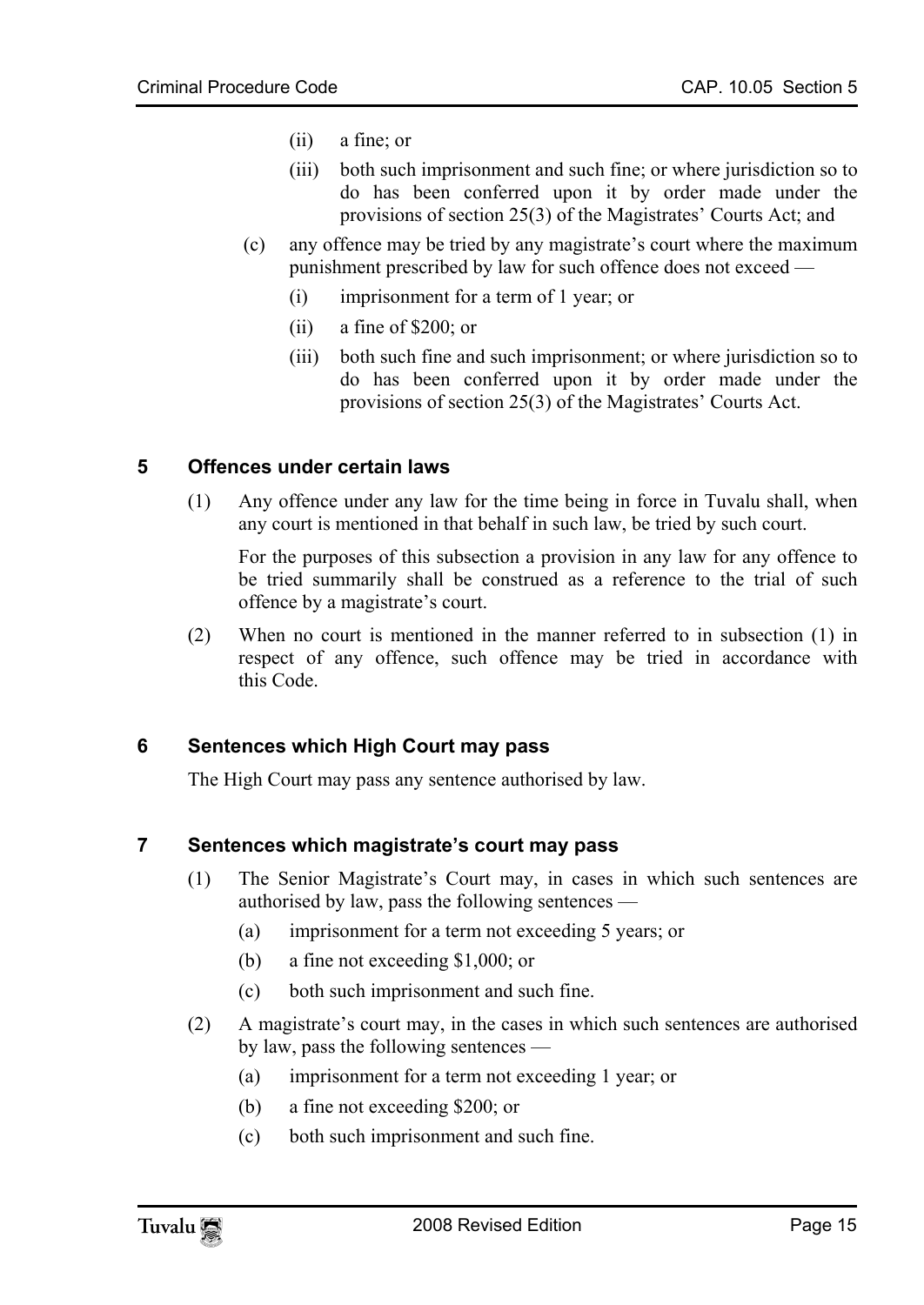(ii) a fine; or

(iii) both such imprisonment and such fine; or where jurisdiction so to do has been conferred upon it by order made under the provisions of section 25(3) of the Magistrates' Courts Act; and

(c) any offence may be tried by any magistrate's court where the maximum punishment prescribed by law for such offence does not exceed —

(i) imprisonment for a term of 1 year; or

(ii) a fine of $200; or

(iii) both such fine and such imprisonment; or where jurisdiction so to do has been conferred upon it by order made under the provisions of section 25(3) of the Magistrates' Courts Act.

## 5 Offences under certain laws

(1) Any offence under any law for the time being in force in Tuvalu shall, when any court is mentioned in that behalf in such law, be tried by such court.

For the purposes of this subsection a provision in any law for any offence to be tried summarily shall be construed as a reference to the trial of such offence by a magistrate's court.

(2) When no court is mentioned in the manner referred to in subsection (1) in respect of any offence, such offence may be tried in accordance with this Code.

## 6 Sentences which High Court may pass

The High Court may pass any sentence authorised by law.

## 7 Sentences which magistrate's court may pass

(1) The Senior Magistrate's Court may, in cases in which such sentences are authorised by law, pass the following sentences —

(a) imprisonment for a term not exceeding 5 years; or

(b) a fine not exceeding $1,000; or

(c) both such imprisonment and such fine.

(2) A magistrate's court may, in the cases in which such sentences are authorised by law, pass the following sentences —

(a) imprisonment for a term not exceeding 1 year; or

(b) a fine not exceeding $200; or

(c) both such imprisonment and such fine.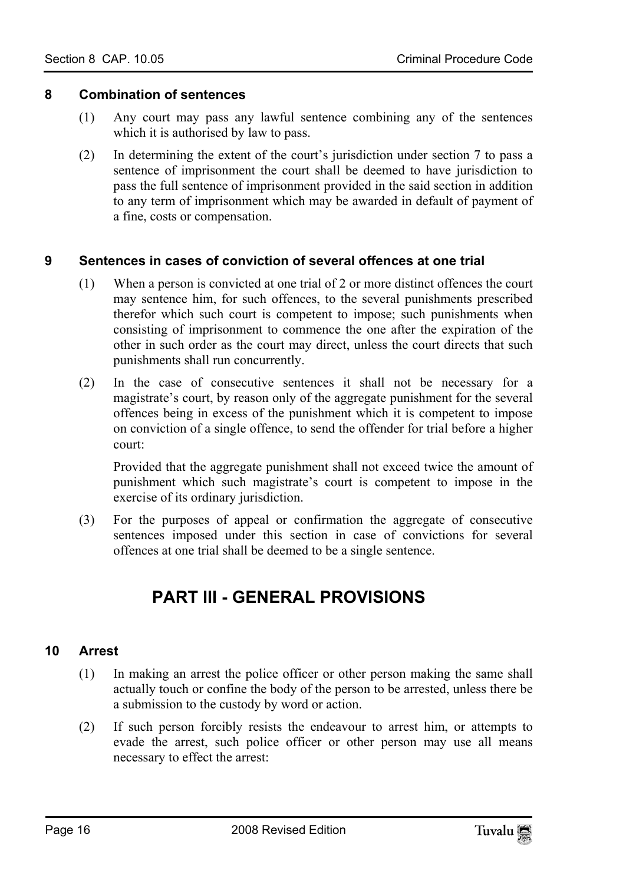### 8 Combination of sentences

(1) Any court may pass any lawful sentence combining any of the sentences which it is authorised by law to pass.

(2) In determining the extent of the court's jurisdiction under section 7 to pass a sentence of imprisonment the court shall be deemed to have jurisdiction to pass the full sentence of imprisonment provided in the said section in addition to any term of imprisonment which may be awarded in default of payment of a fine, costs or compensation.

### 9 Sentences in cases of conviction of several offences at one trial

(1) When a person is convicted at one trial of 2 or more distinct offences the court may sentence him, for such offences, to the several punishments prescribed therefor which such court is competent to impose; such punishments when consisting of imprisonment to commence the one after the expiration of the other in such order as the court may direct, unless the court directs that such punishments shall run concurrently.

(2) In the case of consecutive sentences it shall not be necessary for a magistrate's court, by reason only of the aggregate punishment for the several offences being in excess of the punishment which it is competent to impose on conviction of a single offence, to send the offender for trial before a higher court:

Provided that the aggregate punishment shall not exceed twice the amount of punishment which such magistrate's court is competent to impose in the exercise of its ordinary jurisdiction.

(3) For the purposes of appeal or confirmation the aggregate of consecutive sentences imposed under this section in case of convictions for several offences at one trial shall be deemed to be a single sentence.

## PART III - GENERAL PROVISIONS

### 10 Arrest

(1) In making an arrest the police officer or other person making the same shall actually touch or confine the body of the person to be arrested, unless there be a submission to the custody by word or action.

(2) If such person forcibly resists the endeavour to arrest him, or attempts to evade the arrest, such police officer or other person may use all means necessary to effect the arrest: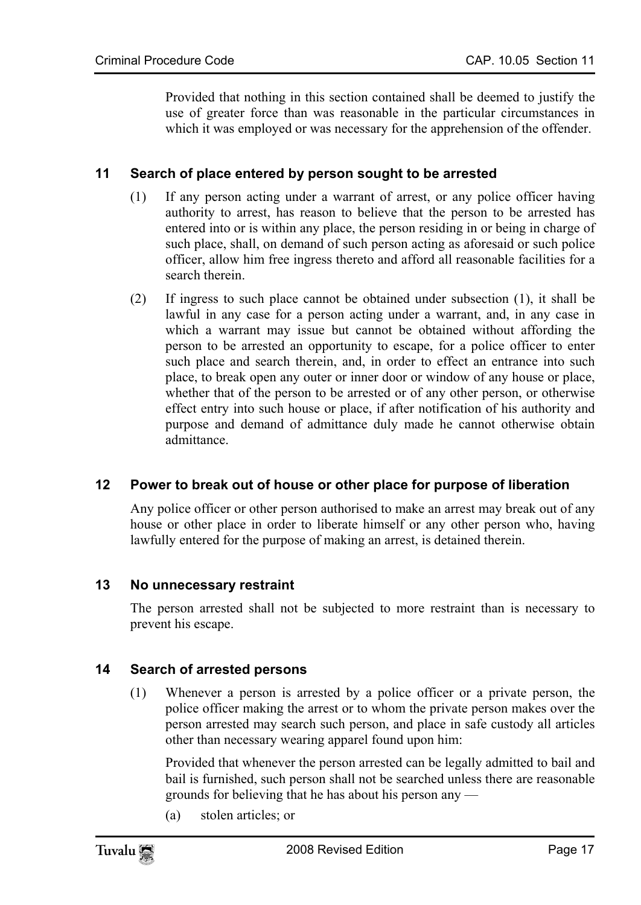Provided that nothing in this section contained shall be deemed to justify the use of greater force than was reasonable in the particular circumstances in which it was employed or was necessary for the apprehension of the offender.

## 11 Search of place entered by person sought to be arrested

(1) If any person acting under a warrant of arrest, or any police officer having authority to arrest, has reason to believe that the person to be arrested has entered into or is within any place, the person residing in or being in charge of such place, shall, on demand of such person acting as aforesaid or such police officer, allow him free ingress thereto and afford all reasonable facilities for a search therein.

(2) If ingress to such place cannot be obtained under subsection (1), it shall be lawful in any case for a person acting under a warrant, and, in any case in which a warrant may issue but cannot be obtained without affording the person to be arrested an opportunity to escape, for a police officer to enter such place and search therein, and, in order to effect an entrance into such place, to break open any outer or inner door or window of any house or place, whether that of the person to be arrested or of any other person, or otherwise effect entry into such house or place, if after notification of his authority and purpose and demand of admittance duly made he cannot otherwise obtain admittance.

## 12 Power to break out of house or other place for purpose of liberation

Any police officer or other person authorised to make an arrest may break out of any house or other place in order to liberate himself or any other person who, having lawfully entered for the purpose of making an arrest, is detained therein.

## 13 No unnecessary restraint

The person arrested shall not be subjected to more restraint than is necessary to prevent his escape.

## 14 Search of arrested persons

(1) Whenever a person is arrested by a police officer or a private person, the police officer making the arrest or to whom the private person makes over the person arrested may search such person, and place in safe custody all articles other than necessary wearing apparel found upon him:

Provided that whenever the person arrested can be legally admitted to bail and bail is furnished, such person shall not be searched unless there are reasonable grounds for believing that he has about his person any —

(a) stolen articles; or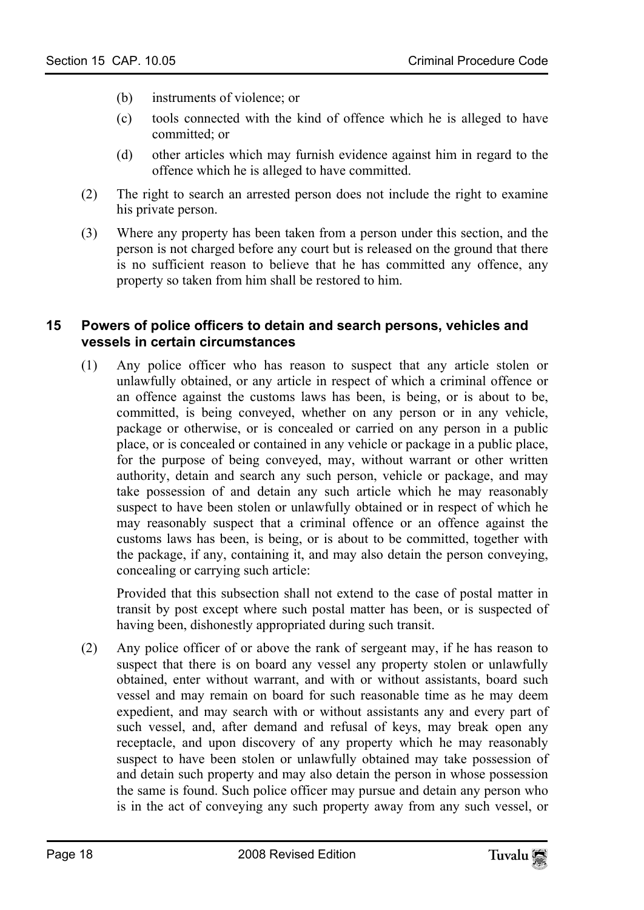(b) instruments of violence; or

(c) tools connected with the kind of offence which he is alleged to have committed; or

(d) other articles which may furnish evidence against him in regard to the offence which he is alleged to have committed.

(2) The right to search an arrested person does not include the right to examine his private person.

(3) Where any property has been taken from a person under this section, and the person is not charged before any court but is released on the ground that there is no sufficient reason to believe that he has committed any offence, any property so taken from him shall be restored to him.

### 15 Powers of police officers to detain and search persons, vehicles and vessels in certain circumstances

(1) Any police officer who has reason to suspect that any article stolen or unlawfully obtained, or any article in respect of which a criminal offence or an offence against the customs laws has been, is being, or is about to be, committed, is being conveyed, whether on any person or in any vehicle, package or otherwise, or is concealed or carried on any person in a public place, or is concealed or contained in any vehicle or package in a public place, for the purpose of being conveyed, may, without warrant or other written authority, detain and search any such person, vehicle or package, and may take possession of and detain any such article which he may reasonably suspect to have been stolen or unlawfully obtained or in respect of which he may reasonably suspect that a criminal offence or an offence against the customs laws has been, is being, or is about to be committed, together with the package, if any, containing it, and may also detain the person conveying, concealing or carrying such article:

Provided that this subsection shall not extend to the case of postal matter in transit by post except where such postal matter has been, or is suspected of having been, dishonestly appropriated during such transit.

(2) Any police officer of or above the rank of sergeant may, if he has reason to suspect that there is on board any vessel any property stolen or unlawfully obtained, enter without warrant, and with or without assistants, board such vessel and may remain on board for such reasonable time as he may deem expedient, and may search with or without assistants any and every part of such vessel, and, after demand and refusal of keys, may break open any receptacle, and upon discovery of any property which he may reasonably suspect to have been stolen or unlawfully obtained may take possession of and detain such property and may also detain the person in whose possession the same is found. Such police officer may pursue and detain any person who is in the act of conveying any such property away from any such vessel, or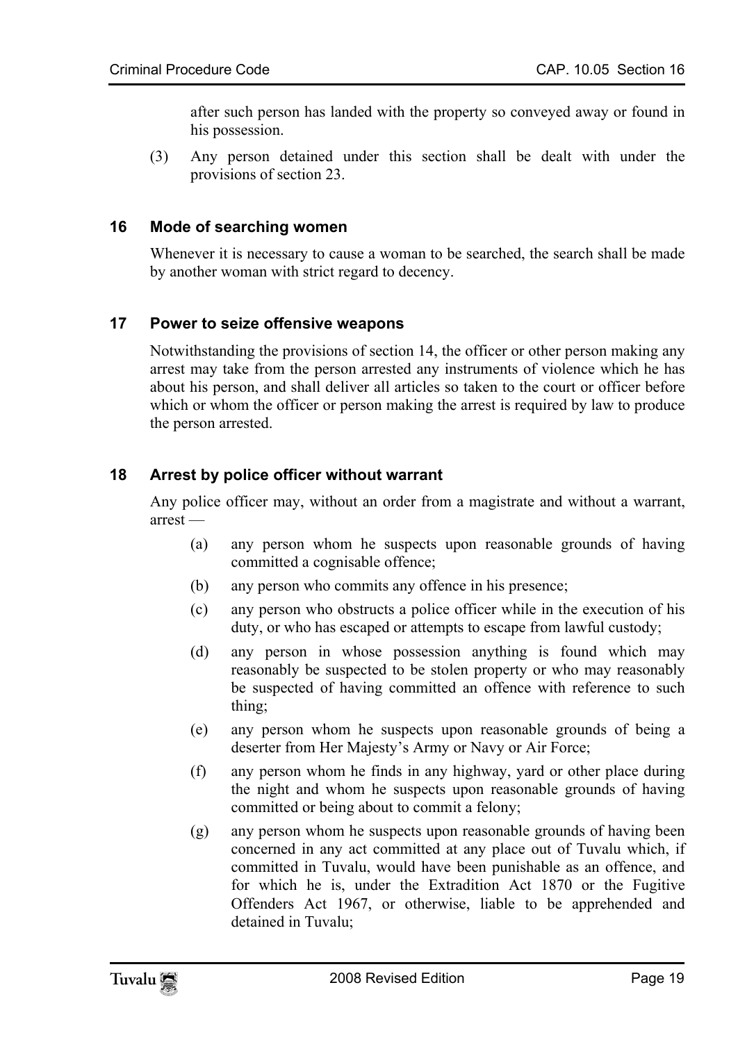after such person has landed with the property so conveyed away or found in his possession.

(3) Any person detained under this section shall be dealt with under the provisions of section 23.

### 16 Mode of searching women

Whenever it is necessary to cause a woman to be searched, the search shall be made by another woman with strict regard to decency.

### 17 Power to seize offensive weapons

Notwithstanding the provisions of section 14, the officer or other person making any arrest may take from the person arrested any instruments of violence which he has about his person, and shall deliver all articles so taken to the court or officer before which or whom the officer or person making the arrest is required by law to produce the person arrested.

### 18 Arrest by police officer without warrant

Any police officer may, without an order from a magistrate and without a warrant, arrest —

(a) any person whom he suspects upon reasonable grounds of having committed a cognisable offence;

(b) any person who commits any offence in his presence;

(c) any person who obstructs a police officer while in the execution of his duty, or who has escaped or attempts to escape from lawful custody;

(d) any person in whose possession anything is found which may reasonably be suspected to be stolen property or who may reasonably be suspected of having committed an offence with reference to such thing;

(e) any person whom he suspects upon reasonable grounds of being a deserter from Her Majesty's Army or Navy or Air Force;

(f) any person whom he finds in any highway, yard or other place during the night and whom he suspects upon reasonable grounds of having committed or being about to commit a felony;

(g) any person whom he suspects upon reasonable grounds of having been concerned in any act committed at any place out of Tuvalu which, if committed in Tuvalu, would have been punishable as an offence, and for which he is, under the Extradition Act 1870 or the Fugitive Offenders Act 1967, or otherwise, liable to be apprehended and detained in Tuvalu;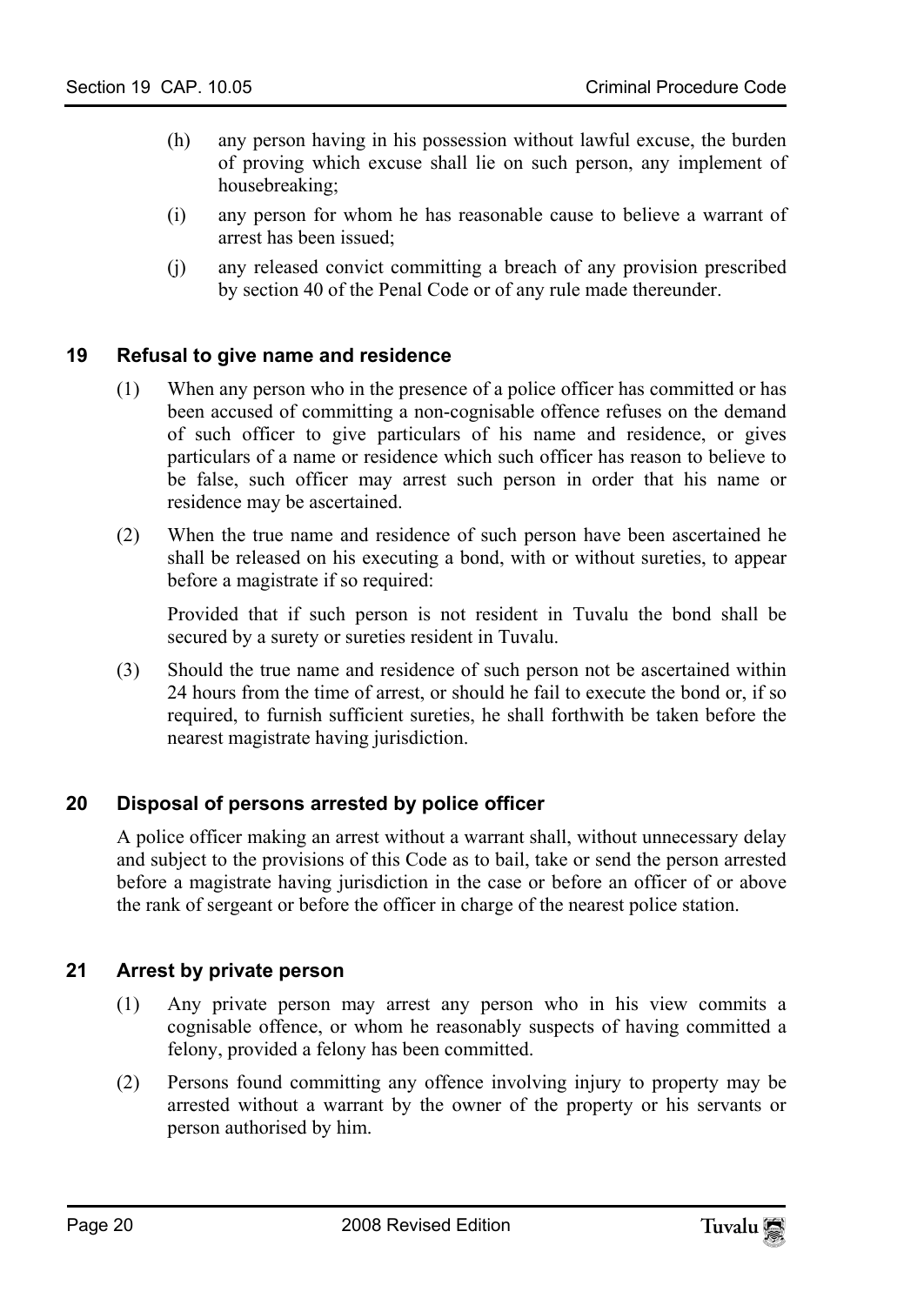(h) any person having in his possession without lawful excuse, the burden of proving which excuse shall lie on such person, any implement of housebreaking;

(i) any person for whom he has reasonable cause to believe a warrant of arrest has been issued;

(j) any released convict committing a breach of any provision prescribed by section 40 of the Penal Code or of any rule made thereunder.

## 19 Refusal to give name and residence

(1) When any person who in the presence of a police officer has committed or has been accused of committing a non-cognisable offence refuses on the demand of such officer to give particulars of his name and residence, or gives particulars of a name or residence which such officer has reason to believe to be false, such officer may arrest such person in order that his name or residence may be ascertained.

(2) When the true name and residence of such person have been ascertained he shall be released on his executing a bond, with or without sureties, to appear before a magistrate if so required:

Provided that if such person is not resident in Tuvalu the bond shall be secured by a surety or sureties resident in Tuvalu.

(3) Should the true name and residence of such person not be ascertained within 24 hours from the time of arrest, or should he fail to execute the bond or, if so required, to furnish sufficient sureties, he shall forthwith be taken before the nearest magistrate having jurisdiction.

## 20 Disposal of persons arrested by police officer

A police officer making an arrest without a warrant shall, without unnecessary delay and subject to the provisions of this Code as to bail, take or send the person arrested before a magistrate having jurisdiction in the case or before an officer of or above the rank of sergeant or before the officer in charge of the nearest police station.

## 21 Arrest by private person

(1) Any private person may arrest any person who in his view commits a cognisable offence, or whom he reasonably suspects of having committed a felony, provided a felony has been committed.

(2) Persons found committing any offence involving injury to property may be arrested without a warrant by the owner of the property or his servants or person authorised by him.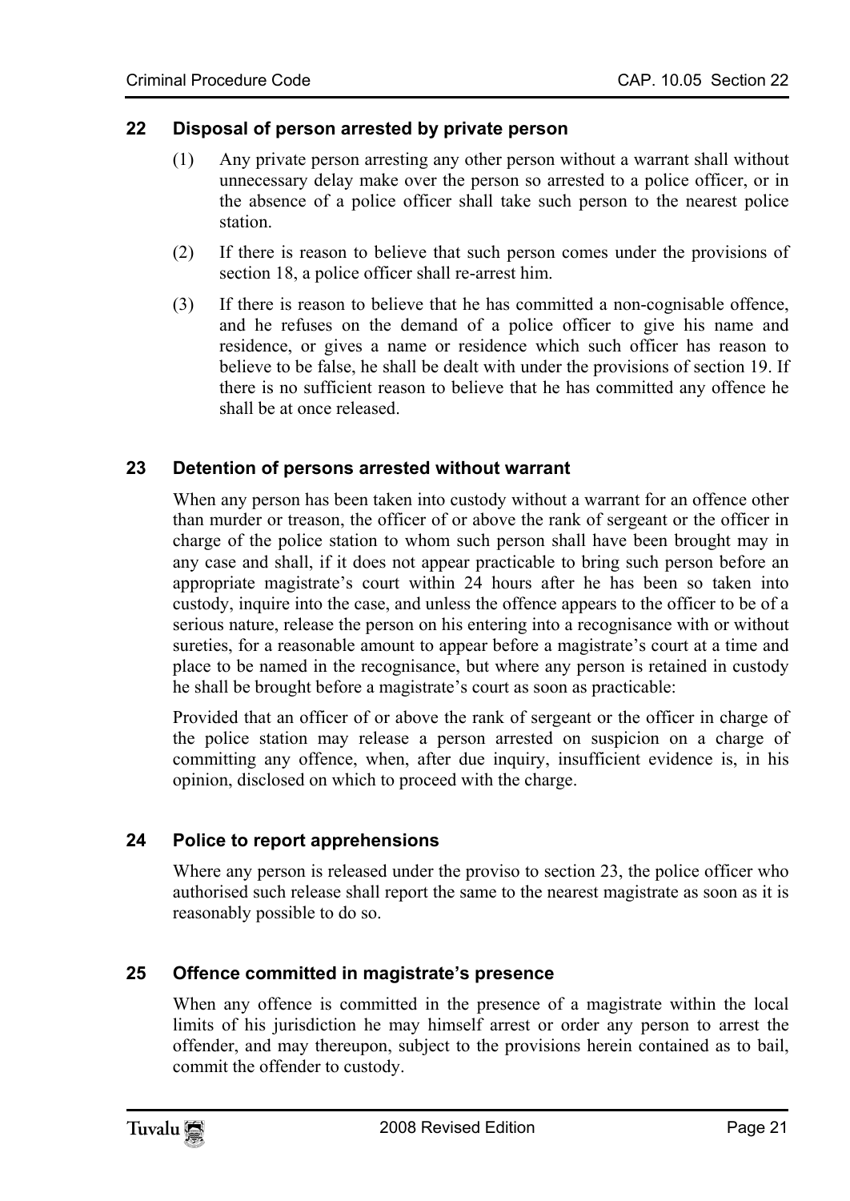## 22 Disposal of person arrested by private person

(1) Any private person arresting any other person without a warrant shall without unnecessary delay make over the person so arrested to a police officer, or in the absence of a police officer shall take such person to the nearest police station.

(2) If there is reason to believe that such person comes under the provisions of section 18, a police officer shall re-arrest him.

(3) If there is reason to believe that he has committed a non-cognisable offence, and he refuses on the demand of a police officer to give his name and residence, or gives a name or residence which such officer has reason to believe to be false, he shall be dealt with under the provisions of section 19. If there is no sufficient reason to believe that he has committed any offence he shall be at once released.

## 23 Detention of persons arrested without warrant

When any person has been taken into custody without a warrant for an offence other than murder or treason, the officer of or above the rank of sergeant or the officer in charge of the police station to whom such person shall have been brought may in any case and shall, if it does not appear practicable to bring such person before an appropriate magistrate's court within 24 hours after he has been so taken into custody, inquire into the case, and unless the offence appears to the officer to be of a serious nature, release the person on his entering into a recognisance with or without sureties, for a reasonable amount to appear before a magistrate's court at a time and place to be named in the recognisance, but where any person is retained in custody he shall be brought before a magistrate's court as soon as practicable:

Provided that an officer of or above the rank of sergeant or the officer in charge of the police station may release a person arrested on suspicion on a charge of committing any offence, when, after due inquiry, insufficient evidence is, in his opinion, disclosed on which to proceed with the charge.

## 24 Police to report apprehensions

Where any person is released under the proviso to section 23, the police officer who authorised such release shall report the same to the nearest magistrate as soon as it is reasonably possible to do so.

## 25 Offence committed in magistrate's presence

When any offence is committed in the presence of a magistrate within the local limits of his jurisdiction he may himself arrest or order any person to arrest the offender, and may thereupon, subject to the provisions herein contained as to bail, commit the offender to custody.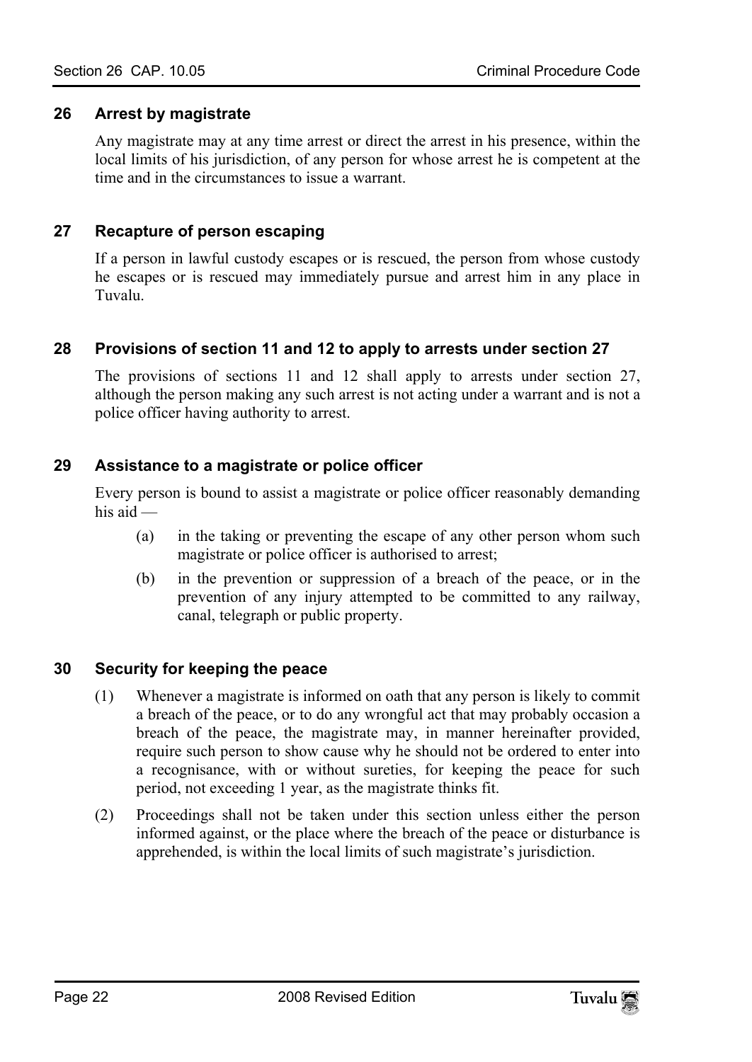### 26 Arrest by magistrate

Any magistrate may at any time arrest or direct the arrest in his presence, within the local limits of his jurisdiction, of any person for whose arrest he is competent at the time and in the circumstances to issue a warrant.

### 27 Recapture of person escaping

If a person in lawful custody escapes or is rescued, the person from whose custody he escapes or is rescued may immediately pursue and arrest him in any place in Tuvalu.

### 28 Provisions of section 11 and 12 to apply to arrests under section 27

The provisions of sections 11 and 12 shall apply to arrests under section 27, although the person making any such arrest is not acting under a warrant and is not a police officer having authority to arrest.

### 29 Assistance to a magistrate or police officer

Every person is bound to assist a magistrate or police officer reasonably demanding his aid —

(a) in the taking or preventing the escape of any other person whom such magistrate or police officer is authorised to arrest;

(b) in the prevention or suppression of a breach of the peace, or in the prevention of any injury attempted to be committed to any railway, canal, telegraph or public property.

### 30 Security for keeping the peace

(1) Whenever a magistrate is informed on oath that any person is likely to commit a breach of the peace, or to do any wrongful act that may probably occasion a breach of the peace, the magistrate may, in manner hereinafter provided, require such person to show cause why he should not be ordered to enter into a recognisance, with or without sureties, for keeping the peace for such period, not exceeding 1 year, as the magistrate thinks fit.

(2) Proceedings shall not be taken under this section unless either the person informed against, or the place where the breach of the peace or disturbance is apprehended, is within the local limits of such magistrate's jurisdiction.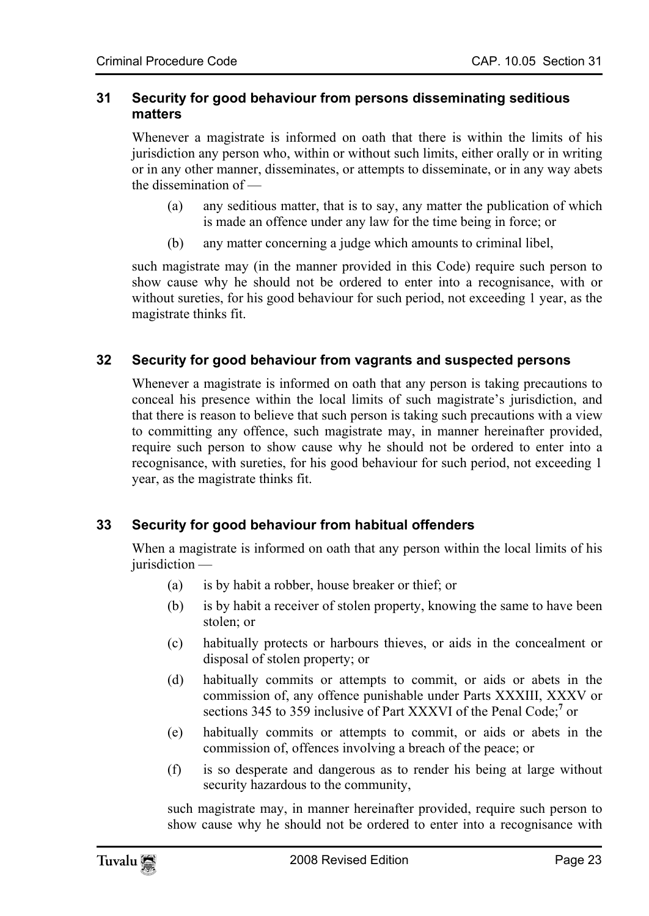## 31 Security for good behaviour from persons disseminating seditious matters

Whenever a magistrate is informed on oath that there is within the limits of his jurisdiction any person who, within or without such limits, either orally or in writing or in any other manner, disseminates, or attempts to disseminate, or in any way abets the dissemination of —

(a) any seditious matter, that is to say, any matter the publication of which is made an offence under any law for the time being in force; or

(b) any matter concerning a judge which amounts to criminal libel,

such magistrate may (in the manner provided in this Code) require such person to show cause why he should not be ordered to enter into a recognisance, with or without sureties, for his good behaviour for such period, not exceeding 1 year, as the magistrate thinks fit.

## 32 Security for good behaviour from vagrants and suspected persons

Whenever a magistrate is informed on oath that any person is taking precautions to conceal his presence within the local limits of such magistrate's jurisdiction, and that there is reason to believe that such person is taking such precautions with a view to committing any offence, such magistrate may, in manner hereinafter provided, require such person to show cause why he should not be ordered to enter into a recognisance, with sureties, for his good behaviour for such period, not exceeding 1 year, as the magistrate thinks fit.

## 33 Security for good behaviour from habitual offenders

When a magistrate is informed on oath that any person within the local limits of his jurisdiction —

(a) is by habit a robber, house breaker or thief; or

(b) is by habit a receiver of stolen property, knowing the same to have been stolen; or

(c) habitually protects or harbours thieves, or aids in the concealment or disposal of stolen property; or

(d) habitually commits or attempts to commit, or aids or abets in the commission of, any offence punishable under Parts XXXIII, XXXV or sections 345 to 359 inclusive of Part XXXVI of the Penal Code;[7] or

(e) habitually commits or attempts to commit, or aids or abets in the commission of, offences involving a breach of the peace; or

(f) is so desperate and dangerous as to render his being at large without security hazardous to the community,

such magistrate may, in manner hereinafter provided, require such person to show cause why he should not be ordered to enter into a recognisance with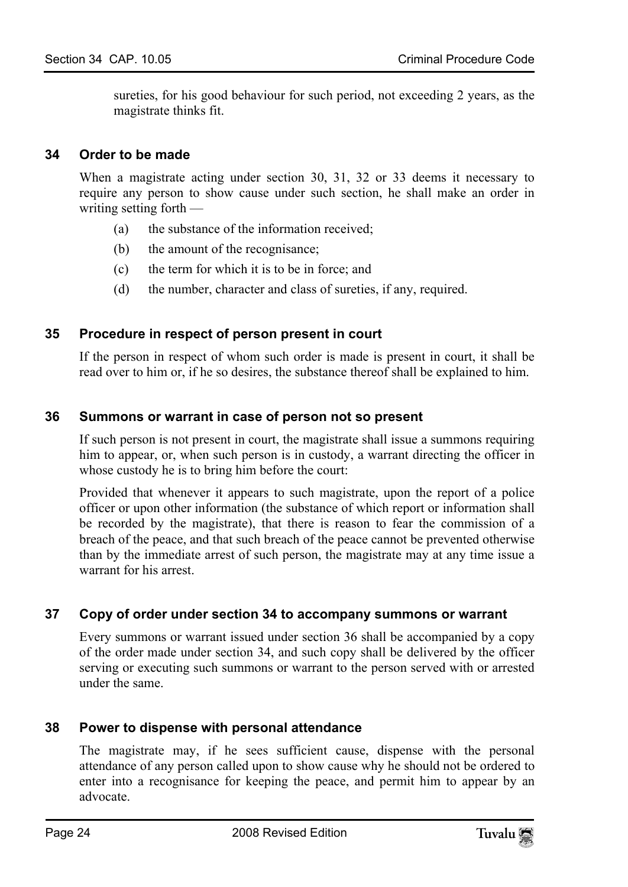sureties, for his good behaviour for such period, not exceeding 2 years, as the magistrate thinks fit.

### 34 Order to be made

When a magistrate acting under section 30, 31, 32 or 33 deems it necessary to require any person to show cause under such section, he shall make an order in writing setting forth —

(a) the substance of the information received;

(b) the amount of the recognisance;

(c) the term for which it is to be in force; and

(d) the number, character and class of sureties, if any, required.

### 35 Procedure in respect of person present in court

If the person in respect of whom such order is made is present in court, it shall be read over to him or, if he so desires, the substance thereof shall be explained to him.

### 36 Summons or warrant in case of person not so present

If such person is not present in court, the magistrate shall issue a summons requiring him to appear, or, when such person is in custody, a warrant directing the officer in whose custody he is to bring him before the court:

Provided that whenever it appears to such magistrate, upon the report of a police officer or upon other information (the substance of which report or information shall be recorded by the magistrate), that there is reason to fear the commission of a breach of the peace, and that such breach of the peace cannot be prevented otherwise than by the immediate arrest of such person, the magistrate may at any time issue a warrant for his arrest.

### 37 Copy of order under section 34 to accompany summons or warrant

Every summons or warrant issued under section 36 shall be accompanied by a copy of the order made under section 34, and such copy shall be delivered by the officer serving or executing such summons or warrant to the person served with or arrested under the same.

### 38 Power to dispense with personal attendance

The magistrate may, if he sees sufficient cause, dispense with the personal attendance of any person called upon to show cause why he should not be ordered to enter into a recognisance for keeping the peace, and permit him to appear by an advocate.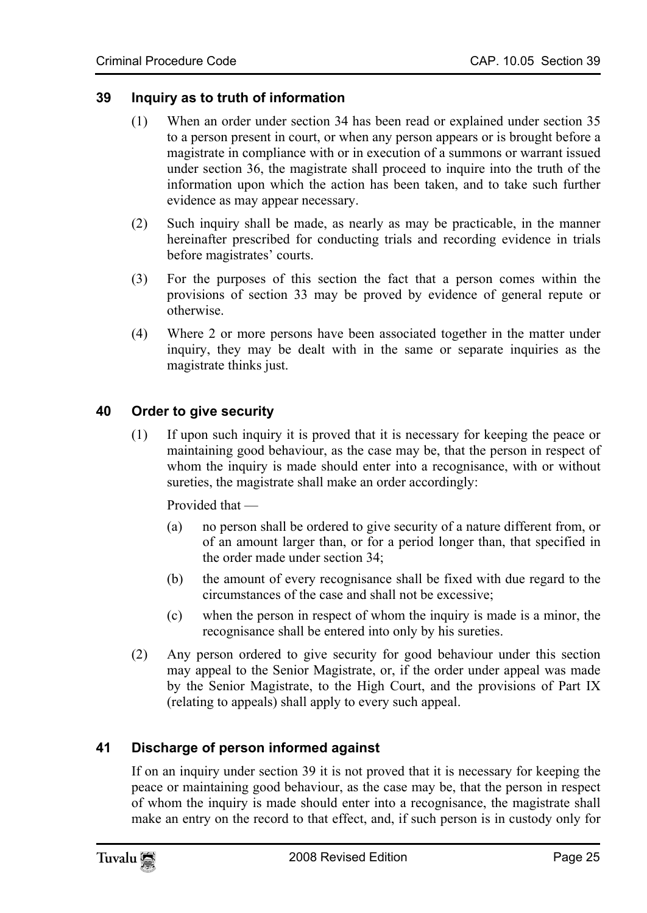### 39 Inquiry as to truth of information

(1) When an order under section 34 has been read or explained under section 35 to a person present in court, or when any person appears or is brought before a magistrate in compliance with or in execution of a summons or warrant issued under section 36, the magistrate shall proceed to inquire into the truth of the information upon which the action has been taken, and to take such further evidence as may appear necessary.

(2) Such inquiry shall be made, as nearly as may be practicable, in the manner hereinafter prescribed for conducting trials and recording evidence in trials before magistrates' courts.

(3) For the purposes of this section the fact that a person comes within the provisions of section 33 may be proved by evidence of general repute or otherwise.

(4) Where 2 or more persons have been associated together in the matter under inquiry, they may be dealt with in the same or separate inquiries as the magistrate thinks just.

### 40 Order to give security

(1) If upon such inquiry it is proved that it is necessary for keeping the peace or maintaining good behaviour, as the case may be, that the person in respect of whom the inquiry is made should enter into a recognisance, with or without sureties, the magistrate shall make an order accordingly:

Provided that —

(a) no person shall be ordered to give security of a nature different from, or of an amount larger than, or for a period longer than, that specified in the order made under section 34;

(b) the amount of every recognisance shall be fixed with due regard to the circumstances of the case and shall not be excessive;

(c) when the person in respect of whom the inquiry is made is a minor, the recognisance shall be entered into only by his sureties.

(2) Any person ordered to give security for good behaviour under this section may appeal to the Senior Magistrate, or, if the order under appeal was made by the Senior Magistrate, to the High Court, and the provisions of Part IX (relating to appeals) shall apply to every such appeal.

### 41 Discharge of person informed against

If on an inquiry under section 39 it is not proved that it is necessary for keeping the peace or maintaining good behaviour, as the case may be, that the person in respect of whom the inquiry is made should enter into a recognisance, the magistrate shall make an entry on the record to that effect, and, if such person is in custody only for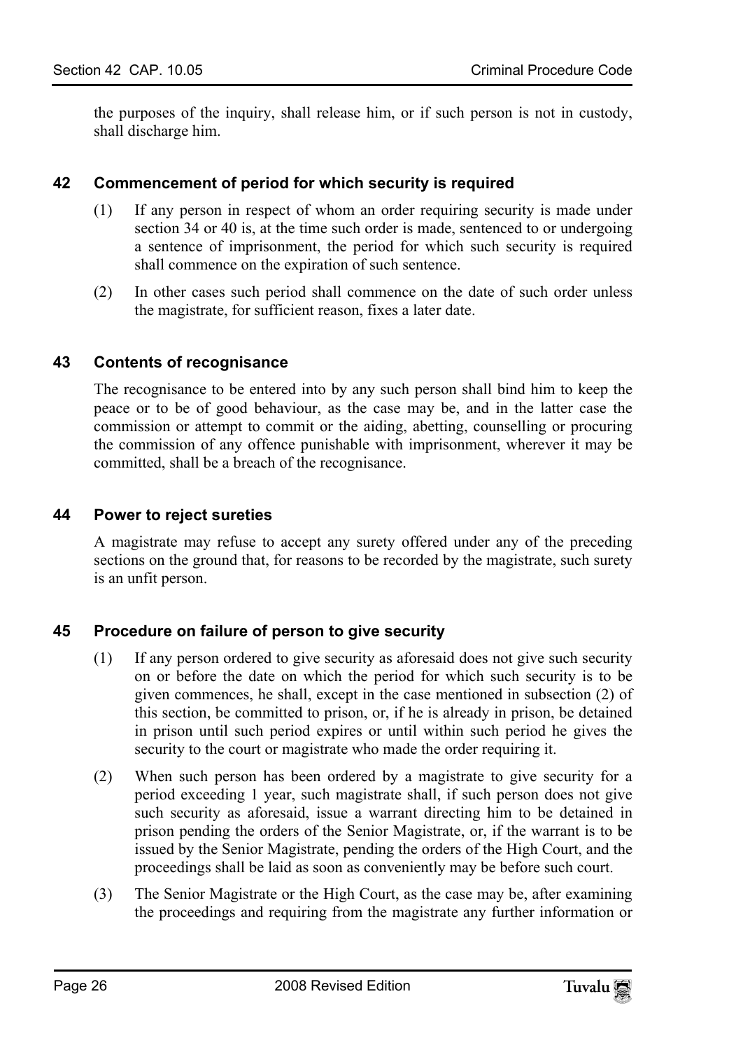the purposes of the inquiry, shall release him, or if such person is not in custody, shall discharge him.

### 42 Commencement of period for which security is required

(1) If any person in respect of whom an order requiring security is made under section 34 or 40 is, at the time such order is made, sentenced to or undergoing a sentence of imprisonment, the period for which such security is required shall commence on the expiration of such sentence.

(2) In other cases such period shall commence on the date of such order unless the magistrate, for sufficient reason, fixes a later date.

### 43 Contents of recognisance

The recognisance to be entered into by any such person shall bind him to keep the peace or to be of good behaviour, as the case may be, and in the latter case the commission or attempt to commit or the aiding, abetting, counselling or procuring the commission of any offence punishable with imprisonment, wherever it may be committed, shall be a breach of the recognisance.

### 44 Power to reject sureties

A magistrate may refuse to accept any surety offered under any of the preceding sections on the ground that, for reasons to be recorded by the magistrate, such surety is an unfit person.

### 45 Procedure on failure of person to give security

(1) If any person ordered to give security as aforesaid does not give such security on or before the date on which the period for which such security is to be given commences, he shall, except in the case mentioned in subsection (2) of this section, be committed to prison, or, if he is already in prison, be detained in prison until such period expires or until within such period he gives the security to the court or magistrate who made the order requiring it.

(2) When such person has been ordered by a magistrate to give security for a period exceeding 1 year, such magistrate shall, if such person does not give such security as aforesaid, issue a warrant directing him to be detained in prison pending the orders of the Senior Magistrate, or, if the warrant is to be issued by the Senior Magistrate, pending the orders of the High Court, and the proceedings shall be laid as soon as conveniently may be before such court.

(3) The Senior Magistrate or the High Court, as the case may be, after examining the proceedings and requiring from the magistrate any further information or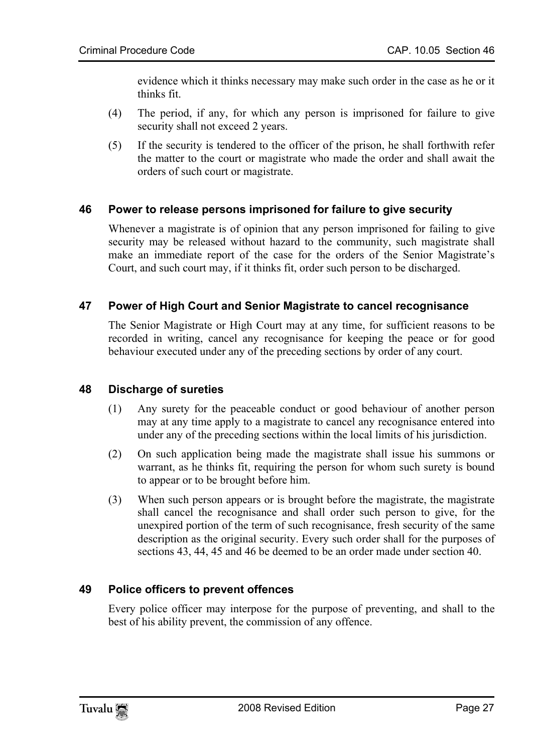evidence which it thinks necessary may make such order in the case as he or it thinks fit.

(4) The period, if any, for which any person is imprisoned for failure to give security shall not exceed 2 years.

(5) If the security is tendered to the officer of the prison, he shall forthwith refer the matter to the court or magistrate who made the order and shall await the orders of such court or magistrate.

### 46 Power to release persons imprisoned for failure to give security

Whenever a magistrate is of opinion that any person imprisoned for failing to give security may be released without hazard to the community, such magistrate shall make an immediate report of the case for the orders of the Senior Magistrate's Court, and such court may, if it thinks fit, order such person to be discharged.

### 47 Power of High Court and Senior Magistrate to cancel recognisance

The Senior Magistrate or High Court may at any time, for sufficient reasons to be recorded in writing, cancel any recognisance for keeping the peace or for good behaviour executed under any of the preceding sections by order of any court.

### 48 Discharge of sureties

(1) Any surety for the peaceable conduct or good behaviour of another person may at any time apply to a magistrate to cancel any recognisance entered into under any of the preceding sections within the local limits of his jurisdiction.

(2) On such application being made the magistrate shall issue his summons or warrant, as he thinks fit, requiring the person for whom such surety is bound to appear or to be brought before him.

(3) When such person appears or is brought before the magistrate, the magistrate shall cancel the recognisance and shall order such person to give, for the unexpired portion of the term of such recognisance, fresh security of the same description as the original security. Every such order shall for the purposes of sections 43, 44, 45 and 46 be deemed to be an order made under section 40.

### 49 Police officers to prevent offences

Every police officer may interpose for the purpose of preventing, and shall to the best of his ability prevent, the commission of any offence.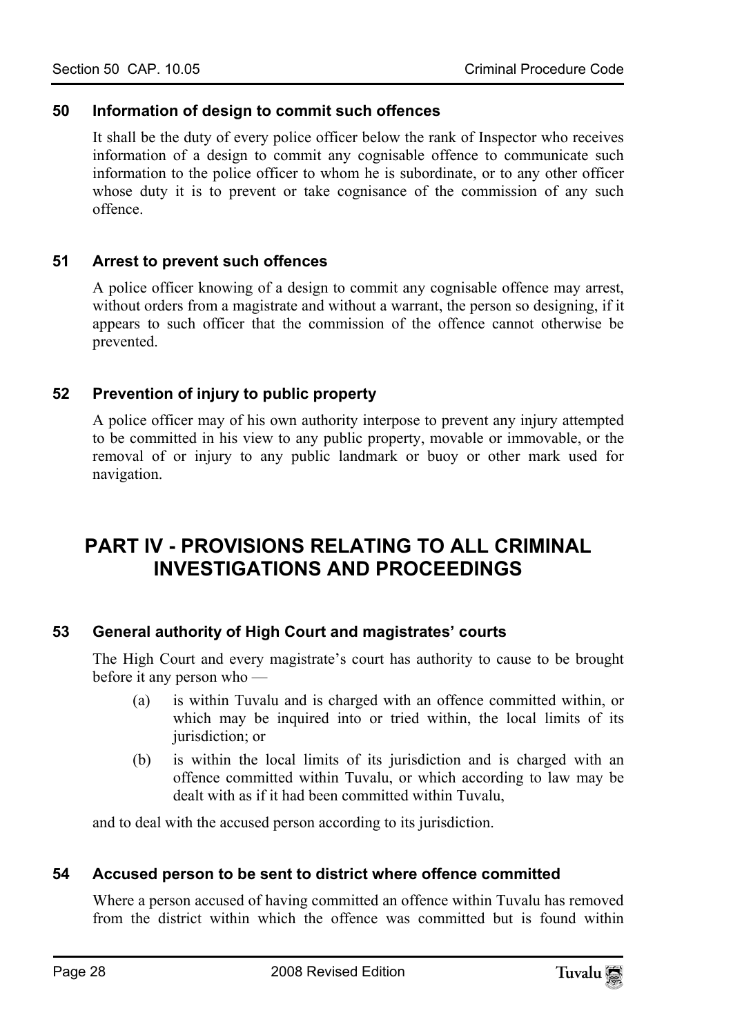### 50 Information of design to commit such offences

It shall be the duty of every police officer below the rank of Inspector who receives information of a design to commit any cognisable offence to communicate such information to the police officer to whom he is subordinate, or to any other officer whose duty it is to prevent or take cognisance of the commission of any such offence.

### 51 Arrest to prevent such offences

A police officer knowing of a design to commit any cognisable offence may arrest, without orders from a magistrate and without a warrant, the person so designing, if it appears to such officer that the commission of the offence cannot otherwise be prevented.

### 52 Prevention of injury to public property

A police officer may of his own authority interpose to prevent any injury attempted to be committed in his view to any public property, movable or immovable, or the removal of or injury to any public landmark or buoy or other mark used for navigation.

## PART IV - PROVISIONS RELATING TO ALL CRIMINAL INVESTIGATIONS AND PROCEEDINGS

### 53 General authority of High Court and magistrates' courts

The High Court and every magistrate's court has authority to cause to be brought before it any person who —

(a) is within Tuvalu and is charged with an offence committed within, or which may be inquired into or tried within, the local limits of its jurisdiction; or

(b) is within the local limits of its jurisdiction and is charged with an offence committed within Tuvalu, or which according to law may be dealt with as if it had been committed within Tuvalu,

and to deal with the accused person according to its jurisdiction.

### 54 Accused person to be sent to district where offence committed

Where a person accused of having committed an offence within Tuvalu has removed from the district within which the offence was committed but is found within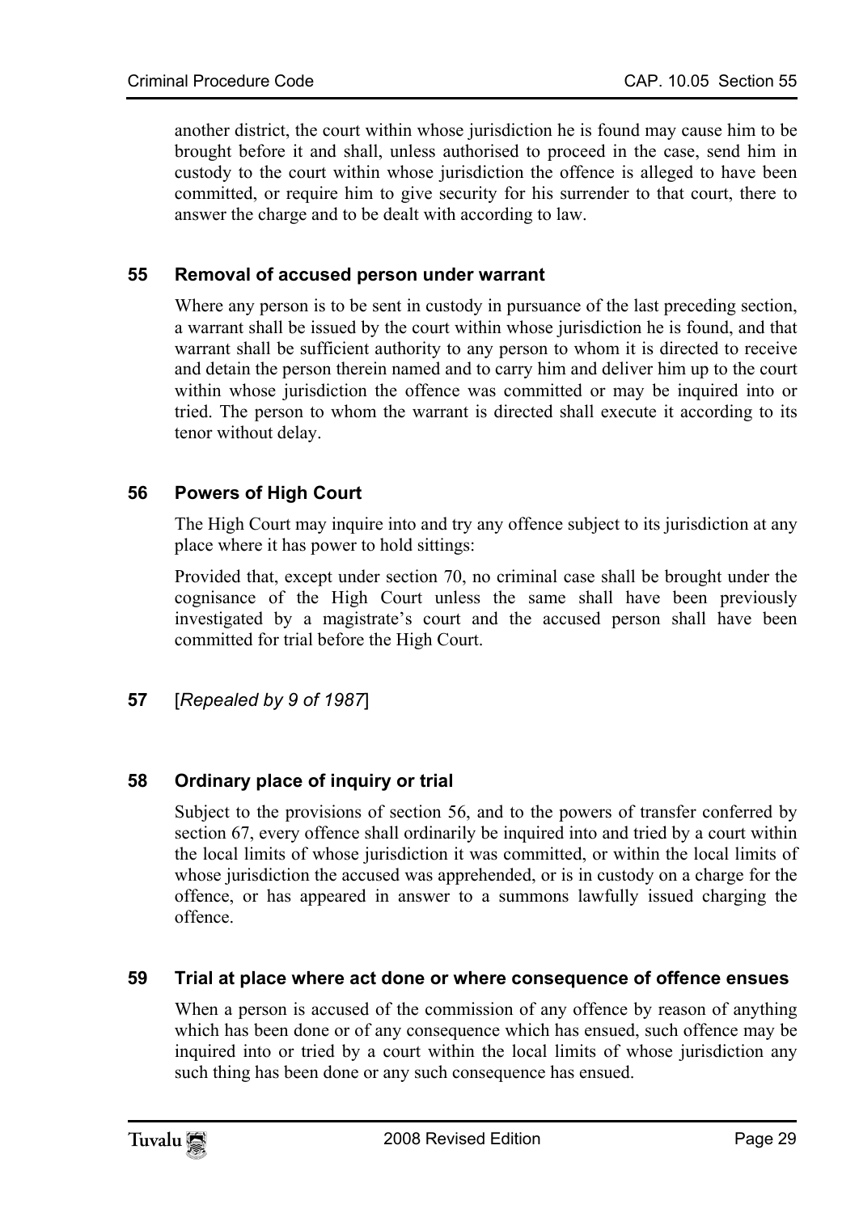another district, the court within whose jurisdiction he is found may cause him to be brought before it and shall, unless authorised to proceed in the case, send him in custody to the court within whose jurisdiction the offence is alleged to have been committed, or require him to give security for his surrender to that court, there to answer the charge and to be dealt with according to law.

### 55 Removal of accused person under warrant

Where any person is to be sent in custody in pursuance of the last preceding section, a warrant shall be issued by the court within whose jurisdiction he is found, and that warrant shall be sufficient authority to any person to whom it is directed to receive and detain the person therein named and to carry him and deliver him up to the court within whose jurisdiction the offence was committed or may be inquired into or tried. The person to whom the warrant is directed shall execute it according to its tenor without delay.

### 56 Powers of High Court

The High Court may inquire into and try any offence subject to its jurisdiction at any place where it has power to hold sittings:

Provided that, except under section 70, no criminal case shall be brought under the cognisance of the High Court unless the same shall have been previously investigated by a magistrate's court and the accused person shall have been committed for trial before the High Court.

**57** [*Repealed by 9 of 1987*]

### 58 Ordinary place of inquiry or trial

Subject to the provisions of section 56, and to the powers of transfer conferred by section 67, every offence shall ordinarily be inquired into and tried by a court within the local limits of whose jurisdiction it was committed, or within the local limits of whose jurisdiction the accused was apprehended, or is in custody on a charge for the offence, or has appeared in answer to a summons lawfully issued charging the offence.

### 59 Trial at place where act done or where consequence of offence ensues

When a person is accused of the commission of any offence by reason of anything which has been done or of any consequence which has ensued, such offence may be inquired into or tried by a court within the local limits of whose jurisdiction any such thing has been done or any such consequence has ensued.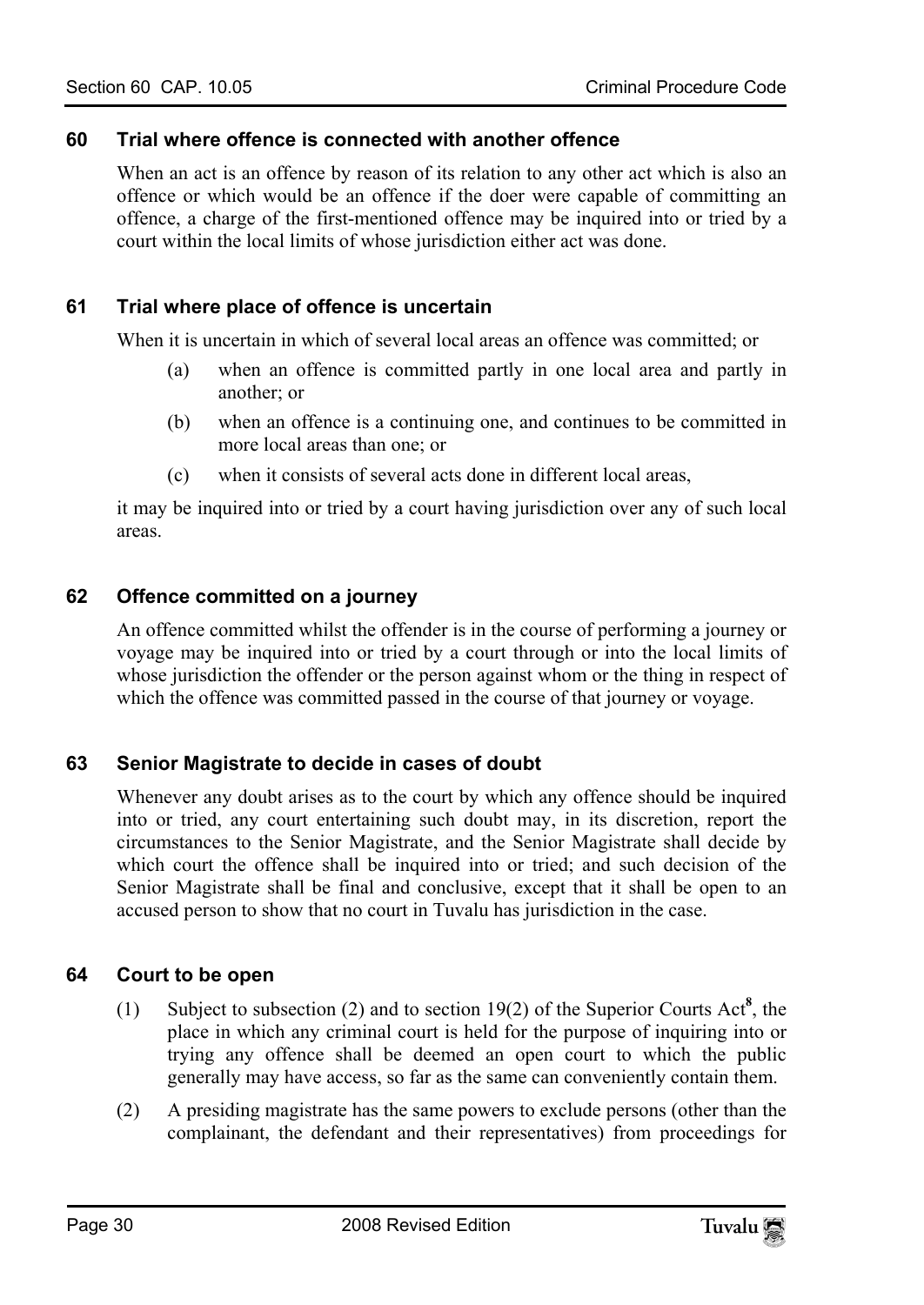### 60 Trial where offence is connected with another offence

When an act is an offence by reason of its relation to any other act which is also an offence or which would be an offence if the doer were capable of committing an offence, a charge of the first-mentioned offence may be inquired into or tried by a court within the local limits of whose jurisdiction either act was done.

### 61 Trial where place of offence is uncertain

When it is uncertain in which of several local areas an offence was committed; or

- (a) when an offence is committed partly in one local area and partly in another; or
- (b) when an offence is a continuing one, and continues to be committed in more local areas than one; or
- (c) when it consists of several acts done in different local areas,

it may be inquired into or tried by a court having jurisdiction over any of such local areas.

### 62 Offence committed on a journey

An offence committed whilst the offender is in the course of performing a journey or voyage may be inquired into or tried by a court through or into the local limits of whose jurisdiction the offender or the person against whom or the thing in respect of which the offence was committed passed in the course of that journey or voyage.

### 63 Senior Magistrate to decide in cases of doubt

Whenever any doubt arises as to the court by which any offence should be inquired into or tried, any court entertaining such doubt may, in its discretion, report the circumstances to the Senior Magistrate, and the Senior Magistrate shall decide by which court the offence shall be inquired into or tried; and such decision of the Senior Magistrate shall be final and conclusive, except that it shall be open to an accused person to show that no court in Tuvalu has jurisdiction in the case.

### 64 Court to be open

(1) Subject to subsection (2) and to section 19(2) of the Superior Courts Act[8], the place in which any criminal court is held for the purpose of inquiring into or trying any offence shall be deemed an open court to which the public generally may have access, so far as the same can conveniently contain them.

(2) A presiding magistrate has the same powers to exclude persons (other than the complainant, the defendant and their representatives) from proceedings for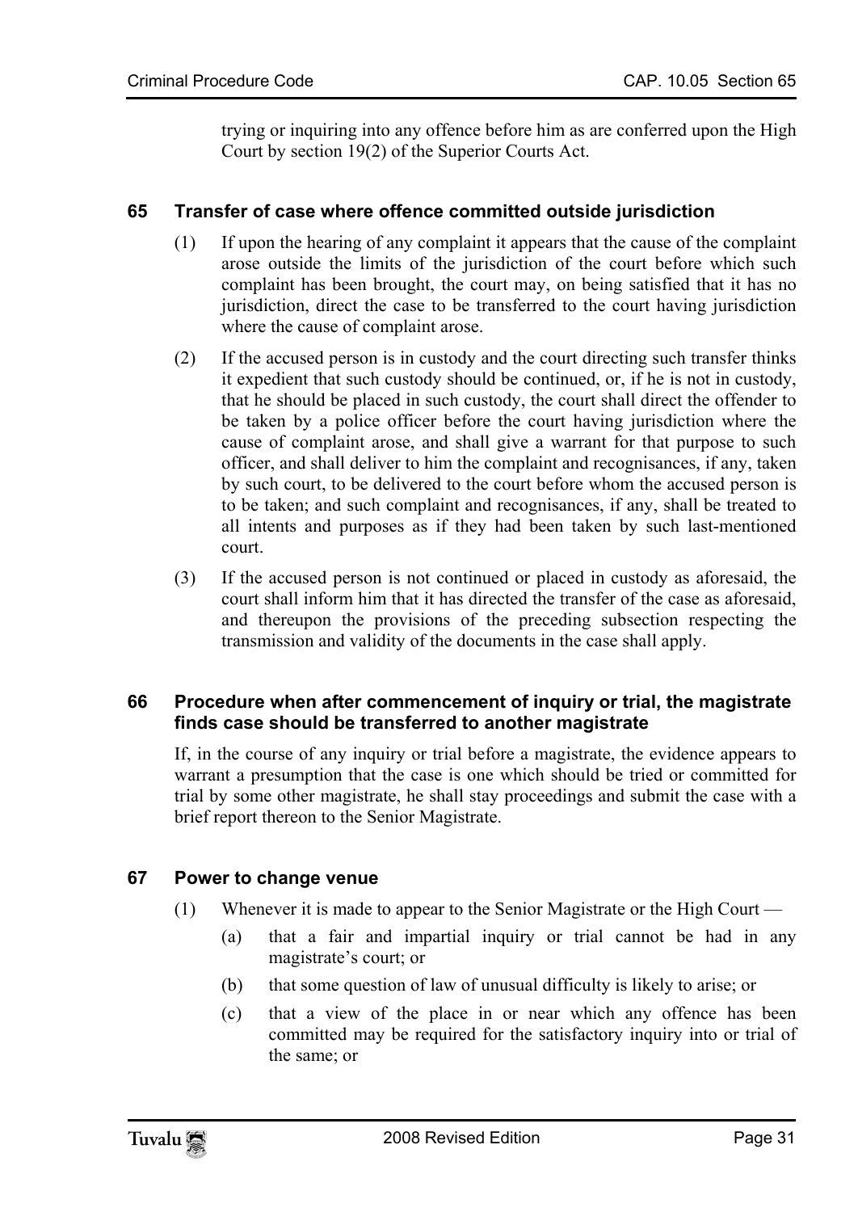trying or inquiring into any offence before him as are conferred upon the High Court by section 19(2) of the Superior Courts Act.

### 65 Transfer of case where offence committed outside jurisdiction

(1) If upon the hearing of any complaint it appears that the cause of the complaint arose outside the limits of the jurisdiction of the court before which such complaint has been brought, the court may, on being satisfied that it has no jurisdiction, direct the case to be transferred to the court having jurisdiction where the cause of complaint arose.

(2) If the accused person is in custody and the court directing such transfer thinks it expedient that such custody should be continued, or, if he is not in custody, that he should be placed in such custody, the court shall direct the offender to be taken by a police officer before the court having jurisdiction where the cause of complaint arose, and shall give a warrant for that purpose to such officer, and shall deliver to him the complaint and recognisances, if any, taken by such court, to be delivered to the court before whom the accused person is to be taken; and such complaint and recognisances, if any, shall be treated to all intents and purposes as if they had been taken by such last-mentioned court.

(3) If the accused person is not continued or placed in custody as aforesaid, the court shall inform him that it has directed the transfer of the case as aforesaid, and thereupon the provisions of the preceding subsection respecting the transmission and validity of the documents in the case shall apply.

### 66 Procedure when after commencement of inquiry or trial, the magistrate finds case should be transferred to another magistrate

If, in the course of any inquiry or trial before a magistrate, the evidence appears to warrant a presumption that the case is one which should be tried or committed for trial by some other magistrate, he shall stay proceedings and submit the case with a brief report thereon to the Senior Magistrate.

### 67 Power to change venue

(1) Whenever it is made to appear to the Senior Magistrate or the High Court —

(a) that a fair and impartial inquiry or trial cannot be had in any magistrate's court; or

(b) that some question of law of unusual difficulty is likely to arise; or

(c) that a view of the place in or near which any offence has been committed may be required for the satisfactory inquiry into or trial of the same; or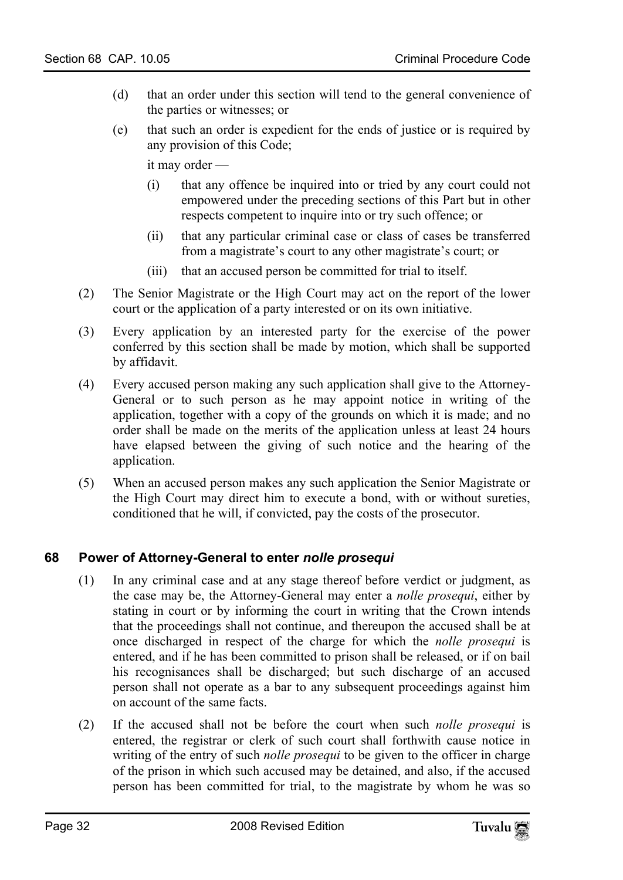(d) that an order under this section will tend to the general convenience of the parties or witnesses; or

(e) that such an order is expedient for the ends of justice or is required by any provision of this Code;

it may order —

(i) that any offence be inquired into or tried by any court could not empowered under the preceding sections of this Part but in other respects competent to inquire into or try such offence; or

(ii) that any particular criminal case or class of cases be transferred from a magistrate's court to any other magistrate's court; or

(iii) that an accused person be committed for trial to itself.

(2) The Senior Magistrate or the High Court may act on the report of the lower court or the application of a party interested or on its own initiative.

(3) Every application by an interested party for the exercise of the power conferred by this section shall be made by motion, which shall be supported by affidavit.

(4) Every accused person making any such application shall give to the Attorney-General or to such person as he may appoint notice in writing of the application, together with a copy of the grounds on which it is made; and no order shall be made on the merits of the application unless at least 24 hours have elapsed between the giving of such notice and the hearing of the application.

(5) When an accused person makes any such application the Senior Magistrate or the High Court may direct him to execute a bond, with or without sureties, conditioned that he will, if convicted, pay the costs of the prosecutor.

## 68 Power of Attorney-General to enter *nolle prosequi*

(1) In any criminal case and at any stage thereof before verdict or judgment, as the case may be, the Attorney-General may enter a *nolle prosequi*, either by stating in court or by informing the court in writing that the Crown intends that the proceedings shall not continue, and thereupon the accused shall be at once discharged in respect of the charge for which the *nolle prosequi* is entered, and if he has been committed to prison shall be released, or if on bail his recognisances shall be discharged; but such discharge of an accused person shall not operate as a bar to any subsequent proceedings against him on account of the same facts.

(2) If the accused shall not be before the court when such *nolle prosequi* is entered, the registrar or clerk of such court shall forthwith cause notice in writing of the entry of such *nolle prosequi* to be given to the officer in charge of the prison in which such accused may be detained, and also, if the accused person has been committed for trial, to the magistrate by whom he was so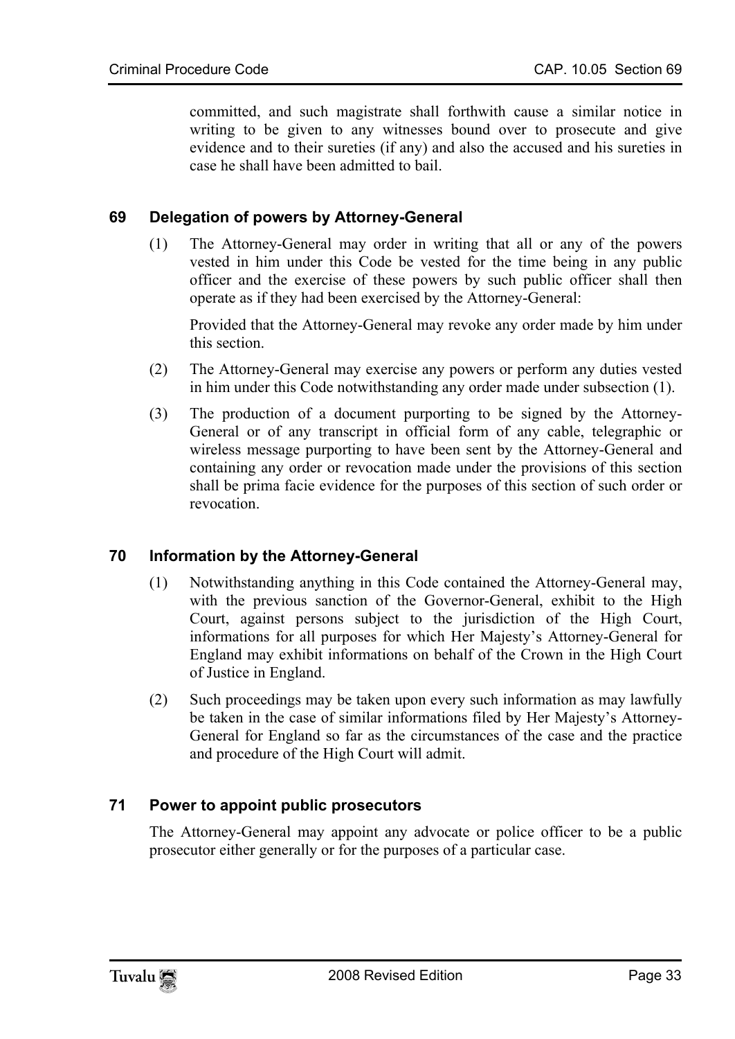committed, and such magistrate shall forthwith cause a similar notice in writing to be given to any witnesses bound over to prosecute and give evidence and to their sureties (if any) and also the accused and his sureties in case he shall have been admitted to bail.

### 69 Delegation of powers by Attorney-General

(1) The Attorney-General may order in writing that all or any of the powers vested in him under this Code be vested for the time being in any public officer and the exercise of these powers by such public officer shall then operate as if they had been exercised by the Attorney-General:

Provided that the Attorney-General may revoke any order made by him under this section.

(2) The Attorney-General may exercise any powers or perform any duties vested in him under this Code notwithstanding any order made under subsection (1).

(3) The production of a document purporting to be signed by the Attorney-General or of any transcript in official form of any cable, telegraphic or wireless message purporting to have been sent by the Attorney-General and containing any order or revocation made under the provisions of this section shall be prima facie evidence for the purposes of this section of such order or revocation.

### 70 Information by the Attorney-General

(1) Notwithstanding anything in this Code contained the Attorney-General may, with the previous sanction of the Governor-General, exhibit to the High Court, against persons subject to the jurisdiction of the High Court, informations for all purposes for which Her Majesty's Attorney-General for England may exhibit informations on behalf of the Crown in the High Court of Justice in England.

(2) Such proceedings may be taken upon every such information as may lawfully be taken in the case of similar informations filed by Her Majesty's Attorney-General for England so far as the circumstances of the case and the practice and procedure of the High Court will admit.

### 71 Power to appoint public prosecutors

The Attorney-General may appoint any advocate or police officer to be a public prosecutor either generally or for the purposes of a particular case.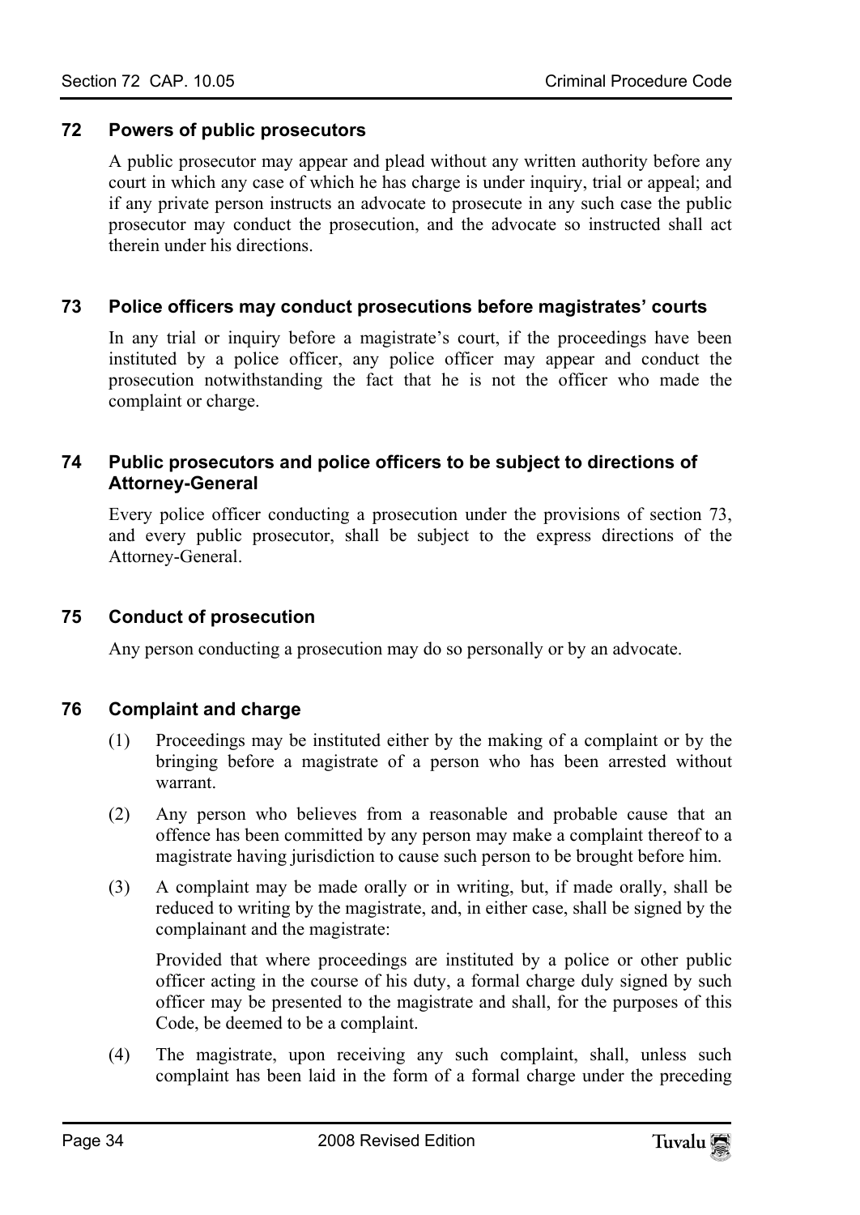### 72 Powers of public prosecutors

A public prosecutor may appear and plead without any written authority before any court in which any case of which he has charge is under inquiry, trial or appeal; and if any private person instructs an advocate to prosecute in any such case the public prosecutor may conduct the prosecution, and the advocate so instructed shall act therein under his directions.

### 73 Police officers may conduct prosecutions before magistrates' courts

In any trial or inquiry before a magistrate's court, if the proceedings have been instituted by a police officer, any police officer may appear and conduct the prosecution notwithstanding the fact that he is not the officer who made the complaint or charge.

### 74 Public prosecutors and police officers to be subject to directions of Attorney-General

Every police officer conducting a prosecution under the provisions of section 73, and every public prosecutor, shall be subject to the express directions of the Attorney-General.

### 75 Conduct of prosecution

Any person conducting a prosecution may do so personally or by an advocate.

### 76 Complaint and charge

(1) Proceedings may be instituted either by the making of a complaint or by the bringing before a magistrate of a person who has been arrested without warrant.

(2) Any person who believes from a reasonable and probable cause that an offence has been committed by any person may make a complaint thereof to a magistrate having jurisdiction to cause such person to be brought before him.

(3) A complaint may be made orally or in writing, but, if made orally, shall be reduced to writing by the magistrate, and, in either case, shall be signed by the complainant and the magistrate:

Provided that where proceedings are instituted by a police or other public officer acting in the course of his duty, a formal charge duly signed by such officer may be presented to the magistrate and shall, for the purposes of this Code, be deemed to be a complaint.

(4) The magistrate, upon receiving any such complaint, shall, unless such complaint has been laid in the form of a formal charge under the preceding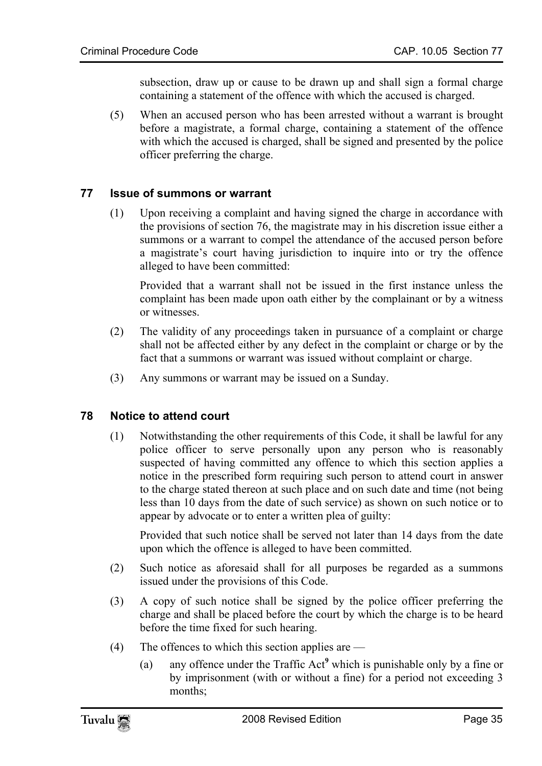subsection, draw up or cause to be drawn up and shall sign a formal charge containing a statement of the offence with which the accused is charged.

(5) When an accused person who has been arrested without a warrant is brought before a magistrate, a formal charge, containing a statement of the offence with which the accused is charged, shall be signed and presented by the police officer preferring the charge.

### 77 Issue of summons or warrant

(1) Upon receiving a complaint and having signed the charge in accordance with the provisions of section 76, the magistrate may in his discretion issue either a summons or a warrant to compel the attendance of the accused person before a magistrate's court having jurisdiction to inquire into or try the offence alleged to have been committed:

Provided that a warrant shall not be issued in the first instance unless the complaint has been made upon oath either by the complainant or by a witness or witnesses.

(2) The validity of any proceedings taken in pursuance of a complaint or charge shall not be affected either by any defect in the complaint or charge or by the fact that a summons or warrant was issued without complaint or charge.

(3) Any summons or warrant may be issued on a Sunday.

### 78 Notice to attend court

(1) Notwithstanding the other requirements of this Code, it shall be lawful for any police officer to serve personally upon any person who is reasonably suspected of having committed any offence to which this section applies a notice in the prescribed form requiring such person to attend court in answer to the charge stated thereon at such place and on such date and time (not being less than 10 days from the date of such service) as shown on such notice or to appear by advocate or to enter a written plea of guilty:

Provided that such notice shall be served not later than 14 days from the date upon which the offence is alleged to have been committed.

(2) Such notice as aforesaid shall for all purposes be regarded as a summons issued under the provisions of this Code.

(3) A copy of such notice shall be signed by the police officer preferring the charge and shall be placed before the court by which the charge is to be heard before the time fixed for such hearing.

(4) The offences to which this section applies are —

(a) any offence under the Traffic Act[9] which is punishable only by a fine or by imprisonment (with or without a fine) for a period not exceeding 3 months;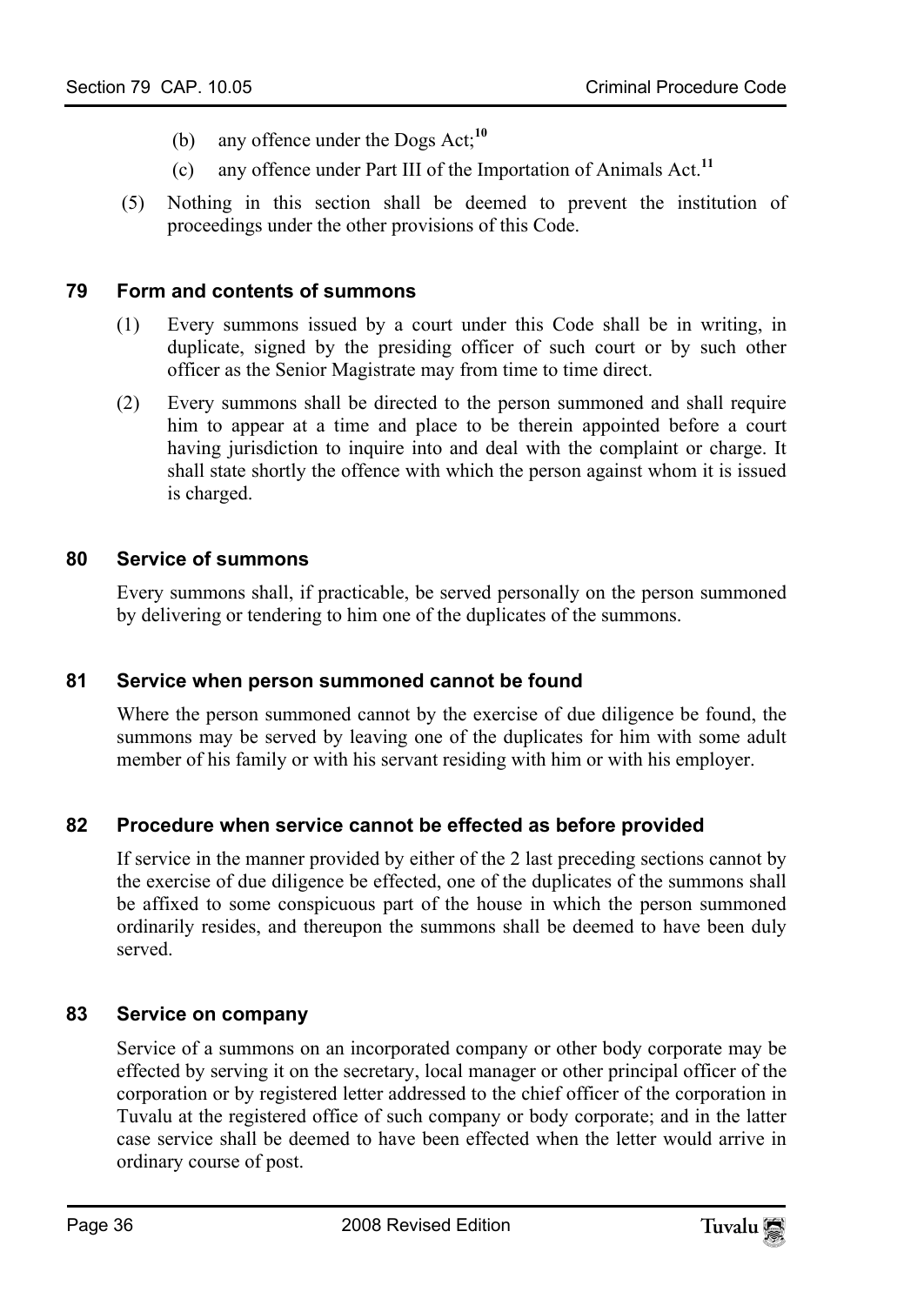(b) any offence under the Dogs Act;[10]

(c) any offence under Part III of the Importation of Animals Act.[11]

(5) Nothing in this section shall be deemed to prevent the institution of proceedings under the other provisions of this Code.

## 79 Form and contents of summons

(1) Every summons issued by a court under this Code shall be in writing, in duplicate, signed by the presiding officer of such court or by such other officer as the Senior Magistrate may from time to time direct.

(2) Every summons shall be directed to the person summoned and shall require him to appear at a time and place to be therein appointed before a court having jurisdiction to inquire into and deal with the complaint or charge. It shall state shortly the offence with which the person against whom it is issued is charged.

## 80 Service of summons

Every summons shall, if practicable, be served personally on the person summoned by delivering or tendering to him one of the duplicates of the summons.

## 81 Service when person summoned cannot be found

Where the person summoned cannot by the exercise of due diligence be found, the summons may be served by leaving one of the duplicates for him with some adult member of his family or with his servant residing with him or with his employer.

## 82 Procedure when service cannot be effected as before provided

If service in the manner provided by either of the 2 last preceding sections cannot by the exercise of due diligence be effected, one of the duplicates of the summons shall be affixed to some conspicuous part of the house in which the person summoned ordinarily resides, and thereupon the summons shall be deemed to have been duly served.

## 83 Service on company

Service of a summons on an incorporated company or other body corporate may be effected by serving it on the secretary, local manager or other principal officer of the corporation or by registered letter addressed to the chief officer of the corporation in Tuvalu at the registered office of such company or body corporate; and in the latter case service shall be deemed to have been effected when the letter would arrive in ordinary course of post.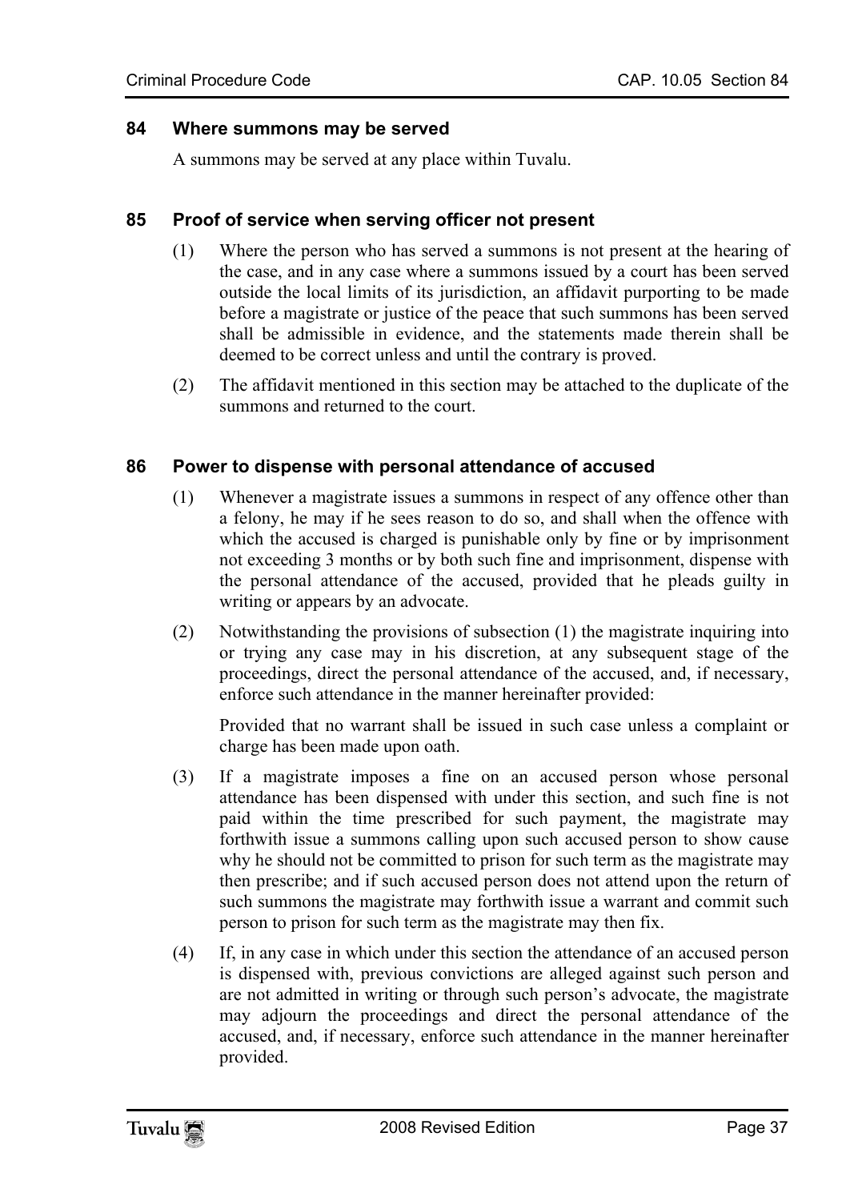## 84 Where summons may be served

A summons may be served at any place within Tuvalu.

## 85 Proof of service when serving officer not present

(1) Where the person who has served a summons is not present at the hearing of the case, and in any case where a summons issued by a court has been served outside the local limits of its jurisdiction, an affidavit purporting to be made before a magistrate or justice of the peace that such summons has been served shall be admissible in evidence, and the statements made therein shall be deemed to be correct unless and until the contrary is proved.

(2) The affidavit mentioned in this section may be attached to the duplicate of the summons and returned to the court.

## 86 Power to dispense with personal attendance of accused

(1) Whenever a magistrate issues a summons in respect of any offence other than a felony, he may if he sees reason to do so, and shall when the offence with which the accused is charged is punishable only by fine or by imprisonment not exceeding 3 months or by both such fine and imprisonment, dispense with the personal attendance of the accused, provided that he pleads guilty in writing or appears by an advocate.

(2) Notwithstanding the provisions of subsection (1) the magistrate inquiring into or trying any case may in his discretion, at any subsequent stage of the proceedings, direct the personal attendance of the accused, and, if necessary, enforce such attendance in the manner hereinafter provided:

Provided that no warrant shall be issued in such case unless a complaint or charge has been made upon oath.

(3) If a magistrate imposes a fine on an accused person whose personal attendance has been dispensed with under this section, and such fine is not paid within the time prescribed for such payment, the magistrate may forthwith issue a summons calling upon such accused person to show cause why he should not be committed to prison for such term as the magistrate may then prescribe; and if such accused person does not attend upon the return of such summons the magistrate may forthwith issue a warrant and commit such person to prison for such term as the magistrate may then fix.

(4) If, in any case in which under this section the attendance of an accused person is dispensed with, previous convictions are alleged against such person and are not admitted in writing or through such person's advocate, the magistrate may adjourn the proceedings and direct the personal attendance of the accused, and, if necessary, enforce such attendance in the manner hereinafter provided.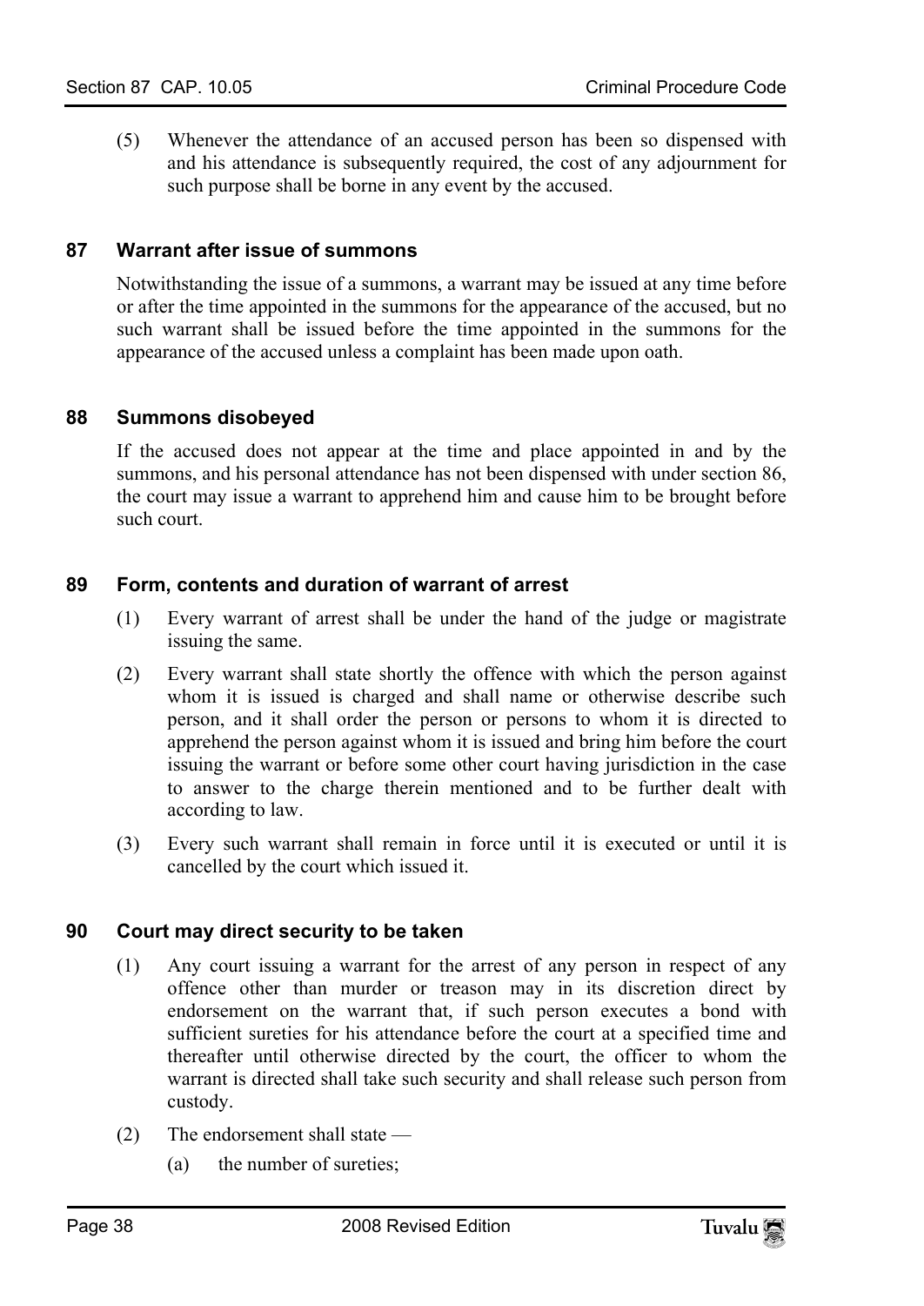(5) Whenever the attendance of an accused person has been so dispensed with and his attendance is subsequently required, the cost of any adjournment for such purpose shall be borne in any event by the accused.

### 87 Warrant after issue of summons

Notwithstanding the issue of a summons, a warrant may be issued at any time before or after the time appointed in the summons for the appearance of the accused, but no such warrant shall be issued before the time appointed in the summons for the appearance of the accused unless a complaint has been made upon oath.

### 88 Summons disobeyed

If the accused does not appear at the time and place appointed in and by the summons, and his personal attendance has not been dispensed with under section 86, the court may issue a warrant to apprehend him and cause him to be brought before such court.

### 89 Form, contents and duration of warrant of arrest

(1) Every warrant of arrest shall be under the hand of the judge or magistrate issuing the same.

(2) Every warrant shall state shortly the offence with which the person against whom it is issued is charged and shall name or otherwise describe such person, and it shall order the person or persons to whom it is directed to apprehend the person against whom it is issued and bring him before the court issuing the warrant or before some other court having jurisdiction in the case to answer to the charge therein mentioned and to be further dealt with according to law.

(3) Every such warrant shall remain in force until it is executed or until it is cancelled by the court which issued it.

### 90 Court may direct security to be taken

(1) Any court issuing a warrant for the arrest of any person in respect of any offence other than murder or treason may in its discretion direct by endorsement on the warrant that, if such person executes a bond with sufficient sureties for his attendance before the court at a specified time and thereafter until otherwise directed by the court, the officer to whom the warrant is directed shall take such security and shall release such person from custody.

(2) The endorsement shall state —

  (a) the number of sureties;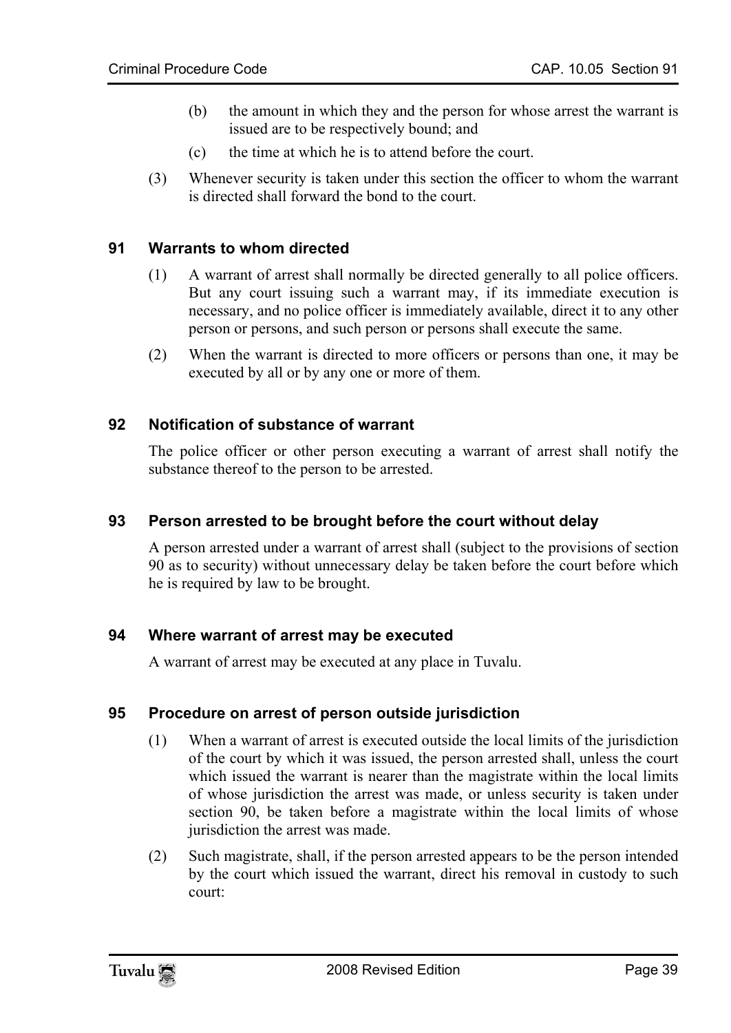(b) the amount in which they and the person for whose arrest the warrant is issued are to be respectively bound; and

(c) the time at which he is to attend before the court.

(3) Whenever security is taken under this section the officer to whom the warrant is directed shall forward the bond to the court.

### 91 Warrants to whom directed

(1) A warrant of arrest shall normally be directed generally to all police officers. But any court issuing such a warrant may, if its immediate execution is necessary, and no police officer is immediately available, direct it to any other person or persons, and such person or persons shall execute the same.

(2) When the warrant is directed to more officers or persons than one, it may be executed by all or by any one or more of them.

### 92 Notification of substance of warrant

The police officer or other person executing a warrant of arrest shall notify the substance thereof to the person to be arrested.

### 93 Person arrested to be brought before the court without delay

A person arrested under a warrant of arrest shall (subject to the provisions of section 90 as to security) without unnecessary delay be taken before the court before which he is required by law to be brought.

### 94 Where warrant of arrest may be executed

A warrant of arrest may be executed at any place in Tuvalu.

### 95 Procedure on arrest of person outside jurisdiction

(1) When a warrant of arrest is executed outside the local limits of the jurisdiction of the court by which it was issued, the person arrested shall, unless the court which issued the warrant is nearer than the magistrate within the local limits of whose jurisdiction the arrest was made, or unless security is taken under section 90, be taken before a magistrate within the local limits of whose jurisdiction the arrest was made.

(2) Such magistrate, shall, if the person arrested appears to be the person intended by the court which issued the warrant, direct his removal in custody to such court: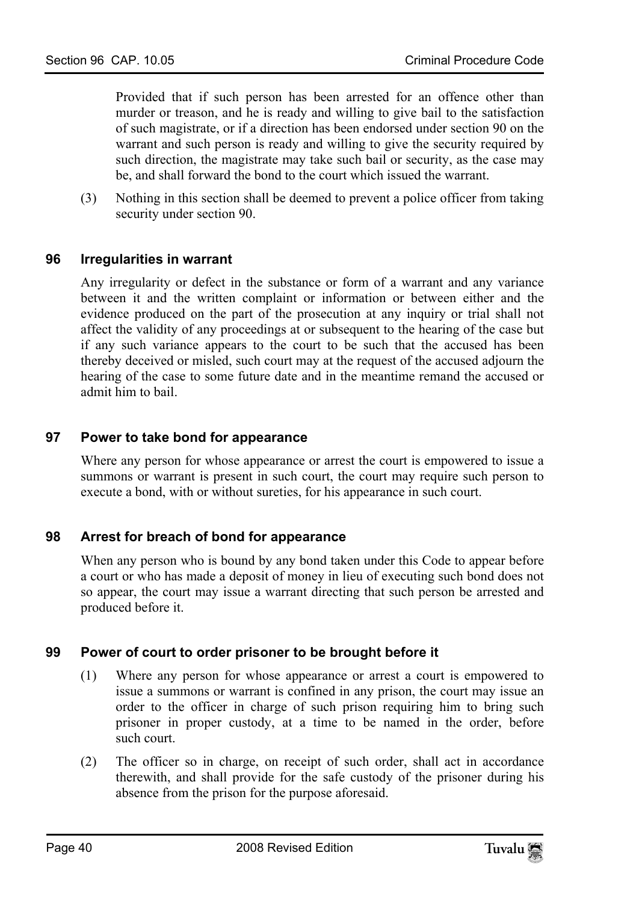Provided that if such person has been arrested for an offence other than murder or treason, and he is ready and willing to give bail to the satisfaction of such magistrate, or if a direction has been endorsed under section 90 on the warrant and such person is ready and willing to give the security required by such direction, the magistrate may take such bail or security, as the case may be, and shall forward the bond to the court which issued the warrant.

(3) Nothing in this section shall be deemed to prevent a police officer from taking security under section 90.

### 96 Irregularities in warrant

Any irregularity or defect in the substance or form of a warrant and any variance between it and the written complaint or information or between either and the evidence produced on the part of the prosecution at any inquiry or trial shall not affect the validity of any proceedings at or subsequent to the hearing of the case but if any such variance appears to the court to be such that the accused has been thereby deceived or misled, such court may at the request of the accused adjourn the hearing of the case to some future date and in the meantime remand the accused or admit him to bail.

### 97 Power to take bond for appearance

Where any person for whose appearance or arrest the court is empowered to issue a summons or warrant is present in such court, the court may require such person to execute a bond, with or without sureties, for his appearance in such court.

### 98 Arrest for breach of bond for appearance

When any person who is bound by any bond taken under this Code to appear before a court or who has made a deposit of money in lieu of executing such bond does not so appear, the court may issue a warrant directing that such person be arrested and produced before it.

### 99 Power of court to order prisoner to be brought before it

(1) Where any person for whose appearance or arrest a court is empowered to issue a summons or warrant is confined in any prison, the court may issue an order to the officer in charge of such prison requiring him to bring such prisoner in proper custody, at a time to be named in the order, before such court.

(2) The officer so in charge, on receipt of such order, shall act in accordance therewith, and shall provide for the safe custody of the prisoner during his absence from the prison for the purpose aforesaid.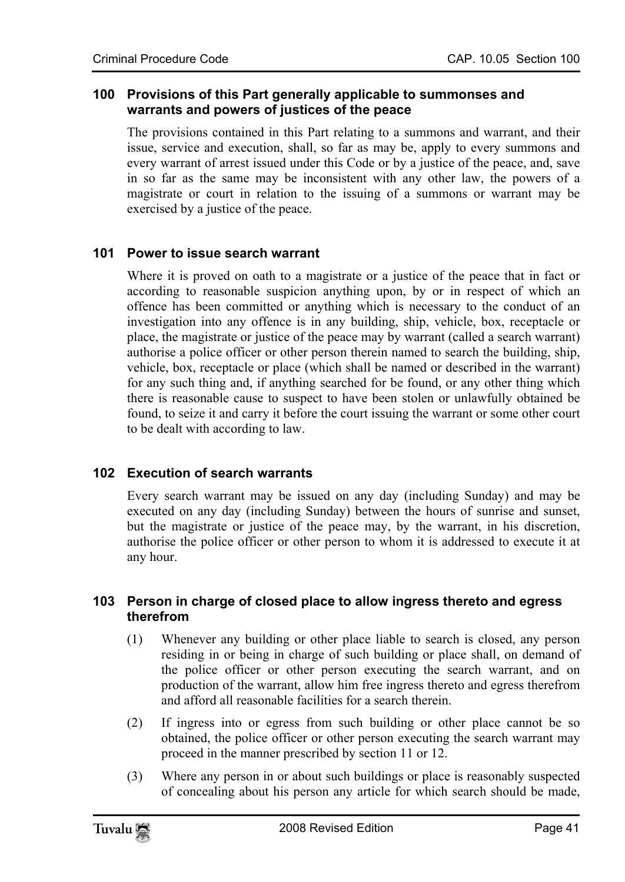### 100 Provisions of this Part generally applicable to summonses and warrants and powers of justices of the peace

The provisions contained in this Part relating to a summons and warrant, and their issue, service and execution, shall, so far as may be, apply to every summons and every warrant of arrest issued under this Code or by a justice of the peace, and, save in so far as the same may be inconsistent with any other law, the powers of a magistrate or court in relation to the issuing of a summons or warrant may be exercised by a justice of the peace.

### 101 Power to issue search warrant

Where it is proved on oath to a magistrate or a justice of the peace that in fact or according to reasonable suspicion anything upon, by or in respect of which an offence has been committed or anything which is necessary to the conduct of an investigation into any offence is in any building, ship, vehicle, box, receptacle or place, the magistrate or justice of the peace may by warrant (called a search warrant) authorise a police officer or other person therein named to search the building, ship, vehicle, box, receptacle or place (which shall be named or described in the warrant) for any such thing and, if anything searched for be found, or any other thing which there is reasonable cause to suspect to have been stolen or unlawfully obtained be found, to seize it and carry it before the court issuing the warrant or some other court to be dealt with according to law.

### 102 Execution of search warrants

Every search warrant may be issued on any day (including Sunday) and may be executed on any day (including Sunday) between the hours of sunrise and sunset, but the magistrate or justice of the peace may, by the warrant, in his discretion, authorise the police officer or other person to whom it is addressed to execute it at any hour.

### 103 Person in charge of closed place to allow ingress thereto and egress therefrom

(1) Whenever any building or other place liable to search is closed, any person residing in or being in charge of such building or place shall, on demand of the police officer or other person executing the search warrant, and on production of the warrant, allow him free ingress thereto and egress therefrom and afford all reasonable facilities for a search therein.

(2) If ingress into or egress from such building or other place cannot be so obtained, the police officer or other person executing the search warrant may proceed in the manner prescribed by section 11 or 12.

(3) Where any person in or about such buildings or place is reasonably suspected of concealing about his person any article for which search should be made,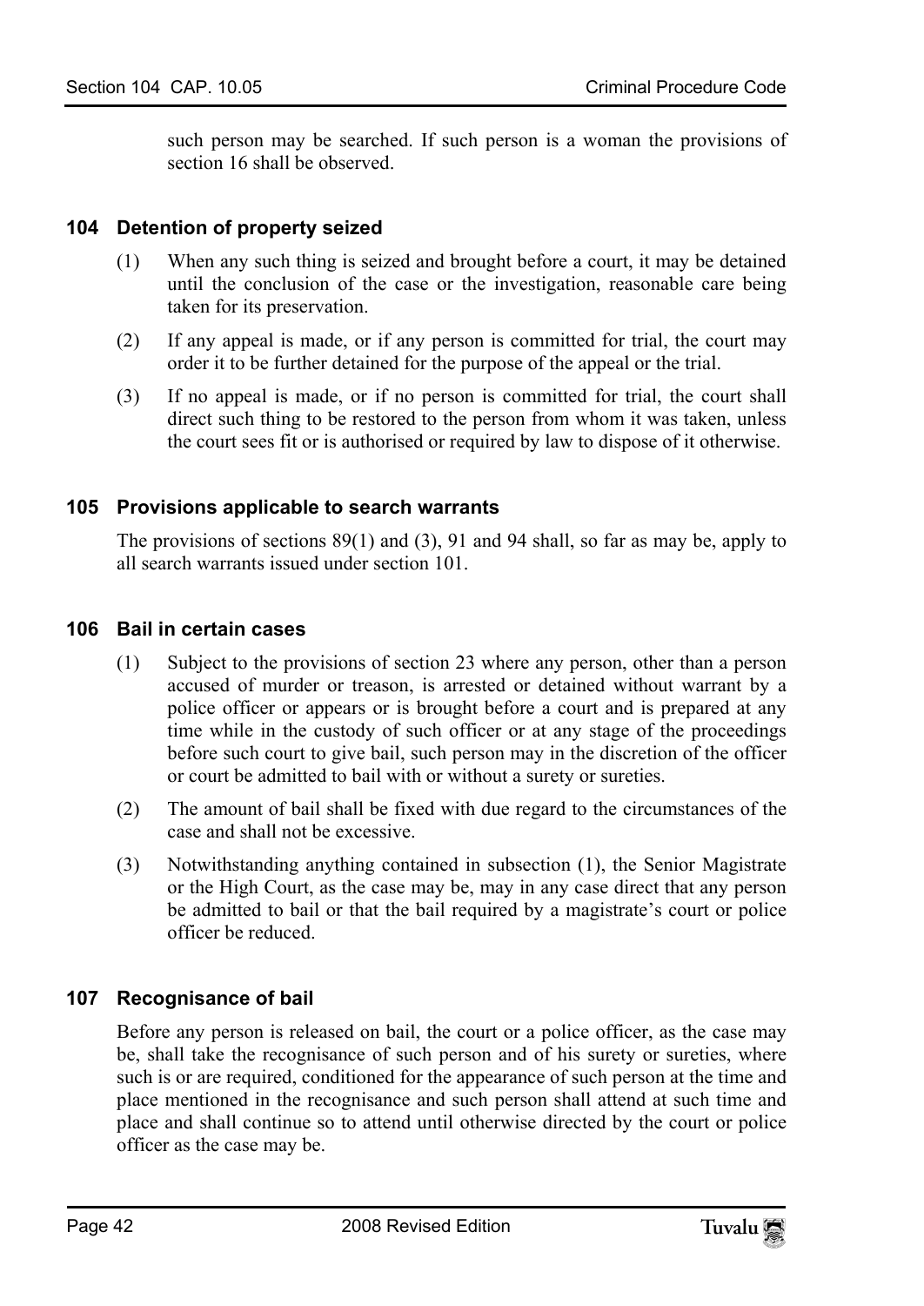such person may be searched. If such person is a woman the provisions of section 16 shall be observed.

### 104 Detention of property seized

(1) When any such thing is seized and brought before a court, it may be detained until the conclusion of the case or the investigation, reasonable care being taken for its preservation.

(2) If any appeal is made, or if any person is committed for trial, the court may order it to be further detained for the purpose of the appeal or the trial.

(3) If no appeal is made, or if no person is committed for trial, the court shall direct such thing to be restored to the person from whom it was taken, unless the court sees fit or is authorised or required by law to dispose of it otherwise.

### 105 Provisions applicable to search warrants

The provisions of sections 89(1) and (3), 91 and 94 shall, so far as may be, apply to all search warrants issued under section 101.

### 106 Bail in certain cases

(1) Subject to the provisions of section 23 where any person, other than a person accused of murder or treason, is arrested or detained without warrant by a police officer or appears or is brought before a court and is prepared at any time while in the custody of such officer or at any stage of the proceedings before such court to give bail, such person may in the discretion of the officer or court be admitted to bail with or without a surety or sureties.

(2) The amount of bail shall be fixed with due regard to the circumstances of the case and shall not be excessive.

(3) Notwithstanding anything contained in subsection (1), the Senior Magistrate or the High Court, as the case may be, may in any case direct that any person be admitted to bail or that the bail required by a magistrate's court or police officer be reduced.

### 107 Recognisance of bail

Before any person is released on bail, the court or a police officer, as the case may be, shall take the recognisance of such person and of his surety or sureties, where such is or are required, conditioned for the appearance of such person at the time and place mentioned in the recognisance and such person shall attend at such time and place and shall continue so to attend until otherwise directed by the court or police officer as the case may be.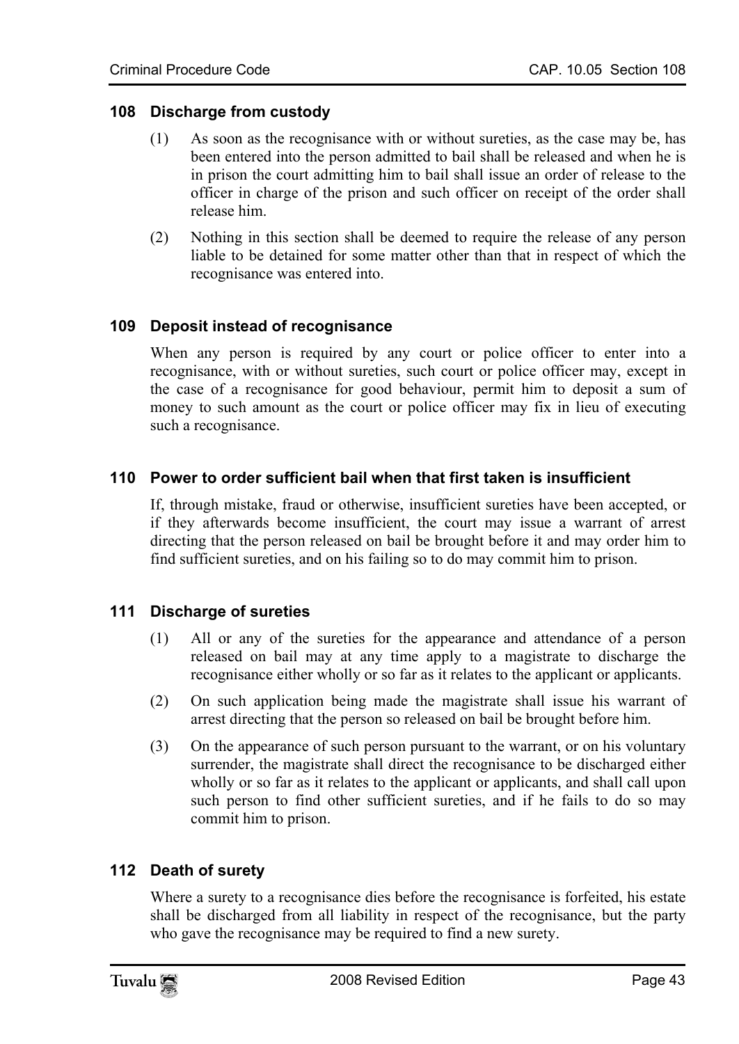### 108 Discharge from custody

(1) As soon as the recognisance with or without sureties, as the case may be, has been entered into the person admitted to bail shall be released and when he is in prison the court admitting him to bail shall issue an order of release to the officer in charge of the prison and such officer on receipt of the order shall release him.

(2) Nothing in this section shall be deemed to require the release of any person liable to be detained for some matter other than that in respect of which the recognisance was entered into.

### 109 Deposit instead of recognisance

When any person is required by any court or police officer to enter into a recognisance, with or without sureties, such court or police officer may, except in the case of a recognisance for good behaviour, permit him to deposit a sum of money to such amount as the court or police officer may fix in lieu of executing such a recognisance.

### 110 Power to order sufficient bail when that first taken is insufficient

If, through mistake, fraud or otherwise, insufficient sureties have been accepted, or if they afterwards become insufficient, the court may issue a warrant of arrest directing that the person released on bail be brought before it and may order him to find sufficient sureties, and on his failing so to do may commit him to prison.

### 111 Discharge of sureties

(1) All or any of the sureties for the appearance and attendance of a person released on bail may at any time apply to a magistrate to discharge the recognisance either wholly or so far as it relates to the applicant or applicants.

(2) On such application being made the magistrate shall issue his warrant of arrest directing that the person so released on bail be brought before him.

(3) On the appearance of such person pursuant to the warrant, or on his voluntary surrender, the magistrate shall direct the recognisance to be discharged either wholly or so far as it relates to the applicant or applicants, and shall call upon such person to find other sufficient sureties, and if he fails to do so may commit him to prison.

### 112 Death of surety

Where a surety to a recognisance dies before the recognisance is forfeited, his estate shall be discharged from all liability in respect of the recognisance, but the party who gave the recognisance may be required to find a new surety.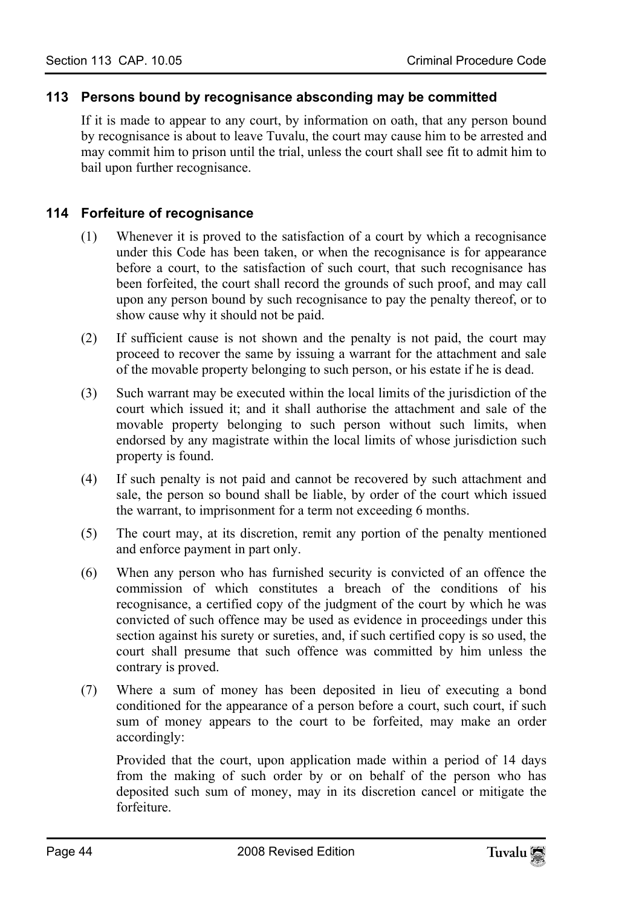### 113 Persons bound by recognisance absconding may be committed

If it is made to appear to any court, by information on oath, that any person bound by recognisance is about to leave Tuvalu, the court may cause him to be arrested and may commit him to prison until the trial, unless the court shall see fit to admit him to bail upon further recognisance.

### 114 Forfeiture of recognisance

(1) Whenever it is proved to the satisfaction of a court by which a recognisance under this Code has been taken, or when the recognisance is for appearance before a court, to the satisfaction of such court, that such recognisance has been forfeited, the court shall record the grounds of such proof, and may call upon any person bound by such recognisance to pay the penalty thereof, or to show cause why it should not be paid.

(2) If sufficient cause is not shown and the penalty is not paid, the court may proceed to recover the same by issuing a warrant for the attachment and sale of the movable property belonging to such person, or his estate if he is dead.

(3) Such warrant may be executed within the local limits of the jurisdiction of the court which issued it; and it shall authorise the attachment and sale of the movable property belonging to such person without such limits, when endorsed by any magistrate within the local limits of whose jurisdiction such property is found.

(4) If such penalty is not paid and cannot be recovered by such attachment and sale, the person so bound shall be liable, by order of the court which issued the warrant, to imprisonment for a term not exceeding 6 months.

(5) The court may, at its discretion, remit any portion of the penalty mentioned and enforce payment in part only.

(6) When any person who has furnished security is convicted of an offence the commission of which constitutes a breach of the conditions of his recognisance, a certified copy of the judgment of the court by which he was convicted of such offence may be used as evidence in proceedings under this section against his surety or sureties, and, if such certified copy is so used, the court shall presume that such offence was committed by him unless the contrary is proved.

(7) Where a sum of money has been deposited in lieu of executing a bond conditioned for the appearance of a person before a court, such court, if such sum of money appears to the court to be forfeited, may make an order accordingly:

Provided that the court, upon application made within a period of 14 days from the making of such order by or on behalf of the person who has deposited such sum of money, may in its discretion cancel or mitigate the forfeiture.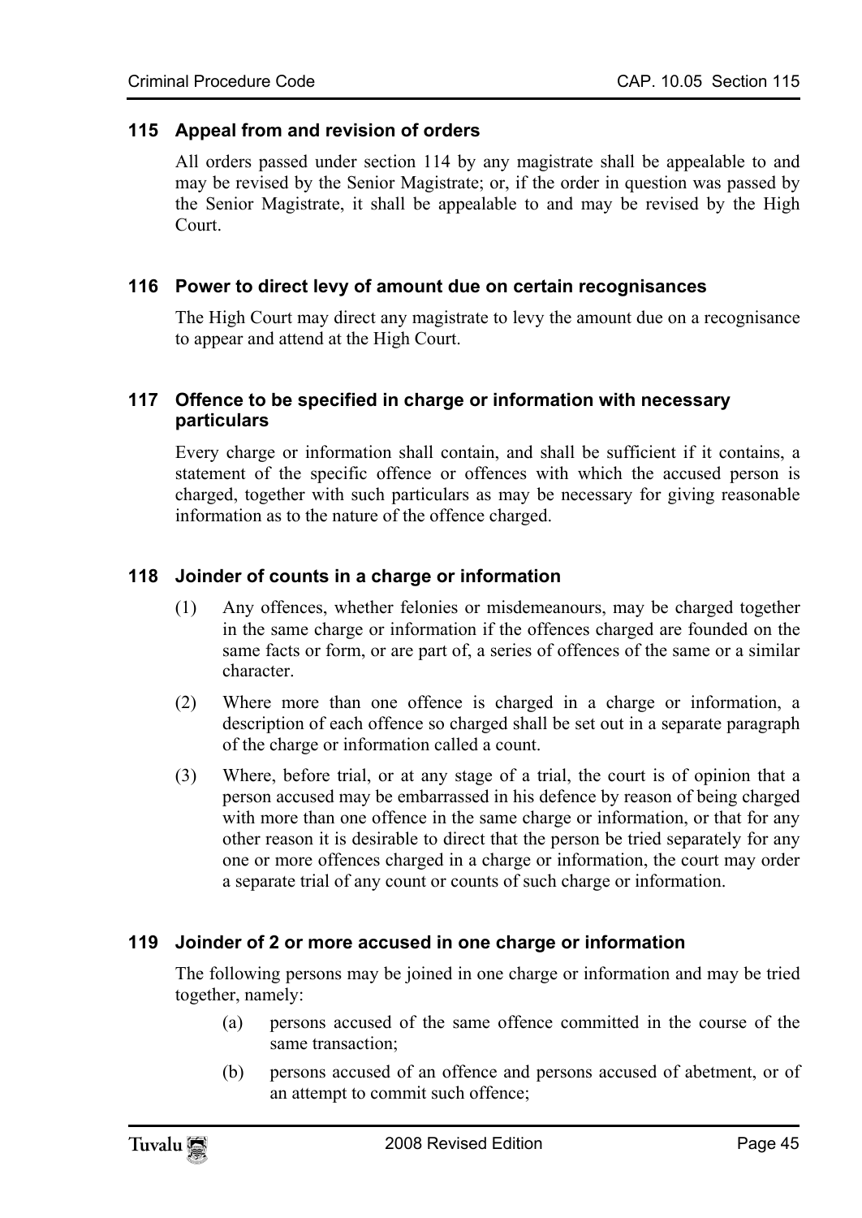## 115 Appeal from and revision of orders

All orders passed under section 114 by any magistrate shall be appealable to and may be revised by the Senior Magistrate; or, if the order in question was passed by the Senior Magistrate, it shall be appealable to and may be revised by the High Court.

## 116 Power to direct levy of amount due on certain recognisances

The High Court may direct any magistrate to levy the amount due on a recognisance to appear and attend at the High Court.

## 117 Offence to be specified in charge or information with necessary particulars

Every charge or information shall contain, and shall be sufficient if it contains, a statement of the specific offence or offences with which the accused person is charged, together with such particulars as may be necessary for giving reasonable information as to the nature of the offence charged.

## 118 Joinder of counts in a charge or information

(1) Any offences, whether felonies or misdemeanours, may be charged together in the same charge or information if the offences charged are founded on the same facts or form, or are part of, a series of offences of the same or a similar character.

(2) Where more than one offence is charged in a charge or information, a description of each offence so charged shall be set out in a separate paragraph of the charge or information called a count.

(3) Where, before trial, or at any stage of a trial, the court is of opinion that a person accused may be embarrassed in his defence by reason of being charged with more than one offence in the same charge or information, or that for any other reason it is desirable to direct that the person be tried separately for any one or more offences charged in a charge or information, the court may order a separate trial of any count or counts of such charge or information.

## 119 Joinder of 2 or more accused in one charge or information

The following persons may be joined in one charge or information and may be tried together, namely:

(a) persons accused of the same offence committed in the course of the same transaction;

(b) persons accused of an offence and persons accused of abetment, or of an attempt to commit such offence;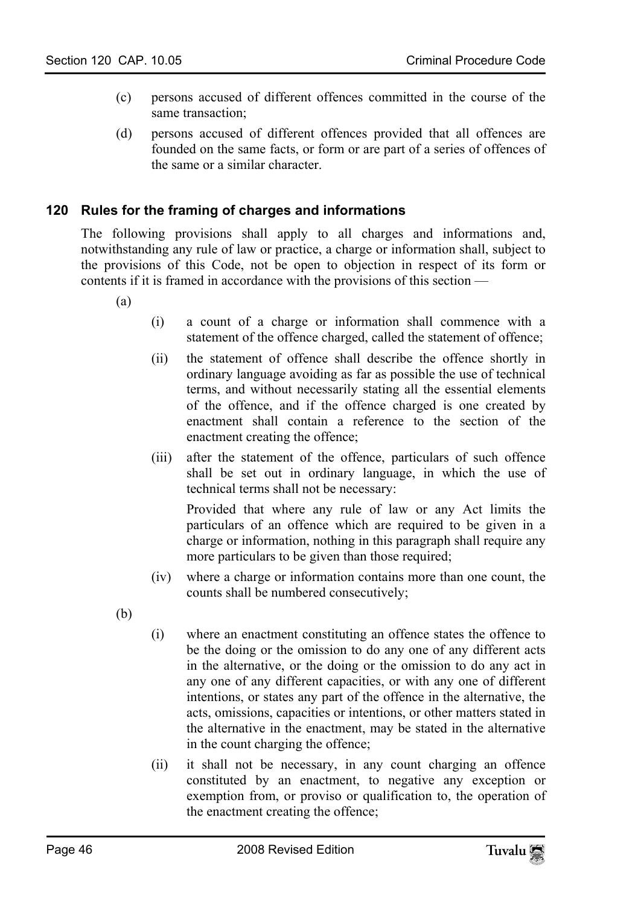(c) persons accused of different offences committed in the course of the same transaction;

(d) persons accused of different offences provided that all offences are founded on the same facts, or form or are part of a series of offences of the same or a similar character.

### 120 Rules for the framing of charges and informations

The following provisions shall apply to all charges and informations and, notwithstanding any rule of law or practice, a charge or information shall, subject to the provisions of this Code, not be open to objection in respect of its form or contents if it is framed in accordance with the provisions of this section —

(a)

(i) a count of a charge or information shall commence with a statement of the offence charged, called the statement of offence;

(ii) the statement of offence shall describe the offence shortly in ordinary language avoiding as far as possible the use of technical terms, and without necessarily stating all the essential elements of the offence, and if the offence charged is one created by enactment shall contain a reference to the section of the enactment creating the offence;

(iii) after the statement of the offence, particulars of such offence shall be set out in ordinary language, in which the use of technical terms shall not be necessary:

Provided that where any rule of law or any Act limits the particulars of an offence which are required to be given in a charge or information, nothing in this paragraph shall require any more particulars to be given than those required;

(iv) where a charge or information contains more than one count, the counts shall be numbered consecutively;

(b)

(i) where an enactment constituting an offence states the offence to be the doing or the omission to do any one of any different acts in the alternative, or the doing or the omission to do any act in any one of any different capacities, or with any one of different intentions, or states any part of the offence in the alternative, the acts, omissions, capacities or intentions, or other matters stated in the alternative in the enactment, may be stated in the alternative in the count charging the offence;

(ii) it shall not be necessary, in any count charging an offence constituted by an enactment, to negative any exception or exemption from, or proviso or qualification to, the operation of the enactment creating the offence;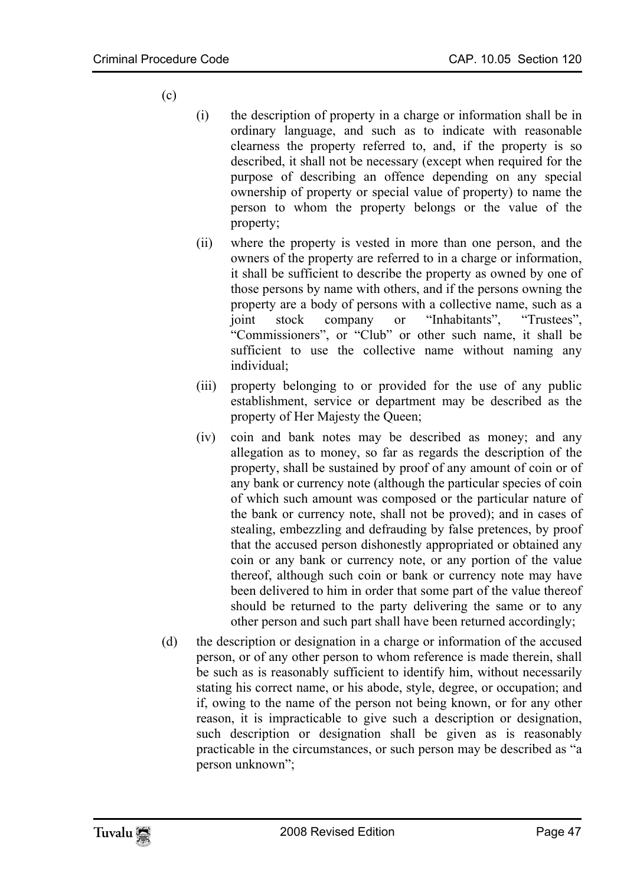(c)

   (i) the description of property in a charge or information shall be in ordinary language, and such as to indicate with reasonable clearness the property referred to, and, if the property is so described, it shall not be necessary (except when required for the purpose of describing an offence depending on any special ownership of property or special value of property) to name the person to whom the property belongs or the value of the property;

   (ii) where the property is vested in more than one person, and the owners of the property are referred to in a charge or information, it shall be sufficient to describe the property as owned by one of those persons by name with others, and if the persons owning the property are a body of persons with a collective name, such as a joint stock company or "Inhabitants", "Trustees", "Commissioners", or "Club" or other such name, it shall be sufficient to use the collective name without naming any individual;

   (iii) property belonging to or provided for the use of any public establishment, service or department may be described as the property of Her Majesty the Queen;

   (iv) coin and bank notes may be described as money; and any allegation as to money, so far as regards the description of the property, shall be sustained by proof of any amount of coin or of any bank or currency note (although the particular species of coin of which such amount was composed or the particular nature of the bank or currency note, shall not be proved); and in cases of stealing, embezzling and defrauding by false pretences, by proof that the accused person dishonestly appropriated or obtained any coin or any bank or currency note, or any portion of the value thereof, although such coin or bank or currency note may have been delivered to him in order that some part of the value thereof should be returned to the party delivering the same or to any other person and such part shall have been returned accordingly;

(d) the description or designation in a charge or information of the accused person, or of any other person to whom reference is made therein, shall be such as is reasonably sufficient to identify him, without necessarily stating his correct name, or his abode, style, degree, or occupation; and if, owing to the name of the person not being known, or for any other reason, it is impracticable to give such a description or designation, such description or designation shall be given as is reasonably practicable in the circumstances, or such person may be described as "a person unknown";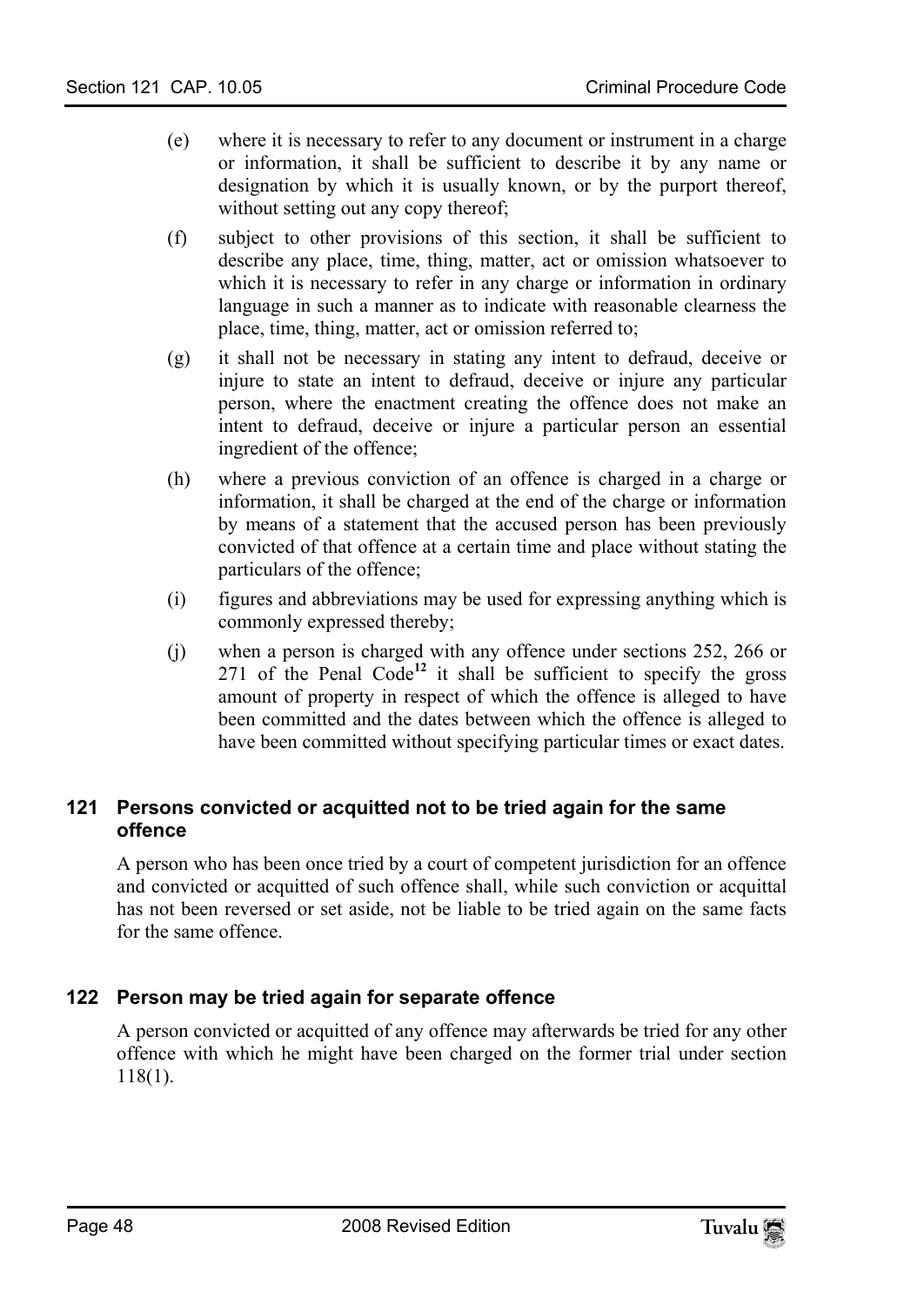(e) where it is necessary to refer to any document or instrument in a charge or information, it shall be sufficient to describe it by any name or designation by which it is usually known, or by the purport thereof, without setting out any copy thereof;

(f) subject to other provisions of this section, it shall be sufficient to describe any place, time, thing, matter, act or omission whatsoever to which it is necessary to refer in any charge or information in ordinary language in such a manner as to indicate with reasonable clearness the place, time, thing, matter, act or omission referred to;

(g) it shall not be necessary in stating any intent to defraud, deceive or injure to state an intent to defraud, deceive or injure any particular person, where the enactment creating the offence does not make an intent to defraud, deceive or injure a particular person an essential ingredient of the offence;

(h) where a previous conviction of an offence is charged in a charge or information, it shall be charged at the end of the charge or information by means of a statement that the accused person has been previously convicted of that offence at a certain time and place without stating the particulars of the offence;

(i) figures and abbreviations may be used for expressing anything which is commonly expressed thereby;

(j) when a person is charged with any offence under sections 252, 266 or 271 of the Penal Code[12] it shall be sufficient to specify the gross amount of property in respect of which the offence is alleged to have been committed and the dates between which the offence is alleged to have been committed without specifying particular times or exact dates.

## 121 Persons convicted or acquitted not to be tried again for the same offence

A person who has been once tried by a court of competent jurisdiction for an offence and convicted or acquitted of such offence shall, while such conviction or acquittal has not been reversed or set aside, not be liable to be tried again on the same facts for the same offence.

## 122 Person may be tried again for separate offence

A person convicted or acquitted of any offence may afterwards be tried for any other offence with which he might have been charged on the former trial under section 118(1).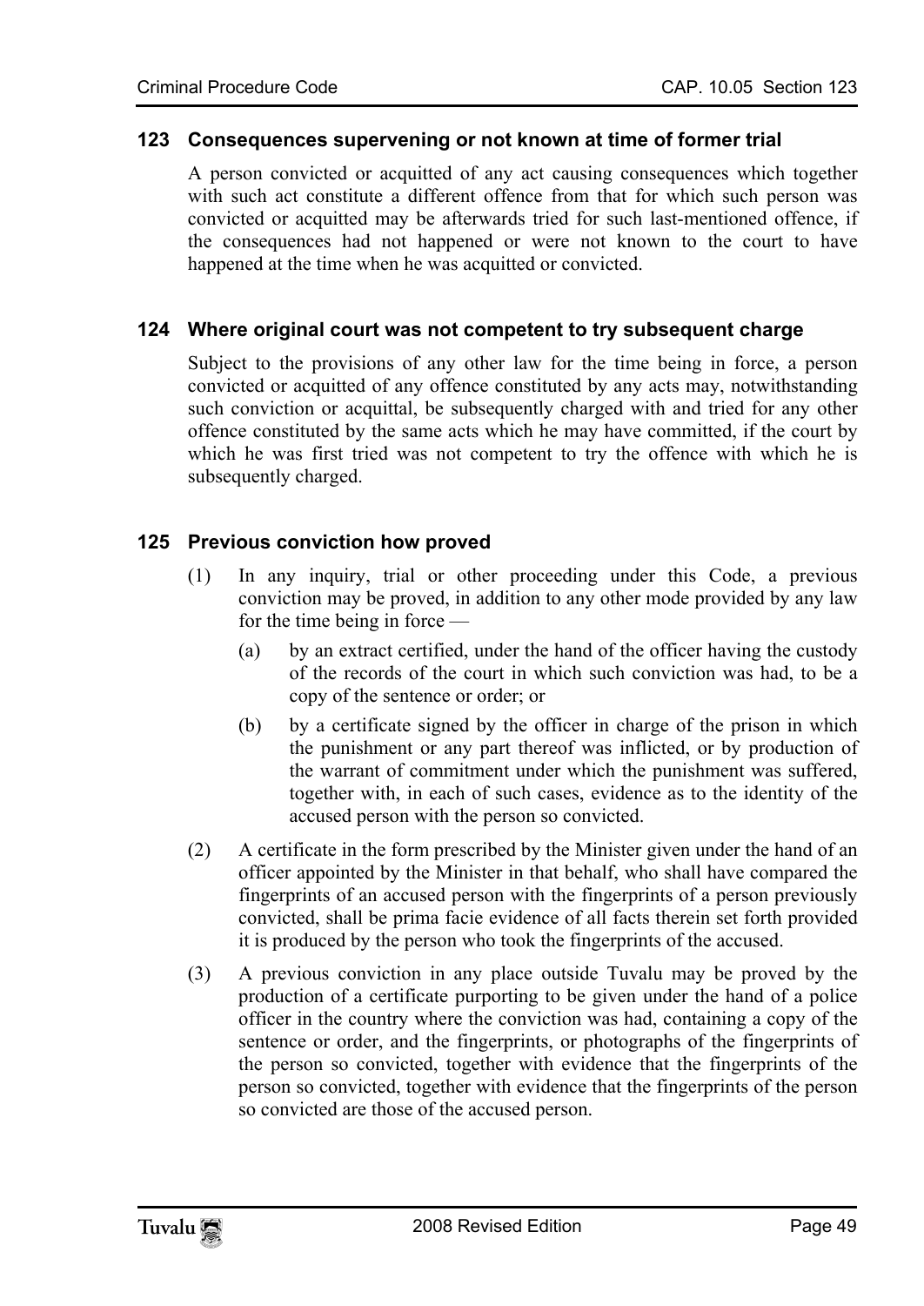### 123 Consequences supervening or not known at time of former trial

A person convicted or acquitted of any act causing consequences which together with such act constitute a different offence from that for which such person was convicted or acquitted may be afterwards tried for such last-mentioned offence, if the consequences had not happened or were not known to the court to have happened at the time when he was acquitted or convicted.

### 124 Where original court was not competent to try subsequent charge

Subject to the provisions of any other law for the time being in force, a person convicted or acquitted of any offence constituted by any acts may, notwithstanding such conviction or acquittal, be subsequently charged with and tried for any other offence constituted by the same acts which he may have committed, if the court by which he was first tried was not competent to try the offence with which he is subsequently charged.

### 125 Previous conviction how proved

(1) In any inquiry, trial or other proceeding under this Code, a previous conviction may be proved, in addition to any other mode provided by any law for the time being in force —

   (a) by an extract certified, under the hand of the officer having the custody of the records of the court in which such conviction was had, to be a copy of the sentence or order; or

   (b) by a certificate signed by the officer in charge of the prison in which the punishment or any part thereof was inflicted, or by production of the warrant of commitment under which the punishment was suffered, together with, in each of such cases, evidence as to the identity of the accused person with the person so convicted.

(2) A certificate in the form prescribed by the Minister given under the hand of an officer appointed by the Minister in that behalf, who shall have compared the fingerprints of an accused person with the fingerprints of a person previously convicted, shall be prima facie evidence of all facts therein set forth provided it is produced by the person who took the fingerprints of the accused.

(3) A previous conviction in any place outside Tuvalu may be proved by the production of a certificate purporting to be given under the hand of a police officer in the country where the conviction was had, containing a copy of the sentence or order, and the fingerprints, or photographs of the fingerprints of the person so convicted, together with evidence that the fingerprints of the person so convicted, together with evidence that the fingerprints of the person so convicted are those of the accused person.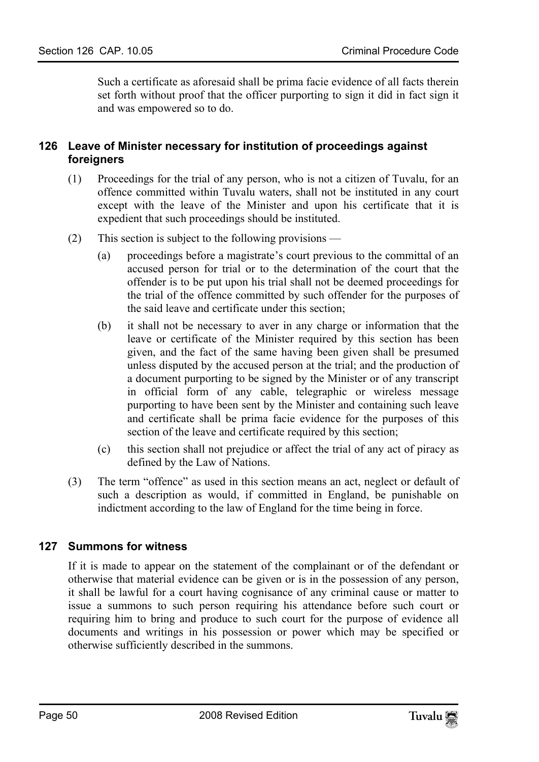Such a certificate as aforesaid shall be prima facie evidence of all facts therein set forth without proof that the officer purporting to sign it did in fact sign it and was empowered so to do.

### 126 Leave of Minister necessary for institution of proceedings against foreigners

(1) Proceedings for the trial of any person, who is not a citizen of Tuvalu, for an offence committed within Tuvalu waters, shall not be instituted in any court except with the leave of the Minister and upon his certificate that it is expedient that such proceedings should be instituted.

(2) This section is subject to the following provisions —

(a) proceedings before a magistrate's court previous to the committal of an accused person for trial or to the determination of the court that the offender is to be put upon his trial shall not be deemed proceedings for the trial of the offence committed by such offender for the purposes of the said leave and certificate under this section;

(b) it shall not be necessary to aver in any charge or information that the leave or certificate of the Minister required by this section has been given, and the fact of the same having been given shall be presumed unless disputed by the accused person at the trial; and the production of a document purporting to be signed by the Minister or of any transcript in official form of any cable, telegraphic or wireless message purporting to have been sent by the Minister and containing such leave and certificate shall be prima facie evidence for the purposes of this section of the leave and certificate required by this section;

(c) this section shall not prejudice or affect the trial of any act of piracy as defined by the Law of Nations.

(3) The term "offence" as used in this section means an act, neglect or default of such a description as would, if committed in England, be punishable on indictment according to the law of England for the time being in force.

### 127 Summons for witness

If it is made to appear on the statement of the complainant or of the defendant or otherwise that material evidence can be given or is in the possession of any person, it shall be lawful for a court having cognisance of any criminal cause or matter to issue a summons to such person requiring his attendance before such court or requiring him to bring and produce to such court for the purpose of evidence all documents and writings in his possession or power which may be specified or otherwise sufficiently described in the summons.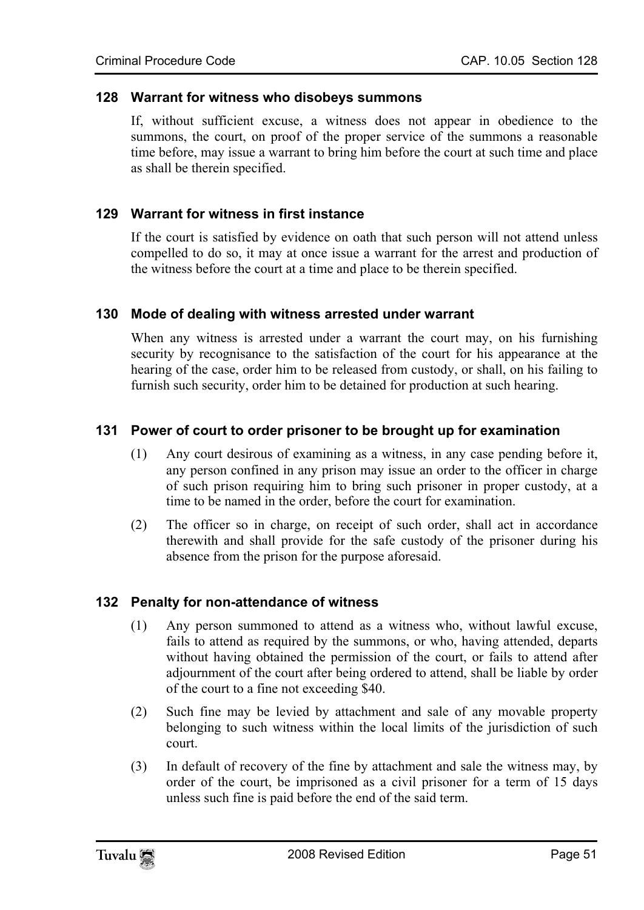### 128 Warrant for witness who disobeys summons

If, without sufficient excuse, a witness does not appear in obedience to the summons, the court, on proof of the proper service of the summons a reasonable time before, may issue a warrant to bring him before the court at such time and place as shall be therein specified.

### 129 Warrant for witness in first instance

If the court is satisfied by evidence on oath that such person will not attend unless compelled to do so, it may at once issue a warrant for the arrest and production of the witness before the court at a time and place to be therein specified.

### 130 Mode of dealing with witness arrested under warrant

When any witness is arrested under a warrant the court may, on his furnishing security by recognisance to the satisfaction of the court for his appearance at the hearing of the case, order him to be released from custody, or shall, on his failing to furnish such security, order him to be detained for production at such hearing.

### 131 Power of court to order prisoner to be brought up for examination

(1) Any court desirous of examining as a witness, in any case pending before it, any person confined in any prison may issue an order to the officer in charge of such prison requiring him to bring such prisoner in proper custody, at a time to be named in the order, before the court for examination.

(2) The officer so in charge, on receipt of such order, shall act in accordance therewith and shall provide for the safe custody of the prisoner during his absence from the prison for the purpose aforesaid.

### 132 Penalty for non-attendance of witness

(1) Any person summoned to attend as a witness who, without lawful excuse, fails to attend as required by the summons, or who, having attended, departs without having obtained the permission of the court, or fails to attend after adjournment of the court after being ordered to attend, shall be liable by order of the court to a fine not exceeding $40.

(2) Such fine may be levied by attachment and sale of any movable property belonging to such witness within the local limits of the jurisdiction of such court.

(3) In default of recovery of the fine by attachment and sale the witness may, by order of the court, be imprisoned as a civil prisoner for a term of 15 days unless such fine is paid before the end of the said term.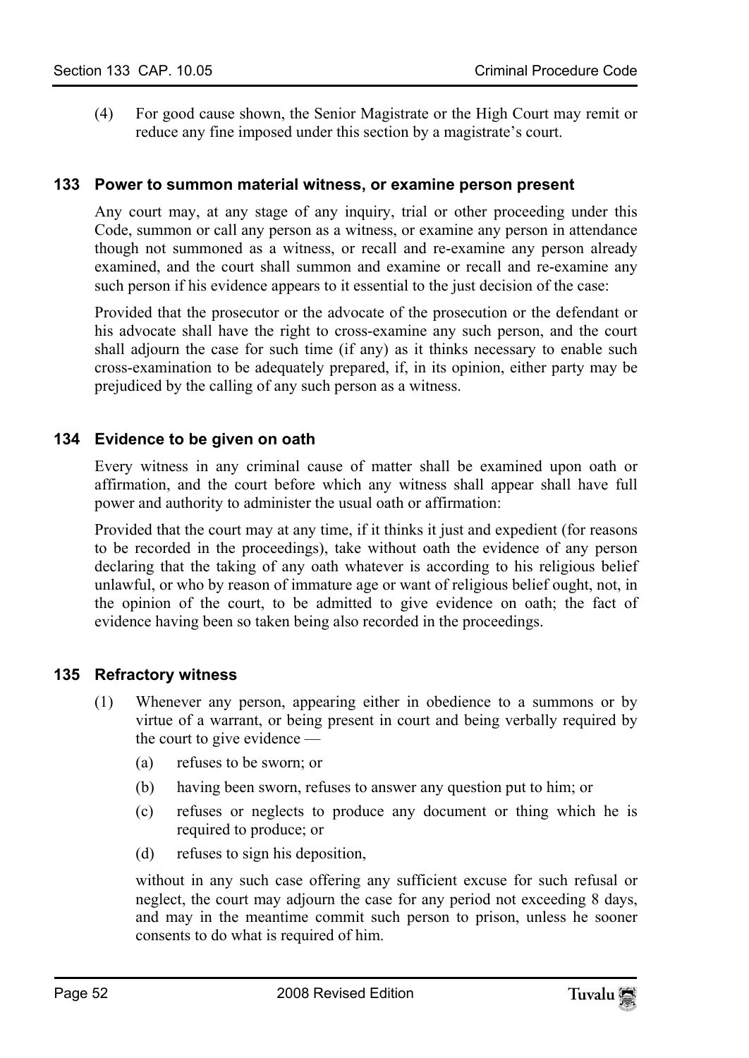(4) For good cause shown, the Senior Magistrate or the High Court may remit or reduce any fine imposed under this section by a magistrate's court.

### 133 Power to summon material witness, or examine person present

Any court may, at any stage of any inquiry, trial or other proceeding under this Code, summon or call any person as a witness, or examine any person in attendance though not summoned as a witness, or recall and re-examine any person already examined, and the court shall summon and examine or recall and re-examine any such person if his evidence appears to it essential to the just decision of the case:

Provided that the prosecutor or the advocate of the prosecution or the defendant or his advocate shall have the right to cross-examine any such person, and the court shall adjourn the case for such time (if any) as it thinks necessary to enable such cross-examination to be adequately prepared, if, in its opinion, either party may be prejudiced by the calling of any such person as a witness.

### 134 Evidence to be given on oath

Every witness in any criminal cause of matter shall be examined upon oath or affirmation, and the court before which any witness shall appear shall have full power and authority to administer the usual oath or affirmation:

Provided that the court may at any time, if it thinks it just and expedient (for reasons to be recorded in the proceedings), take without oath the evidence of any person declaring that the taking of any oath whatever is according to his religious belief unlawful, or who by reason of immature age or want of religious belief ought, not, in the opinion of the court, to be admitted to give evidence on oath; the fact of evidence having been so taken being also recorded in the proceedings.

### 135 Refractory witness

(1) Whenever any person, appearing either in obedience to a summons or by virtue of a warrant, or being present in court and being verbally required by the court to give evidence —

(a) refuses to be sworn; or

(b) having been sworn, refuses to answer any question put to him; or

(c) refuses or neglects to produce any document or thing which he is required to produce; or

(d) refuses to sign his deposition,

without in any such case offering any sufficient excuse for such refusal or neglect, the court may adjourn the case for any period not exceeding 8 days, and may in the meantime commit such person to prison, unless he sooner consents to do what is required of him.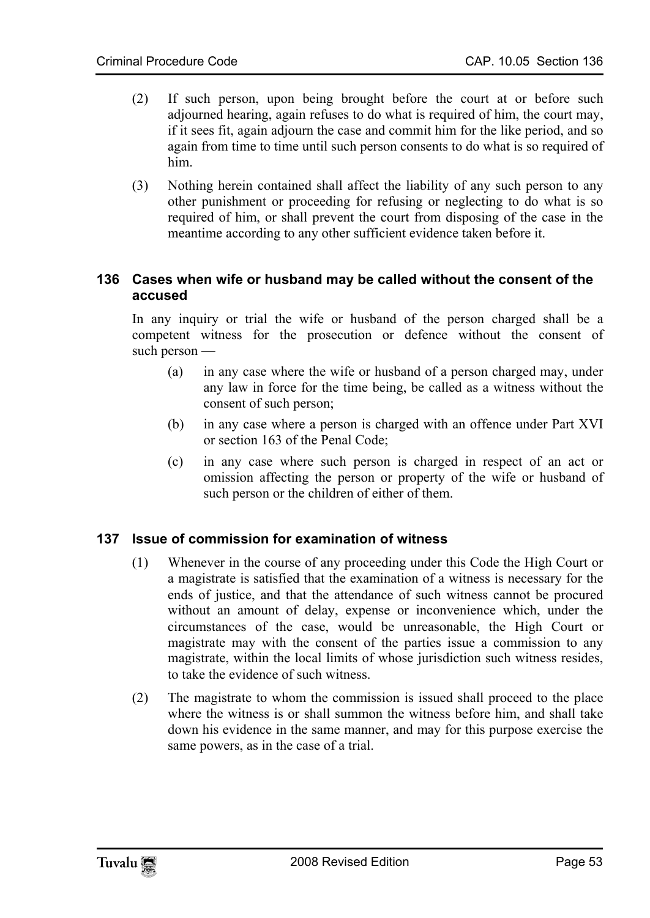(2) If such person, upon being brought before the court at or before such adjourned hearing, again refuses to do what is required of him, the court may, if it sees fit, again adjourn the case and commit him for the like period, and so again from time to time until such person consents to do what is so required of him.

(3) Nothing herein contained shall affect the liability of any such person to any other punishment or proceeding for refusing or neglecting to do what is so required of him, or shall prevent the court from disposing of the case in the meantime according to any other sufficient evidence taken before it.

### 136 Cases when wife or husband may be called without the consent of the accused

In any inquiry or trial the wife or husband of the person charged shall be a competent witness for the prosecution or defence without the consent of such person —

(a) in any case where the wife or husband of a person charged may, under any law in force for the time being, be called as a witness without the consent of such person;

(b) in any case where a person is charged with an offence under Part XVI or section 163 of the Penal Code;

(c) in any case where such person is charged in respect of an act or omission affecting the person or property of the wife or husband of such person or the children of either of them.

### 137 Issue of commission for examination of witness

(1) Whenever in the course of any proceeding under this Code the High Court or a magistrate is satisfied that the examination of a witness is necessary for the ends of justice, and that the attendance of such witness cannot be procured without an amount of delay, expense or inconvenience which, under the circumstances of the case, would be unreasonable, the High Court or magistrate may with the consent of the parties issue a commission to any magistrate, within the local limits of whose jurisdiction such witness resides, to take the evidence of such witness.

(2) The magistrate to whom the commission is issued shall proceed to the place where the witness is or shall summon the witness before him, and shall take down his evidence in the same manner, and may for this purpose exercise the same powers, as in the case of a trial.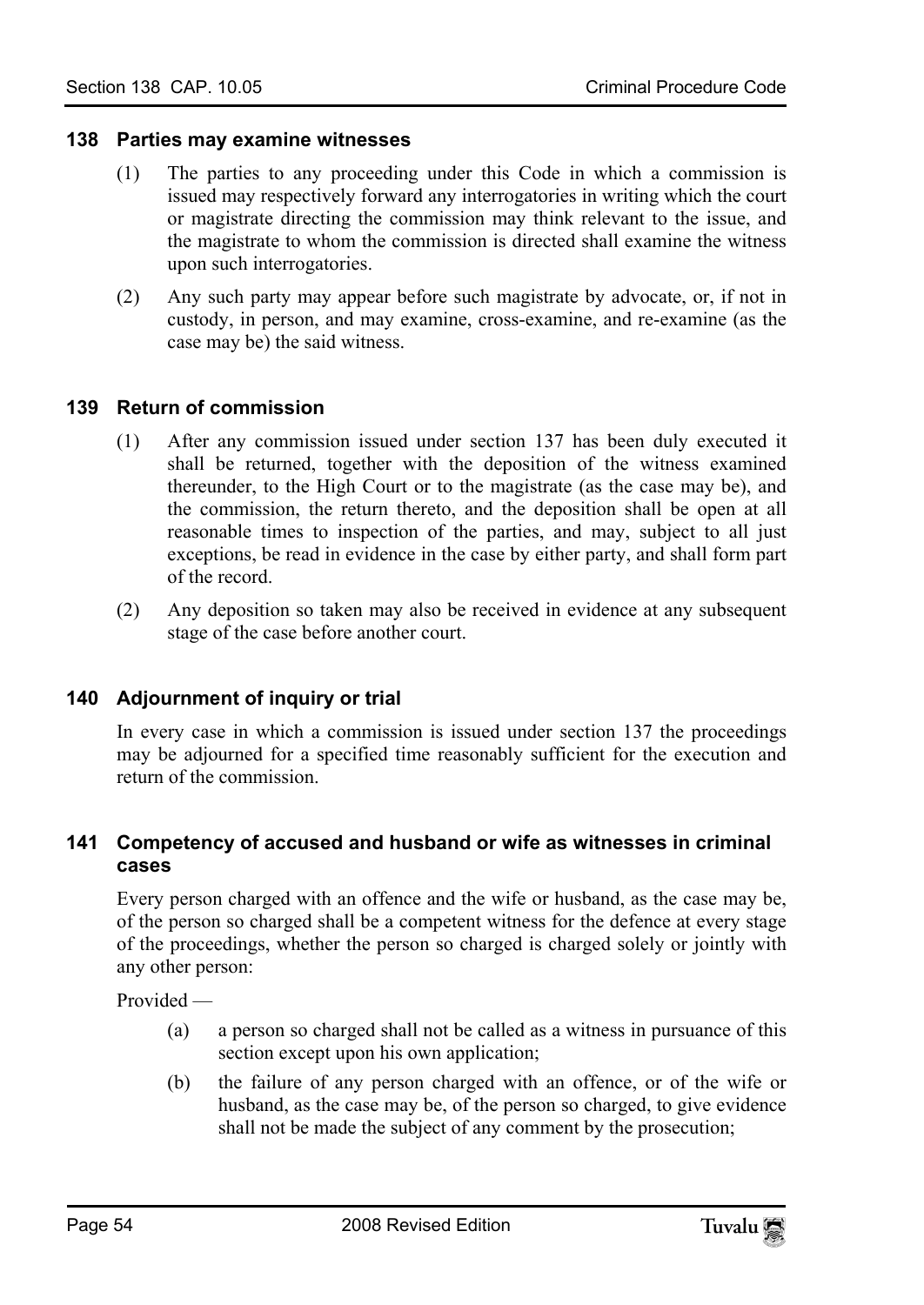#### 138 Parties may examine witnesses

(1) The parties to any proceeding under this Code in which a commission is issued may respectively forward any interrogatories in writing which the court or magistrate directing the commission may think relevant to the issue, and the magistrate to whom the commission is directed shall examine the witness upon such interrogatories.

(2) Any such party may appear before such magistrate by advocate, or, if not in custody, in person, and may examine, cross-examine, and re-examine (as the case may be) the said witness.

#### 139 Return of commission

(1) After any commission issued under section 137 has been duly executed it shall be returned, together with the deposition of the witness examined thereunder, to the High Court or to the magistrate (as the case may be), and the commission, the return thereto, and the deposition shall be open at all reasonable times to inspection of the parties, and may, subject to all just exceptions, be read in evidence in the case by either party, and shall form part of the record.

(2) Any deposition so taken may also be received in evidence at any subsequent stage of the case before another court.

#### 140 Adjournment of inquiry or trial

In every case in which a commission is issued under section 137 the proceedings may be adjourned for a specified time reasonably sufficient for the execution and return of the commission.

#### 141 Competency of accused and husband or wife as witnesses in criminal cases

Every person charged with an offence and the wife or husband, as the case may be, of the person so charged shall be a competent witness for the defence at every stage of the proceedings, whether the person so charged is charged solely or jointly with any other person:

Provided —

(a) a person so charged shall not be called as a witness in pursuance of this section except upon his own application;

(b) the failure of any person charged with an offence, or of the wife or husband, as the case may be, of the person so charged, to give evidence shall not be made the subject of any comment by the prosecution;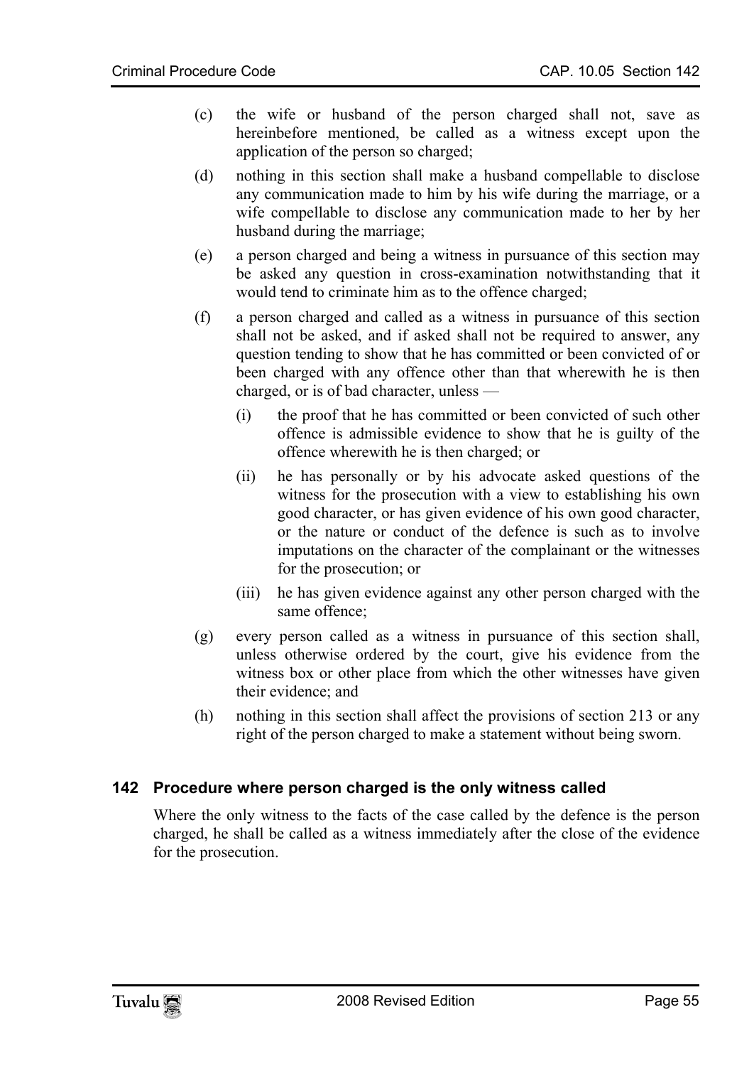(c) the wife or husband of the person charged shall not, save as hereinbefore mentioned, be called as a witness except upon the application of the person so charged;

(d) nothing in this section shall make a husband compellable to disclose any communication made to him by his wife during the marriage, or a wife compellable to disclose any communication made to her by her husband during the marriage;

(e) a person charged and being a witness in pursuance of this section may be asked any question in cross-examination notwithstanding that it would tend to criminate him as to the offence charged;

(f) a person charged and called as a witness in pursuance of this section shall not be asked, and if asked shall not be required to answer, any question tending to show that he has committed or been convicted of or been charged with any offence other than that wherewith he is then charged, or is of bad character, unless —

   (i) the proof that he has committed or been convicted of such other offence is admissible evidence to show that he is guilty of the offence wherewith he is then charged; or

   (ii) he has personally or by his advocate asked questions of the witness for the prosecution with a view to establishing his own good character, or has given evidence of his own good character, or the nature or conduct of the defence is such as to involve imputations on the character of the complainant or the witnesses for the prosecution; or

   (iii) he has given evidence against any other person charged with the same offence;

(g) every person called as a witness in pursuance of this section shall, unless otherwise ordered by the court, give his evidence from the witness box or other place from which the other witnesses have given their evidence; and

(h) nothing in this section shall affect the provisions of section 213 or any right of the person charged to make a statement without being sworn.

### 142 Procedure where person charged is the only witness called

Where the only witness to the facts of the case called by the defence is the person charged, he shall be called as a witness immediately after the close of the evidence for the prosecution.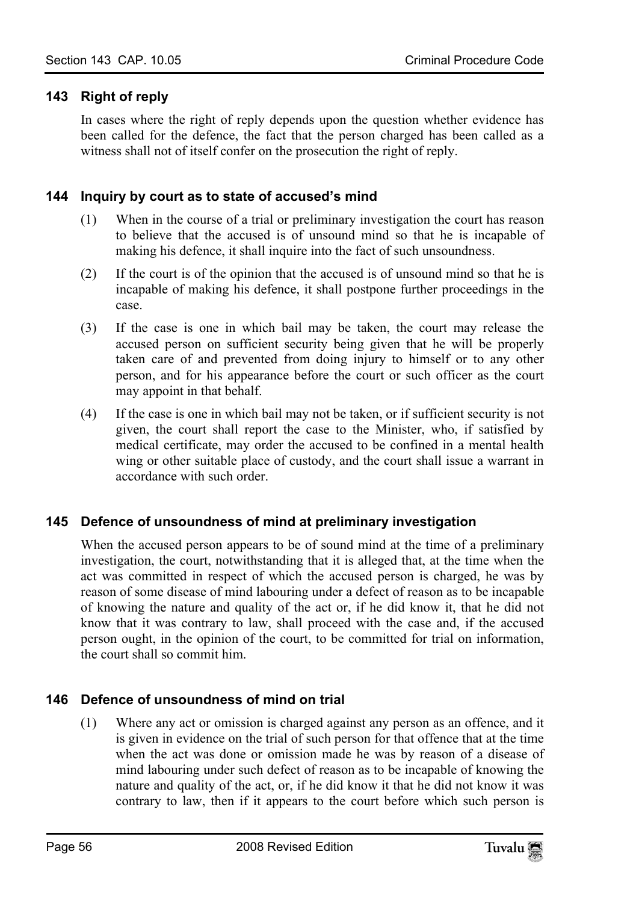### 143 Right of reply

In cases where the right of reply depends upon the question whether evidence has been called for the defence, the fact that the person charged has been called as a witness shall not of itself confer on the prosecution the right of reply.

### 144 Inquiry by court as to state of accused's mind

(1) When in the course of a trial or preliminary investigation the court has reason to believe that the accused is of unsound mind so that he is incapable of making his defence, it shall inquire into the fact of such unsoundness.

(2) If the court is of the opinion that the accused is of unsound mind so that he is incapable of making his defence, it shall postpone further proceedings in the case.

(3) If the case is one in which bail may be taken, the court may release the accused person on sufficient security being given that he will be properly taken care of and prevented from doing injury to himself or to any other person, and for his appearance before the court or such officer as the court may appoint in that behalf.

(4) If the case is one in which bail may not be taken, or if sufficient security is not given, the court shall report the case to the Minister, who, if satisfied by medical certificate, may order the accused to be confined in a mental health wing or other suitable place of custody, and the court shall issue a warrant in accordance with such order.

### 145 Defence of unsoundness of mind at preliminary investigation

When the accused person appears to be of sound mind at the time of a preliminary investigation, the court, notwithstanding that it is alleged that, at the time when the act was committed in respect of which the accused person is charged, he was by reason of some disease of mind labouring under a defect of reason as to be incapable of knowing the nature and quality of the act or, if he did know it, that he did not know that it was contrary to law, shall proceed with the case and, if the accused person ought, in the opinion of the court, to be committed for trial on information, the court shall so commit him.

### 146 Defence of unsoundness of mind on trial

(1) Where any act or omission is charged against any person as an offence, and it is given in evidence on the trial of such person for that offence that at the time when the act was done or omission made he was by reason of a disease of mind labouring under such defect of reason as to be incapable of knowing the nature and quality of the act, or, if he did know it that he did not know it was contrary to law, then if it appears to the court before which such person is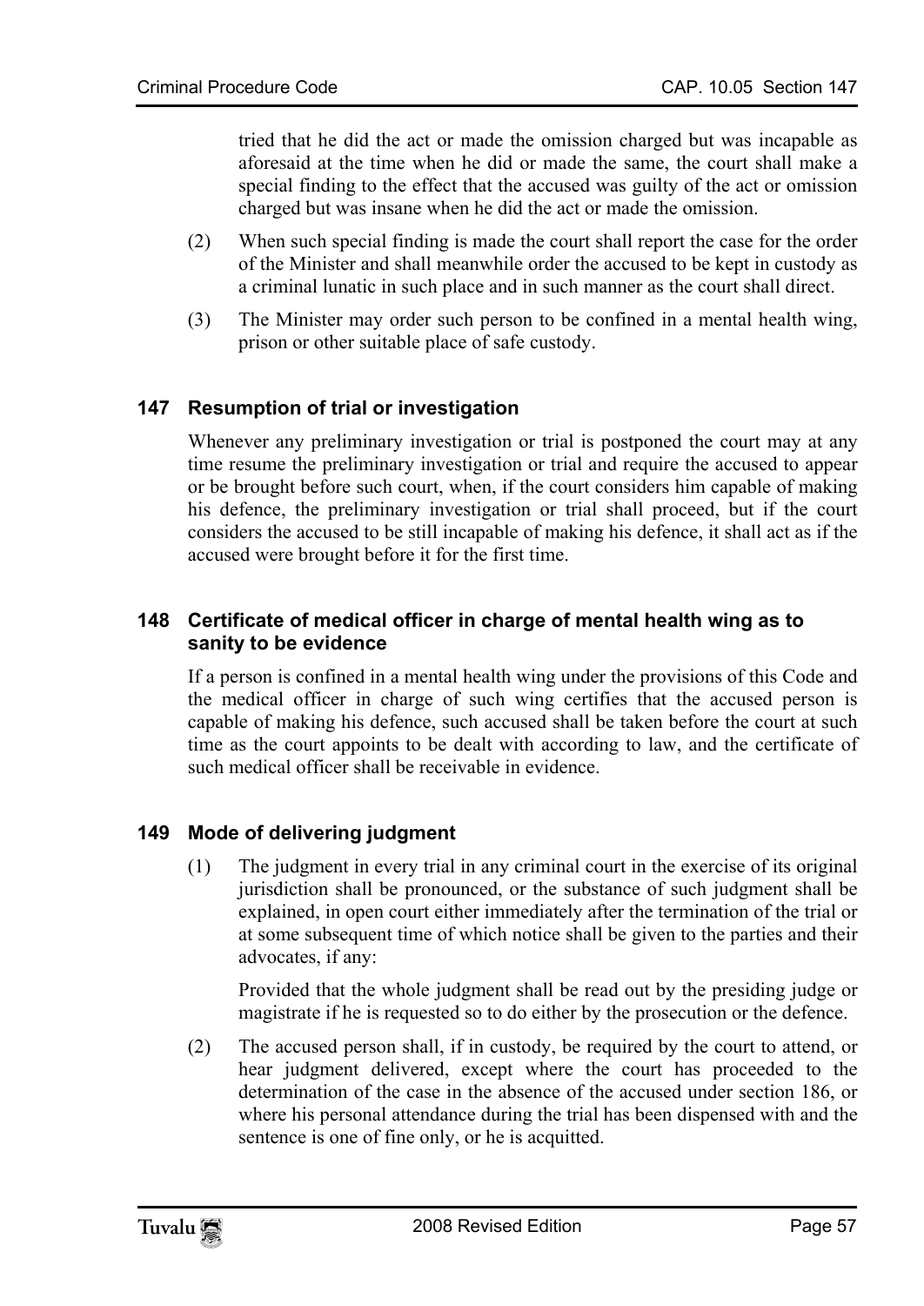tried that he did the act or made the omission charged but was incapable as aforesaid at the time when he did or made the same, the court shall make a special finding to the effect that the accused was guilty of the act or omission charged but was insane when he did the act or made the omission.

(2) When such special finding is made the court shall report the case for the order of the Minister and shall meanwhile order the accused to be kept in custody as a criminal lunatic in such place and in such manner as the court shall direct.

(3) The Minister may order such person to be confined in a mental health wing, prison or other suitable place of safe custody.

## 147 Resumption of trial or investigation

Whenever any preliminary investigation or trial is postponed the court may at any time resume the preliminary investigation or trial and require the accused to appear or be brought before such court, when, if the court considers him capable of making his defence, the preliminary investigation or trial shall proceed, but if the court considers the accused to be still incapable of making his defence, it shall act as if the accused were brought before it for the first time.

## 148 Certificate of medical officer in charge of mental health wing as to sanity to be evidence

If a person is confined in a mental health wing under the provisions of this Code and the medical officer in charge of such wing certifies that the accused person is capable of making his defence, such accused shall be taken before the court at such time as the court appoints to be dealt with according to law, and the certificate of such medical officer shall be receivable in evidence.

## 149 Mode of delivering judgment

(1) The judgment in every trial in any criminal court in the exercise of its original jurisdiction shall be pronounced, or the substance of such judgment shall be explained, in open court either immediately after the termination of the trial or at some subsequent time of which notice shall be given to the parties and their advocates, if any:

Provided that the whole judgment shall be read out by the presiding judge or magistrate if he is requested so to do either by the prosecution or the defence.

(2) The accused person shall, if in custody, be required by the court to attend, or hear judgment delivered, except where the court has proceeded to the determination of the case in the absence of the accused under section 186, or where his personal attendance during the trial has been dispensed with and the sentence is one of fine only, or he is acquitted.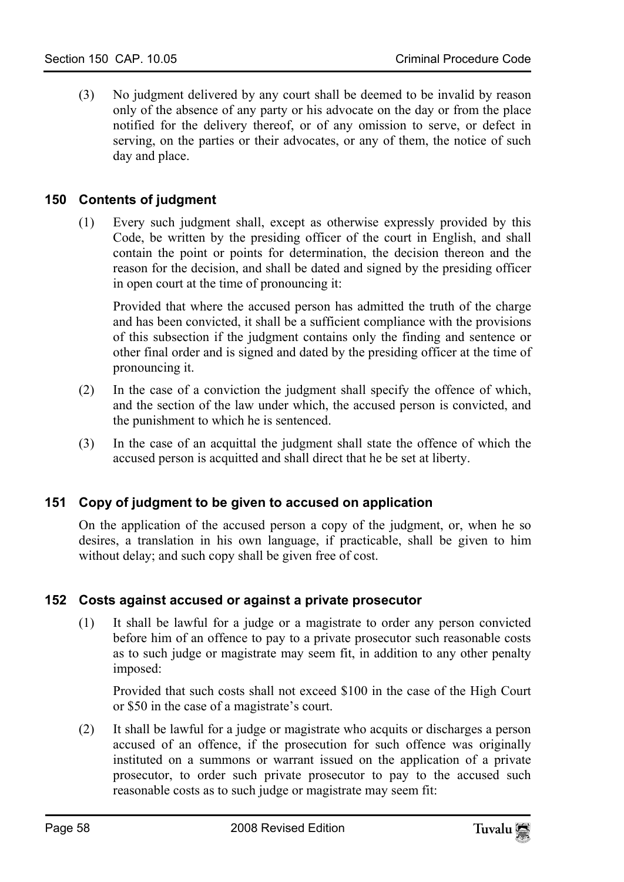(3) No judgment delivered by any court shall be deemed to be invalid by reason only of the absence of any party or his advocate on the day or from the place notified for the delivery thereof, or of any omission to serve, or defect in serving, on the parties or their advocates, or any of them, the notice of such day and place.

### 150 Contents of judgment

(1) Every such judgment shall, except as otherwise expressly provided by this Code, be written by the presiding officer of the court in English, and shall contain the point or points for determination, the decision thereon and the reason for the decision, and shall be dated and signed by the presiding officer in open court at the time of pronouncing it:

Provided that where the accused person has admitted the truth of the charge and has been convicted, it shall be a sufficient compliance with the provisions of this subsection if the judgment contains only the finding and sentence or other final order and is signed and dated by the presiding officer at the time of pronouncing it.

(2) In the case of a conviction the judgment shall specify the offence of which, and the section of the law under which, the accused person is convicted, and the punishment to which he is sentenced.

(3) In the case of an acquittal the judgment shall state the offence of which the accused person is acquitted and shall direct that he be set at liberty.

### 151 Copy of judgment to be given to accused on application

On the application of the accused person a copy of the judgment, or, when he so desires, a translation in his own language, if practicable, shall be given to him without delay; and such copy shall be given free of cost.

### 152 Costs against accused or against a private prosecutor

(1) It shall be lawful for a judge or a magistrate to order any person convicted before him of an offence to pay to a private prosecutor such reasonable costs as to such judge or magistrate may seem fit, in addition to any other penalty imposed:

Provided that such costs shall not exceed $100 in the case of the High Court or $50 in the case of a magistrate's court.

(2) It shall be lawful for a judge or magistrate who acquits or discharges a person accused of an offence, if the prosecution for such offence was originally instituted on a summons or warrant issued on the application of a private prosecutor, to order such private prosecutor to pay to the accused such reasonable costs as to such judge or magistrate may seem fit: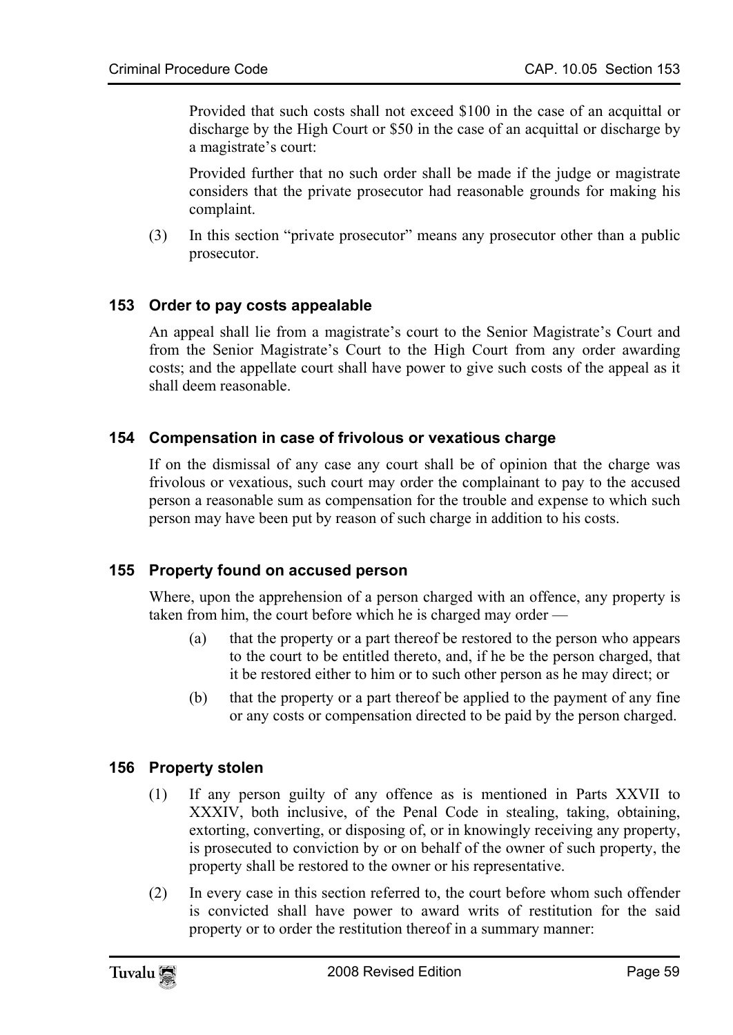Provided that such costs shall not exceed $100 in the case of an acquittal or discharge by the High Court or $50 in the case of an acquittal or discharge by a magistrate's court:

Provided further that no such order shall be made if the judge or magistrate considers that the private prosecutor had reasonable grounds for making his complaint.

(3) In this section "private prosecutor" means any prosecutor other than a public prosecutor.

### 153 Order to pay costs appealable

An appeal shall lie from a magistrate's court to the Senior Magistrate's Court and from the Senior Magistrate's Court to the High Court from any order awarding costs; and the appellate court shall have power to give such costs of the appeal as it shall deem reasonable.

### 154 Compensation in case of frivolous or vexatious charge

If on the dismissal of any case any court shall be of opinion that the charge was frivolous or vexatious, such court may order the complainant to pay to the accused person a reasonable sum as compensation for the trouble and expense to which such person may have been put by reason of such charge in addition to his costs.

### 155 Property found on accused person

Where, upon the apprehension of a person charged with an offence, any property is taken from him, the court before which he is charged may order —

(a) that the property or a part thereof be restored to the person who appears to the court to be entitled thereto, and, if he be the person charged, that it be restored either to him or to such other person as he may direct; or

(b) that the property or a part thereof be applied to the payment of any fine or any costs or compensation directed to be paid by the person charged.

### 156 Property stolen

(1) If any person guilty of any offence as is mentioned in Parts XXVII to XXXIV, both inclusive, of the Penal Code in stealing, taking, obtaining, extorting, converting, or disposing of, or in knowingly receiving any property, is prosecuted to conviction by or on behalf of the owner of such property, the property shall be restored to the owner or his representative.

(2) In every case in this section referred to, the court before whom such offender is convicted shall have power to award writs of restitution for the said property or to order the restitution thereof in a summary manner: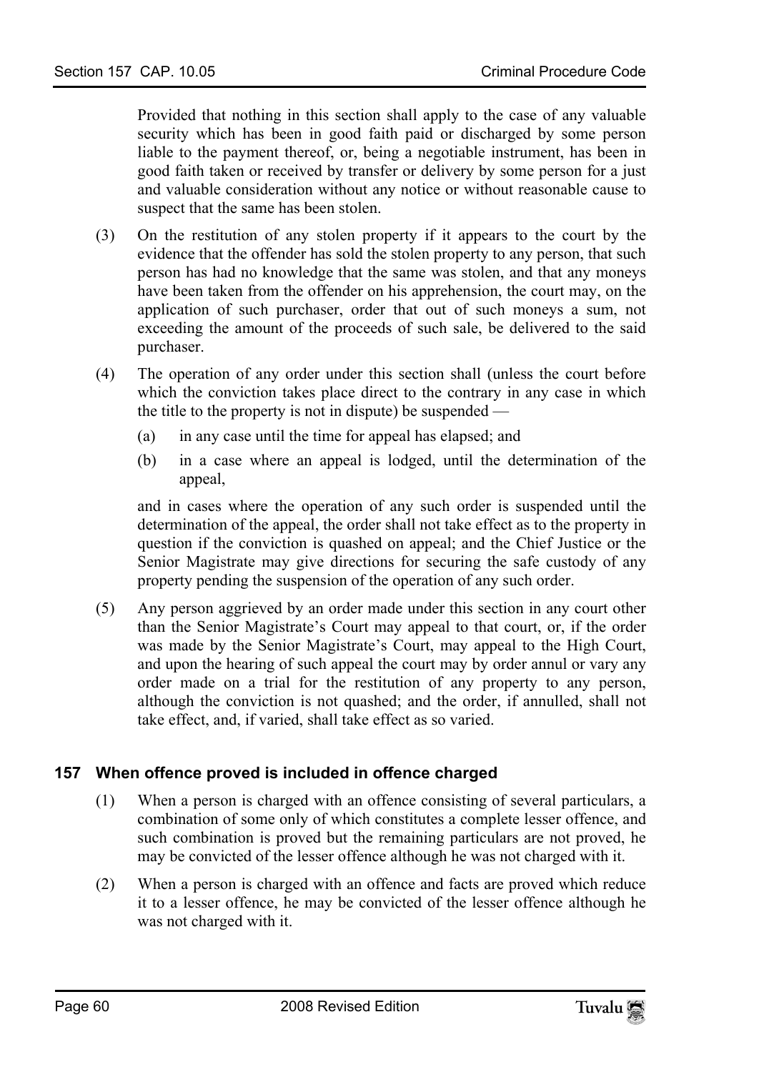Provided that nothing in this section shall apply to the case of any valuable security which has been in good faith paid or discharged by some person liable to the payment thereof, or, being a negotiable instrument, has been in good faith taken or received by transfer or delivery by some person for a just and valuable consideration without any notice or without reasonable cause to suspect that the same has been stolen.

(3) On the restitution of any stolen property if it appears to the court by the evidence that the offender has sold the stolen property to any person, that such person has had no knowledge that the same was stolen, and that any moneys have been taken from the offender on his apprehension, the court may, on the application of such purchaser, order that out of such moneys a sum, not exceeding the amount of the proceeds of such sale, be delivered to the said purchaser.

(4) The operation of any order under this section shall (unless the court before which the conviction takes place direct to the contrary in any case in which the title to the property is not in dispute) be suspended —

(a) in any case until the time for appeal has elapsed; and

(b) in a case where an appeal is lodged, until the determination of the appeal,

and in cases where the operation of any such order is suspended until the determination of the appeal, the order shall not take effect as to the property in question if the conviction is quashed on appeal; and the Chief Justice or the Senior Magistrate may give directions for securing the safe custody of any property pending the suspension of the operation of any such order.

(5) Any person aggrieved by an order made under this section in any court other than the Senior Magistrate's Court may appeal to that court, or, if the order was made by the Senior Magistrate's Court, may appeal to the High Court, and upon the hearing of such appeal the court may by order annul or vary any order made on a trial for the restitution of any property to any person, although the conviction is not quashed; and the order, if annulled, shall not take effect, and, if varied, shall take effect as so varied.

## 157 When offence proved is included in offence charged

(1) When a person is charged with an offence consisting of several particulars, a combination of some only of which constitutes a complete lesser offence, and such combination is proved but the remaining particulars are not proved, he may be convicted of the lesser offence although he was not charged with it.

(2) When a person is charged with an offence and facts are proved which reduce it to a lesser offence, he may be convicted of the lesser offence although he was not charged with it.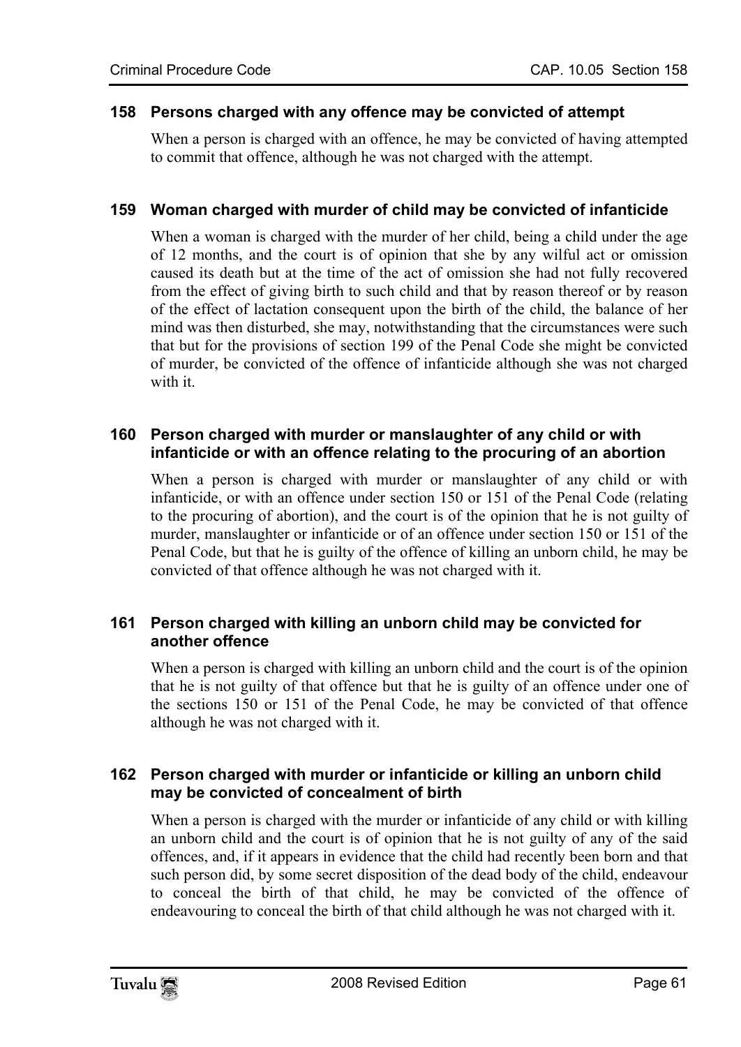### 158 Persons charged with any offence may be convicted of attempt

When a person is charged with an offence, he may be convicted of having attempted to commit that offence, although he was not charged with the attempt.

### 159 Woman charged with murder of child may be convicted of infanticide

When a woman is charged with the murder of her child, being a child under the age of 12 months, and the court is of opinion that she by any wilful act or omission caused its death but at the time of the act of omission she had not fully recovered from the effect of giving birth to such child and that by reason thereof or by reason of the effect of lactation consequent upon the birth of the child, the balance of her mind was then disturbed, she may, notwithstanding that the circumstances were such that but for the provisions of section 199 of the Penal Code she might be convicted of murder, be convicted of the offence of infanticide although she was not charged with it.

### 160 Person charged with murder or manslaughter of any child or with infanticide or with an offence relating to the procuring of an abortion

When a person is charged with murder or manslaughter of any child or with infanticide, or with an offence under section 150 or 151 of the Penal Code (relating to the procuring of abortion), and the court is of the opinion that he is not guilty of murder, manslaughter or infanticide or of an offence under section 150 or 151 of the Penal Code, but that he is guilty of the offence of killing an unborn child, he may be convicted of that offence although he was not charged with it.

### 161 Person charged with killing an unborn child may be convicted for another offence

When a person is charged with killing an unborn child and the court is of the opinion that he is not guilty of that offence but that he is guilty of an offence under one of the sections 150 or 151 of the Penal Code, he may be convicted of that offence although he was not charged with it.

### 162 Person charged with murder or infanticide or killing an unborn child may be convicted of concealment of birth

When a person is charged with the murder or infanticide of any child or with killing an unborn child and the court is of opinion that he is not guilty of any of the said offences, and, if it appears in evidence that the child had recently been born and that such person did, by some secret disposition of the dead body of the child, endeavour to conceal the birth of that child, he may be convicted of the offence of endeavouring to conceal the birth of that child although he was not charged with it.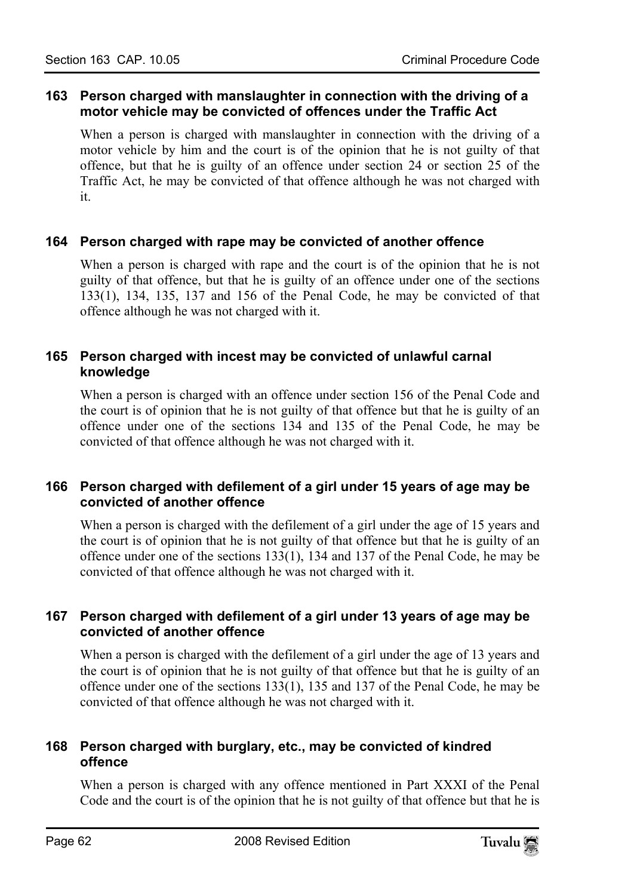### 163 Person charged with manslaughter in connection with the driving of a motor vehicle may be convicted of offences under the Traffic Act

When a person is charged with manslaughter in connection with the driving of a motor vehicle by him and the court is of the opinion that he is not guilty of that offence, but that he is guilty of an offence under section 24 or section 25 of the Traffic Act, he may be convicted of that offence although he was not charged with it.

### 164 Person charged with rape may be convicted of another offence

When a person is charged with rape and the court is of the opinion that he is not guilty of that offence, but that he is guilty of an offence under one of the sections 133(1), 134, 135, 137 and 156 of the Penal Code, he may be convicted of that offence although he was not charged with it.

### 165 Person charged with incest may be convicted of unlawful carnal knowledge

When a person is charged with an offence under section 156 of the Penal Code and the court is of opinion that he is not guilty of that offence but that he is guilty of an offence under one of the sections 134 and 135 of the Penal Code, he may be convicted of that offence although he was not charged with it.

### 166 Person charged with defilement of a girl under 15 years of age may be convicted of another offence

When a person is charged with the defilement of a girl under the age of 15 years and the court is of opinion that he is not guilty of that offence but that he is guilty of an offence under one of the sections 133(1), 134 and 137 of the Penal Code, he may be convicted of that offence although he was not charged with it.

### 167 Person charged with defilement of a girl under 13 years of age may be convicted of another offence

When a person is charged with the defilement of a girl under the age of 13 years and the court is of opinion that he is not guilty of that offence but that he is guilty of an offence under one of the sections 133(1), 135 and 137 of the Penal Code, he may be convicted of that offence although he was not charged with it.

### 168 Person charged with burglary, etc., may be convicted of kindred offence

When a person is charged with any offence mentioned in Part XXXI of the Penal Code and the court is of the opinion that he is not guilty of that offence but that he is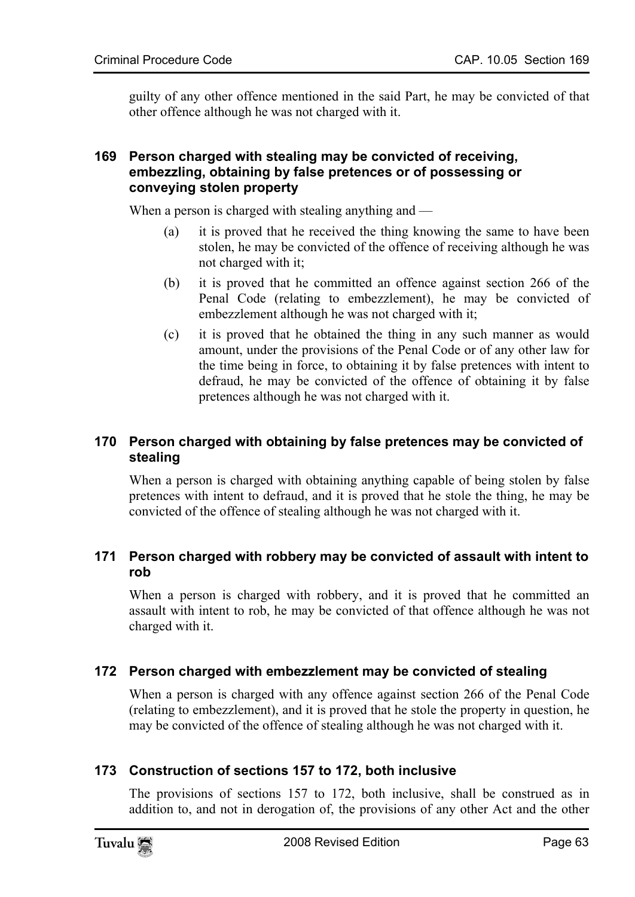guilty of any other offence mentioned in the said Part, he may be convicted of that other offence although he was not charged with it.

### 169 Person charged with stealing may be convicted of receiving, embezzling, obtaining by false pretences or of possessing or conveying stolen property

When a person is charged with stealing anything and —

(a) it is proved that he received the thing knowing the same to have been stolen, he may be convicted of the offence of receiving although he was not charged with it;

(b) it is proved that he committed an offence against section 266 of the Penal Code (relating to embezzlement), he may be convicted of embezzlement although he was not charged with it;

(c) it is proved that he obtained the thing in any such manner as would amount, under the provisions of the Penal Code or of any other law for the time being in force, to obtaining it by false pretences with intent to defraud, he may be convicted of the offence of obtaining it by false pretences although he was not charged with it.

### 170 Person charged with obtaining by false pretences may be convicted of stealing

When a person is charged with obtaining anything capable of being stolen by false pretences with intent to defraud, and it is proved that he stole the thing, he may be convicted of the offence of stealing although he was not charged with it.

### 171 Person charged with robbery may be convicted of assault with intent to rob

When a person is charged with robbery, and it is proved that he committed an assault with intent to rob, he may be convicted of that offence although he was not charged with it.

### 172 Person charged with embezzlement may be convicted of stealing

When a person is charged with any offence against section 266 of the Penal Code (relating to embezzlement), and it is proved that he stole the property in question, he may be convicted of the offence of stealing although he was not charged with it.

### 173 Construction of sections 157 to 172, both inclusive

The provisions of sections 157 to 172, both inclusive, shall be construed as in addition to, and not in derogation of, the provisions of any other Act and the other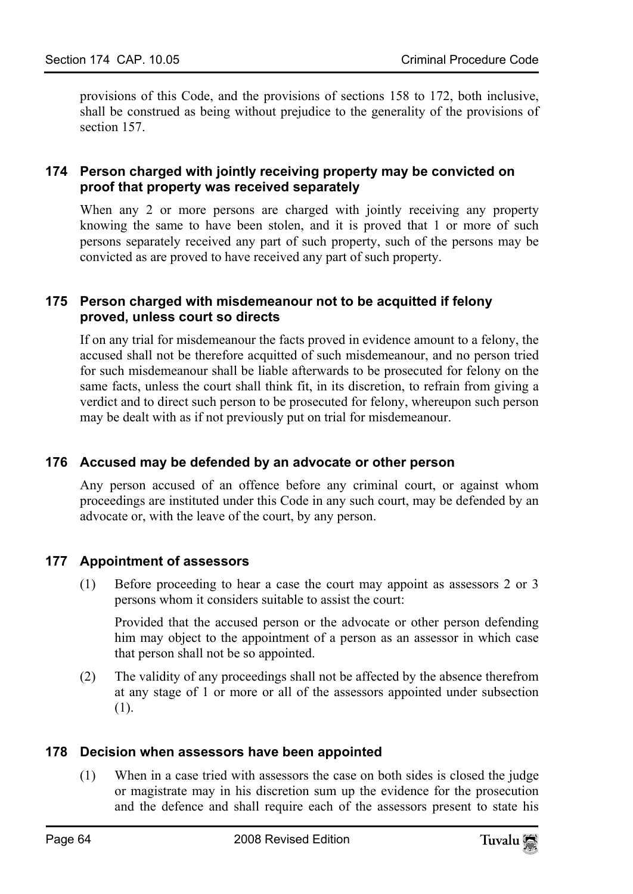provisions of this Code, and the provisions of sections 158 to 172, both inclusive, shall be construed as being without prejudice to the generality of the provisions of section 157.

### 174 Person charged with jointly receiving property may be convicted on proof that property was received separately

When any 2 or more persons are charged with jointly receiving any property knowing the same to have been stolen, and it is proved that 1 or more of such persons separately received any part of such property, such of the persons may be convicted as are proved to have received any part of such property.

### 175 Person charged with misdemeanour not to be acquitted if felony proved, unless court so directs

If on any trial for misdemeanour the facts proved in evidence amount to a felony, the accused shall not be therefore acquitted of such misdemeanour, and no person tried for such misdemeanour shall be liable afterwards to be prosecuted for felony on the same facts, unless the court shall think fit, in its discretion, to refrain from giving a verdict and to direct such person to be prosecuted for felony, whereupon such person may be dealt with as if not previously put on trial for misdemeanour.

### 176 Accused may be defended by an advocate or other person

Any person accused of an offence before any criminal court, or against whom proceedings are instituted under this Code in any such court, may be defended by an advocate or, with the leave of the court, by any person.

### 177 Appointment of assessors

(1) Before proceeding to hear a case the court may appoint as assessors 2 or 3 persons whom it considers suitable to assist the court:

Provided that the accused person or the advocate or other person defending him may object to the appointment of a person as an assessor in which case that person shall not be so appointed.

(2) The validity of any proceedings shall not be affected by the absence therefrom at any stage of 1 or more or all of the assessors appointed under subsection (1).

### 178 Decision when assessors have been appointed

(1) When in a case tried with assessors the case on both sides is closed the judge or magistrate may in his discretion sum up the evidence for the prosecution and the defence and shall require each of the assessors present to state his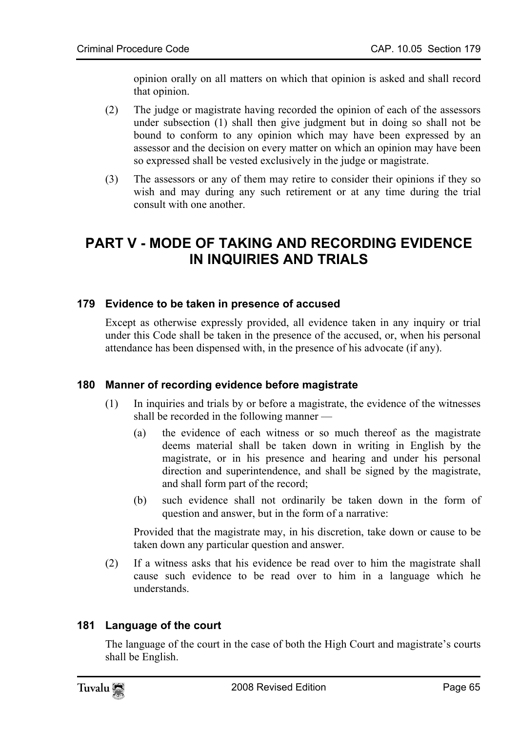opinion orally on all matters on which that opinion is asked and shall record that opinion.

(2) The judge or magistrate having recorded the opinion of each of the assessors under subsection (1) shall then give judgment but in doing so shall not be bound to conform to any opinion which may have been expressed by an assessor and the decision on every matter on which an opinion may have been so expressed shall be vested exclusively in the judge or magistrate.

(3) The assessors or any of them may retire to consider their opinions if they so wish and may during any such retirement or at any time during the trial consult with one another.

# PART V - MODE OF TAKING AND RECORDING EVIDENCE IN INQUIRIES AND TRIALS

### 179 Evidence to be taken in presence of accused

Except as otherwise expressly provided, all evidence taken in any inquiry or trial under this Code shall be taken in the presence of the accused, or, when his personal attendance has been dispensed with, in the presence of his advocate (if any).

### 180 Manner of recording evidence before magistrate

(1) In inquiries and trials by or before a magistrate, the evidence of the witnesses shall be recorded in the following manner —

(a) the evidence of each witness or so much thereof as the magistrate deems material shall be taken down in writing in English by the magistrate, or in his presence and hearing and under his personal direction and superintendence, and shall be signed by the magistrate, and shall form part of the record;

(b) such evidence shall not ordinarily be taken down in the form of question and answer, but in the form of a narrative:

Provided that the magistrate may, in his discretion, take down or cause to be taken down any particular question and answer.

(2) If a witness asks that his evidence be read over to him the magistrate shall cause such evidence to be read over to him in a language which he understands.

### 181 Language of the court

The language of the court in the case of both the High Court and magistrate's courts shall be English.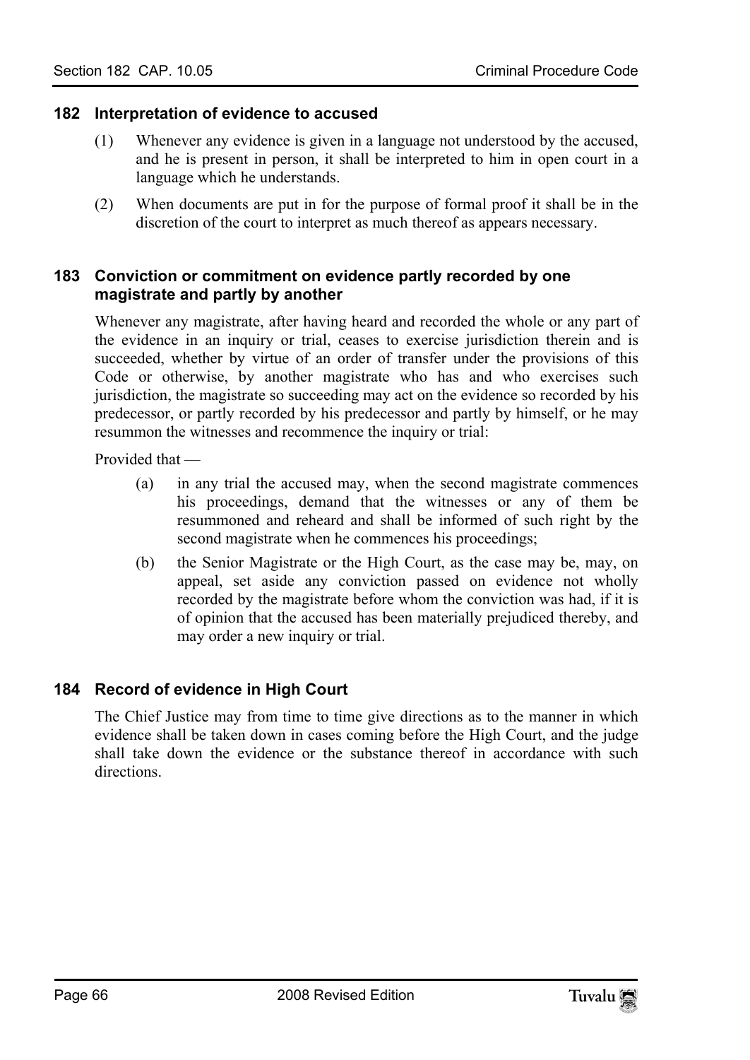### 182 Interpretation of evidence to accused

(1) Whenever any evidence is given in a language not understood by the accused, and he is present in person, it shall be interpreted to him in open court in a language which he understands.

(2) When documents are put in for the purpose of formal proof it shall be in the discretion of the court to interpret as much thereof as appears necessary.

### 183 Conviction or commitment on evidence partly recorded by one magistrate and partly by another

Whenever any magistrate, after having heard and recorded the whole or any part of the evidence in an inquiry or trial, ceases to exercise jurisdiction therein and is succeeded, whether by virtue of an order of transfer under the provisions of this Code or otherwise, by another magistrate who has and who exercises such jurisdiction, the magistrate so succeeding may act on the evidence so recorded by his predecessor, or partly recorded by his predecessor and partly by himself, or he may resummon the witnesses and recommence the inquiry or trial:

Provided that —

(a) in any trial the accused may, when the second magistrate commences his proceedings, demand that the witnesses or any of them be resummoned and reheard and shall be informed of such right by the second magistrate when he commences his proceedings;

(b) the Senior Magistrate or the High Court, as the case may be, may, on appeal, set aside any conviction passed on evidence not wholly recorded by the magistrate before whom the conviction was had, if it is of opinion that the accused has been materially prejudiced thereby, and may order a new inquiry or trial.

### 184 Record of evidence in High Court

The Chief Justice may from time to time give directions as to the manner in which evidence shall be taken down in cases coming before the High Court, and the judge shall take down the evidence or the substance thereof in accordance with such directions.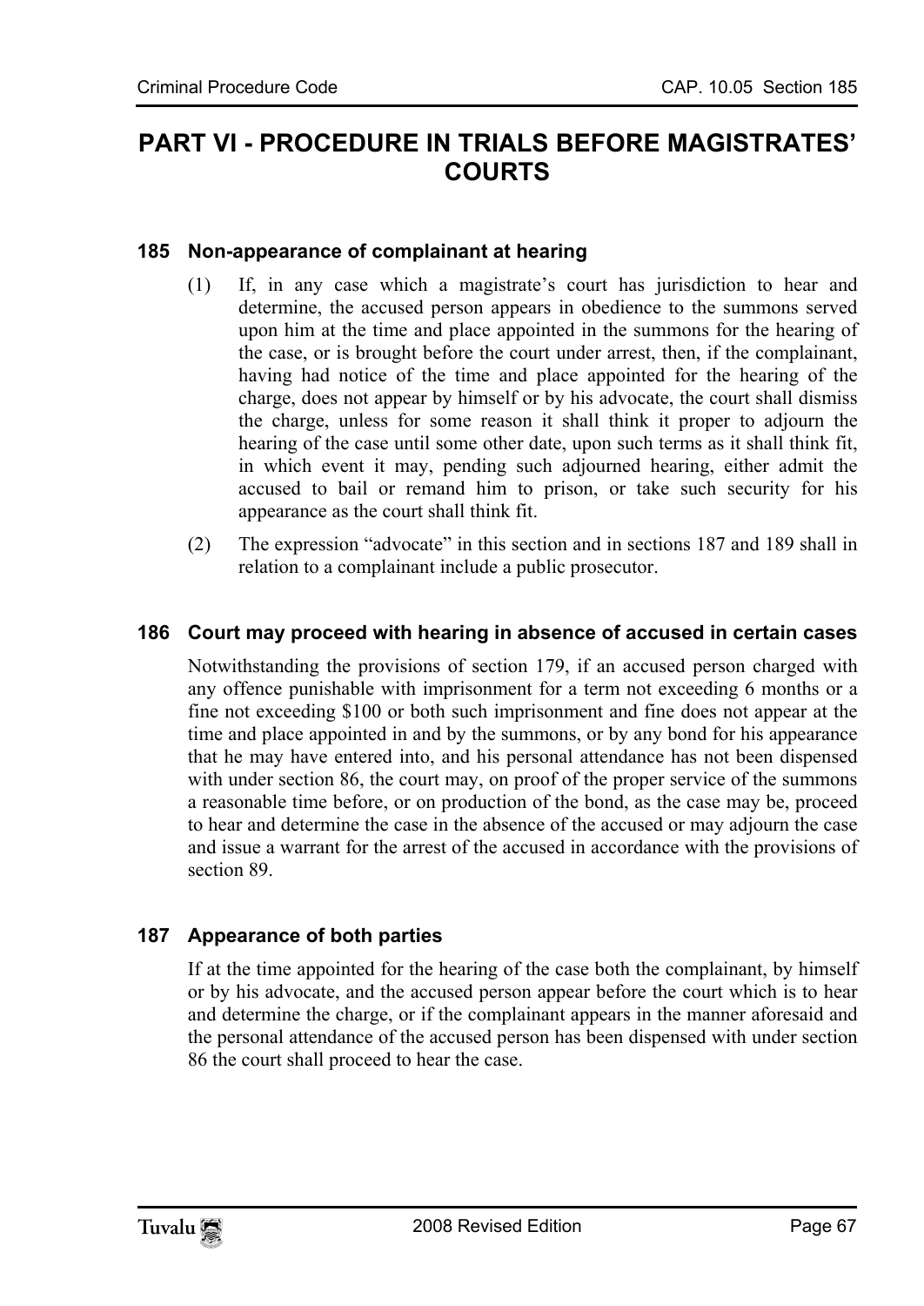# PART VI - PROCEDURE IN TRIALS BEFORE MAGISTRATES' COURTS

### 185 Non-appearance of complainant at hearing

(1) If, in any case which a magistrate's court has jurisdiction to hear and determine, the accused person appears in obedience to the summons served upon him at the time and place appointed in the summons for the hearing of the case, or is brought before the court under arrest, then, if the complainant, having had notice of the time and place appointed for the hearing of the charge, does not appear by himself or by his advocate, the court shall dismiss the charge, unless for some reason it shall think it proper to adjourn the hearing of the case until some other date, upon such terms as it shall think fit, in which event it may, pending such adjourned hearing, either admit the accused to bail or remand him to prison, or take such security for his appearance as the court shall think fit.

(2) The expression "advocate" in this section and in sections 187 and 189 shall in relation to a complainant include a public prosecutor.

### 186 Court may proceed with hearing in absence of accused in certain cases

Notwithstanding the provisions of section 179, if an accused person charged with any offence punishable with imprisonment for a term not exceeding 6 months or a fine not exceeding $100 or both such imprisonment and fine does not appear at the time and place appointed in and by the summons, or by any bond for his appearance that he may have entered into, and his personal attendance has not been dispensed with under section 86, the court may, on proof of the proper service of the summons a reasonable time before, or on production of the bond, as the case may be, proceed to hear and determine the case in the absence of the accused or may adjourn the case and issue a warrant for the arrest of the accused in accordance with the provisions of section 89.

### 187 Appearance of both parties

If at the time appointed for the hearing of the case both the complainant, by himself or by his advocate, and the accused person appear before the court which is to hear and determine the charge, or if the complainant appears in the manner aforesaid and the personal attendance of the accused person has been dispensed with under section 86 the court shall proceed to hear the case.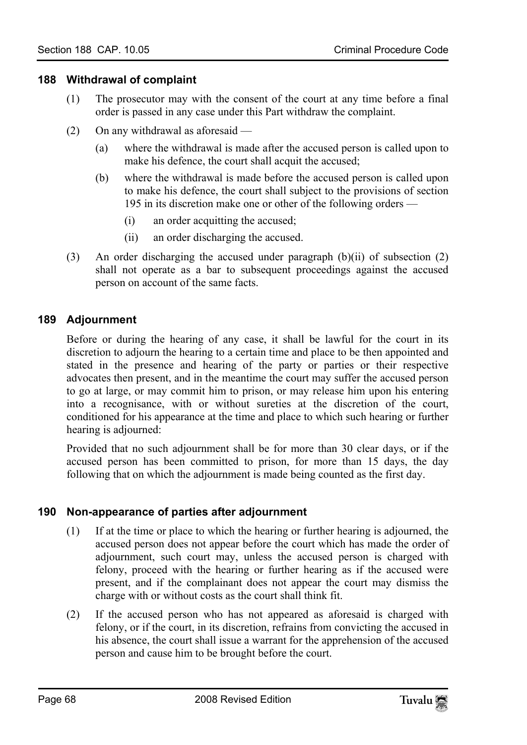### 188 Withdrawal of complaint

(1) The prosecutor may with the consent of the court at any time before a final order is passed in any case under this Part withdraw the complaint.

(2) On any withdrawal as aforesaid —

(a) where the withdrawal is made after the accused person is called upon to make his defence, the court shall acquit the accused;

(b) where the withdrawal is made before the accused person is called upon to make his defence, the court shall subject to the provisions of section 195 in its discretion make one or other of the following orders —

(i) an order acquitting the accused;

(ii) an order discharging the accused.

(3) An order discharging the accused under paragraph (b)(ii) of subsection (2) shall not operate as a bar to subsequent proceedings against the accused person on account of the same facts.

### 189 Adjournment

Before or during the hearing of any case, it shall be lawful for the court in its discretion to adjourn the hearing to a certain time and place to be then appointed and stated in the presence and hearing of the party or parties or their respective advocates then present, and in the meantime the court may suffer the accused person to go at large, or may commit him to prison, or may release him upon his entering into a recognisance, with or without sureties at the discretion of the court, conditioned for his appearance at the time and place to which such hearing or further hearing is adjourned:

Provided that no such adjournment shall be for more than 30 clear days, or if the accused person has been committed to prison, for more than 15 days, the day following that on which the adjournment is made being counted as the first day.

### 190 Non-appearance of parties after adjournment

(1) If at the time or place to which the hearing or further hearing is adjourned, the accused person does not appear before the court which has made the order of adjournment, such court may, unless the accused person is charged with felony, proceed with the hearing or further hearing as if the accused were present, and if the complainant does not appear the court may dismiss the charge with or without costs as the court shall think fit.

(2) If the accused person who has not appeared as aforesaid is charged with felony, or if the court, in its discretion, refrains from convicting the accused in his absence, the court shall issue a warrant for the apprehension of the accused person and cause him to be brought before the court.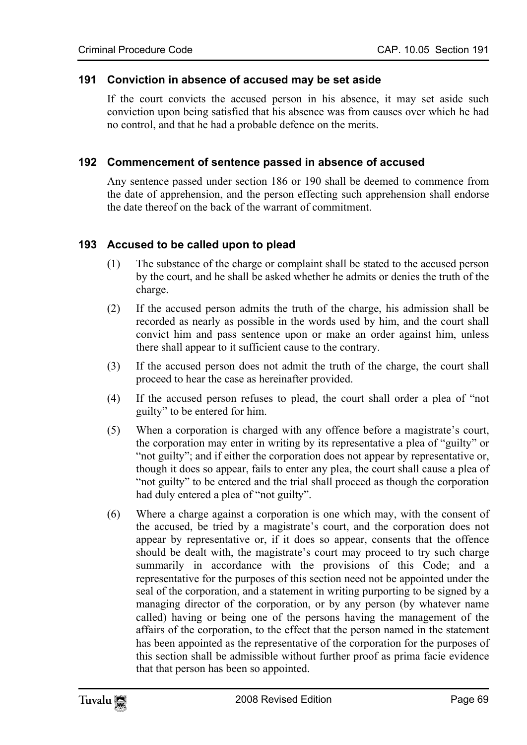### 191 Conviction in absence of accused may be set aside

If the court convicts the accused person in his absence, it may set aside such conviction upon being satisfied that his absence was from causes over which he had no control, and that he had a probable defence on the merits.

### 192 Commencement of sentence passed in absence of accused

Any sentence passed under section 186 or 190 shall be deemed to commence from the date of apprehension, and the person effecting such apprehension shall endorse the date thereof on the back of the warrant of commitment.

### 193 Accused to be called upon to plead

(1) The substance of the charge or complaint shall be stated to the accused person by the court, and he shall be asked whether he admits or denies the truth of the charge.

(2) If the accused person admits the truth of the charge, his admission shall be recorded as nearly as possible in the words used by him, and the court shall convict him and pass sentence upon or make an order against him, unless there shall appear to it sufficient cause to the contrary.

(3) If the accused person does not admit the truth of the charge, the court shall proceed to hear the case as hereinafter provided.

(4) If the accused person refuses to plead, the court shall order a plea of "not guilty" to be entered for him.

(5) When a corporation is charged with any offence before a magistrate's court, the corporation may enter in writing by its representative a plea of "guilty" or "not guilty"; and if either the corporation does not appear by representative or, though it does so appear, fails to enter any plea, the court shall cause a plea of "not guilty" to be entered and the trial shall proceed as though the corporation had duly entered a plea of "not guilty".

(6) Where a charge against a corporation is one which may, with the consent of the accused, be tried by a magistrate's court, and the corporation does not appear by representative or, if it does so appear, consents that the offence should be dealt with, the magistrate's court may proceed to try such charge summarily in accordance with the provisions of this Code; and a representative for the purposes of this section need not be appointed under the seal of the corporation, and a statement in writing purporting to be signed by a managing director of the corporation, or by any person (by whatever name called) having or being one of the persons having the management of the affairs of the corporation, to the effect that the person named in the statement has been appointed as the representative of the corporation for the purposes of this section shall be admissible without further proof as prima facie evidence that that person has been so appointed.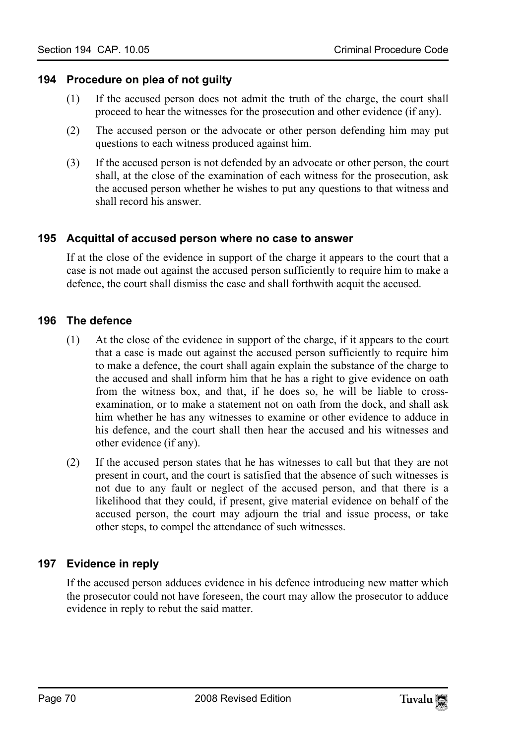## 194 Procedure on plea of not guilty

(1) If the accused person does not admit the truth of the charge, the court shall proceed to hear the witnesses for the prosecution and other evidence (if any).

(2) The accused person or the advocate or other person defending him may put questions to each witness produced against him.

(3) If the accused person is not defended by an advocate or other person, the court shall, at the close of the examination of each witness for the prosecution, ask the accused person whether he wishes to put any questions to that witness and shall record his answer.

## 195 Acquittal of accused person where no case to answer

If at the close of the evidence in support of the charge it appears to the court that a case is not made out against the accused person sufficiently to require him to make a defence, the court shall dismiss the case and shall forthwith acquit the accused.

## 196 The defence

(1) At the close of the evidence in support of the charge, if it appears to the court that a case is made out against the accused person sufficiently to require him to make a defence, the court shall again explain the substance of the charge to the accused and shall inform him that he has a right to give evidence on oath from the witness box, and that, if he does so, he will be liable to cross-examination, or to make a statement not on oath from the dock, and shall ask him whether he has any witnesses to examine or other evidence to adduce in his defence, and the court shall then hear the accused and his witnesses and other evidence (if any).

(2) If the accused person states that he has witnesses to call but that they are not present in court, and the court is satisfied that the absence of such witnesses is not due to any fault or neglect of the accused person, and that there is a likelihood that they could, if present, give material evidence on behalf of the accused person, the court may adjourn the trial and issue process, or take other steps, to compel the attendance of such witnesses.

## 197 Evidence in reply

If the accused person adduces evidence in his defence introducing new matter which the prosecutor could not have foreseen, the court may allow the prosecutor to adduce evidence in reply to rebut the said matter.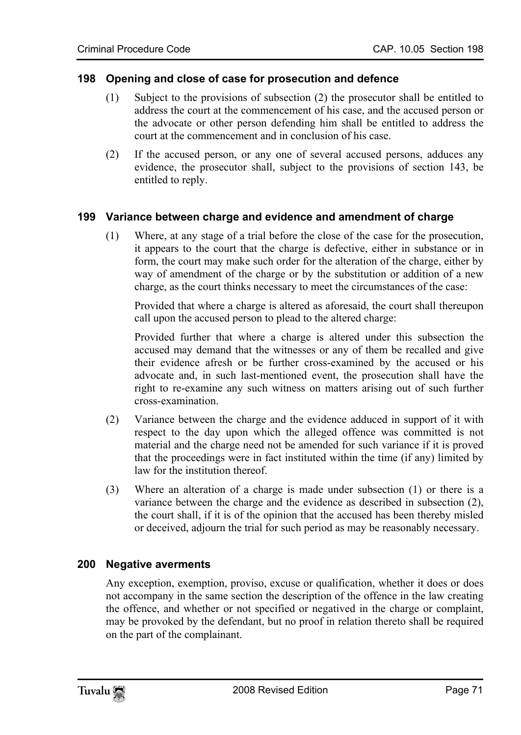### 198 Opening and close of case for prosecution and defence

(1) Subject to the provisions of subsection (2) the prosecutor shall be entitled to address the court at the commencement of his case, and the accused person or the advocate or other person defending him shall be entitled to address the court at the commencement and in conclusion of his case.

(2) If the accused person, or any one of several accused persons, adduces any evidence, the prosecutor shall, subject to the provisions of section 143, be entitled to reply.

### 199 Variance between charge and evidence and amendment of charge

(1) Where, at any stage of a trial before the close of the case for the prosecution, it appears to the court that the charge is defective, either in substance or in form, the court may make such order for the alteration of the charge, either by way of amendment of the charge or by the substitution or addition of a new charge, as the court thinks necessary to meet the circumstances of the case:

Provided that where a charge is altered as aforesaid, the court shall thereupon call upon the accused person to plead to the altered charge:

Provided further that where a charge is altered under this subsection the accused may demand that the witnesses or any of them be recalled and give their evidence afresh or be further cross-examined by the accused or his advocate and, in such last-mentioned event, the prosecution shall have the right to re-examine any such witness on matters arising out of such further cross-examination.

(2) Variance between the charge and the evidence adduced in support of it with respect to the day upon which the alleged offence was committed is not material and the charge need not be amended for such variance if it is proved that the proceedings were in fact instituted within the time (if any) limited by law for the institution thereof.

(3) Where an alteration of a charge is made under subsection (1) or there is a variance between the charge and the evidence as described in subsection (2), the court shall, if it is of the opinion that the accused has been thereby misled or deceived, adjourn the trial for such period as may be reasonably necessary.

### 200 Negative averments

Any exception, exemption, proviso, excuse or qualification, whether it does or does not accompany in the same section the description of the offence in the law creating the offence, and whether or not specified or negatived in the charge or complaint, may be provoked by the defendant, but no proof in relation thereto shall be required on the part of the complainant.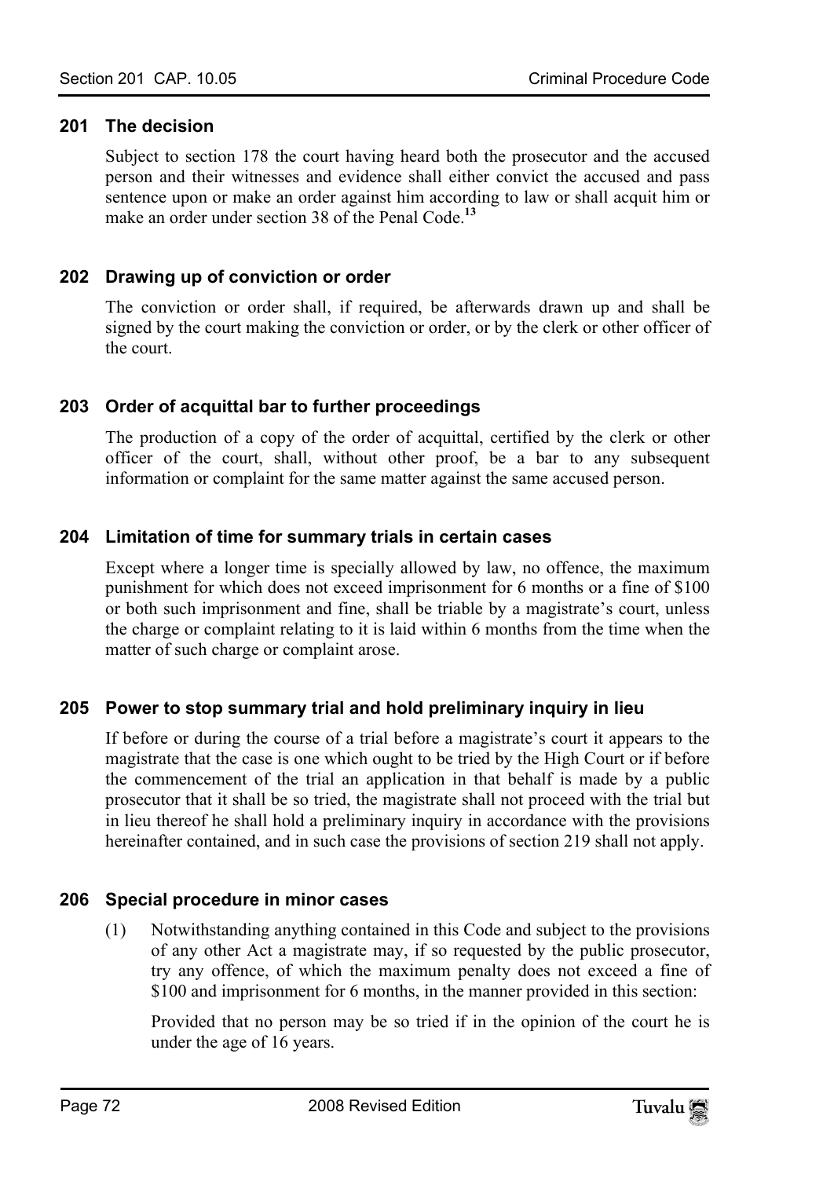### 201 The decision

Subject to section 178 the court having heard both the prosecutor and the accused person and their witnesses and evidence shall either convict the accused and pass sentence upon or make an order against him according to law or shall acquit him or make an order under section 38 of the Penal Code.[13]

### 202 Drawing up of conviction or order

The conviction or order shall, if required, be afterwards drawn up and shall be signed by the court making the conviction or order, or by the clerk or other officer of the court.

### 203 Order of acquittal bar to further proceedings

The production of a copy of the order of acquittal, certified by the clerk or other officer of the court, shall, without other proof, be a bar to any subsequent information or complaint for the same matter against the same accused person.

### 204 Limitation of time for summary trials in certain cases

Except where a longer time is specially allowed by law, no offence, the maximum punishment for which does not exceed imprisonment for 6 months or a fine of $100 or both such imprisonment and fine, shall be triable by a magistrate's court, unless the charge or complaint relating to it is laid within 6 months from the time when the matter of such charge or complaint arose.

### 205 Power to stop summary trial and hold preliminary inquiry in lieu

If before or during the course of a trial before a magistrate's court it appears to the magistrate that the case is one which ought to be tried by the High Court or if before the commencement of the trial an application in that behalf is made by a public prosecutor that it shall be so tried, the magistrate shall not proceed with the trial but in lieu thereof he shall hold a preliminary inquiry in accordance with the provisions hereinafter contained, and in such case the provisions of section 219 shall not apply.

### 206 Special procedure in minor cases

(1) Notwithstanding anything contained in this Code and subject to the provisions of any other Act a magistrate may, if so requested by the public prosecutor, try any offence, of which the maximum penalty does not exceed a fine of $100 and imprisonment for 6 months, in the manner provided in this section:

Provided that no person may be so tried if in the opinion of the court he is under the age of 16 years.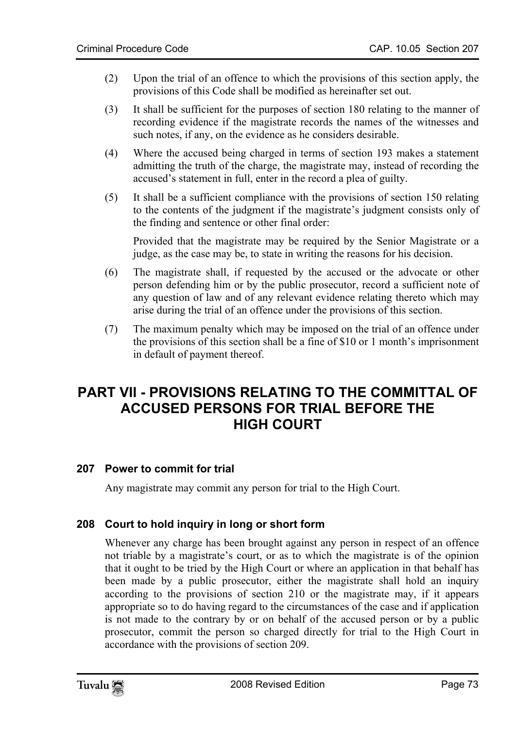(2) Upon the trial of an offence to which the provisions of this section apply, the provisions of this Code shall be modified as hereinafter set out.

(3) It shall be sufficient for the purposes of section 180 relating to the manner of recording evidence if the magistrate records the names of the witnesses and such notes, if any, on the evidence as he considers desirable.

(4) Where the accused being charged in terms of section 193 makes a statement admitting the truth of the charge, the magistrate may, instead of recording the accused's statement in full, enter in the record a plea of guilty.

(5) It shall be a sufficient compliance with the provisions of section 150 relating to the contents of the judgment if the magistrate's judgment consists only of the finding and sentence or other final order:

Provided that the magistrate may be required by the Senior Magistrate or a judge, as the case may be, to state in writing the reasons for his decision.

(6) The magistrate shall, if requested by the accused or the advocate or other person defending him or by the public prosecutor, record a sufficient note of any question of law and of any relevant evidence relating thereto which may arise during the trial of an offence under the provisions of this section.

(7) The maximum penalty which may be imposed on the trial of an offence under the provisions of this section shall be a fine of $10 or 1 month's imprisonment in default of payment thereof.

# PART VII - PROVISIONS RELATING TO THE COMMITTAL OF ACCUSED PERSONS FOR TRIAL BEFORE THE HIGH COURT

### 207 Power to commit for trial

Any magistrate may commit any person for trial to the High Court.

### 208 Court to hold inquiry in long or short form

Whenever any charge has been brought against any person in respect of an offence not triable by a magistrate's court, or as to which the magistrate is of the opinion that it ought to be tried by the High Court or where an application in that behalf has been made by a public prosecutor, either the magistrate shall hold an inquiry according to the provisions of section 210 or the magistrate may, if it appears appropriate so to do having regard to the circumstances of the case and if application is not made to the contrary by or on behalf of the accused person or by a public prosecutor, commit the person so charged directly for trial to the High Court in accordance with the provisions of section 209.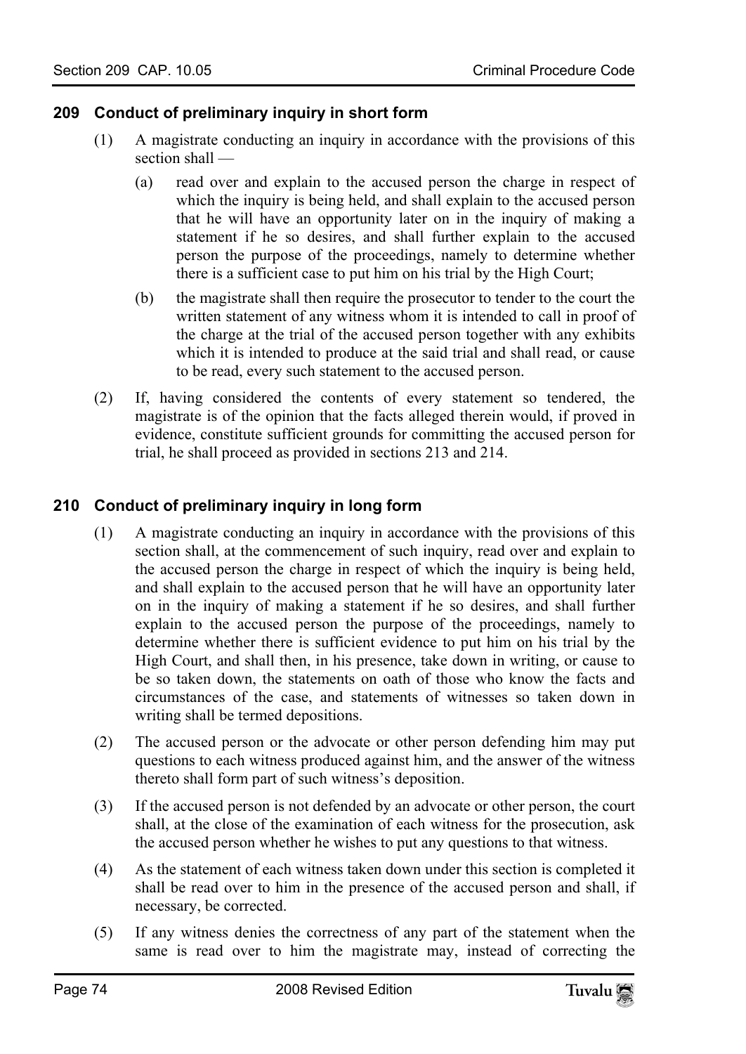### 209 Conduct of preliminary inquiry in short form

(1) A magistrate conducting an inquiry in accordance with the provisions of this section shall —

(a) read over and explain to the accused person the charge in respect of which the inquiry is being held, and shall explain to the accused person that he will have an opportunity later on in the inquiry of making a statement if he so desires, and shall further explain to the accused person the purpose of the proceedings, namely to determine whether there is a sufficient case to put him on his trial by the High Court;

(b) the magistrate shall then require the prosecutor to tender to the court the written statement of any witness whom it is intended to call in proof of the charge at the trial of the accused person together with any exhibits which it is intended to produce at the said trial and shall read, or cause to be read, every such statement to the accused person.

(2) If, having considered the contents of every statement so tendered, the magistrate is of the opinion that the facts alleged therein would, if proved in evidence, constitute sufficient grounds for committing the accused person for trial, he shall proceed as provided in sections 213 and 214.

### 210 Conduct of preliminary inquiry in long form

(1) A magistrate conducting an inquiry in accordance with the provisions of this section shall, at the commencement of such inquiry, read over and explain to the accused person the charge in respect of which the inquiry is being held, and shall explain to the accused person that he will have an opportunity later on in the inquiry of making a statement if he so desires, and shall further explain to the accused person the purpose of the proceedings, namely to determine whether there is sufficient evidence to put him on his trial by the High Court, and shall then, in his presence, take down in writing, or cause to be so taken down, the statements on oath of those who know the facts and circumstances of the case, and statements of witnesses so taken down in writing shall be termed depositions.

(2) The accused person or the advocate or other person defending him may put questions to each witness produced against him, and the answer of the witness thereto shall form part of such witness's deposition.

(3) If the accused person is not defended by an advocate or other person, the court shall, at the close of the examination of each witness for the prosecution, ask the accused person whether he wishes to put any questions to that witness.

(4) As the statement of each witness taken down under this section is completed it shall be read over to him in the presence of the accused person and shall, if necessary, be corrected.

(5) If any witness denies the correctness of any part of the statement when the same is read over to him the magistrate may, instead of correcting the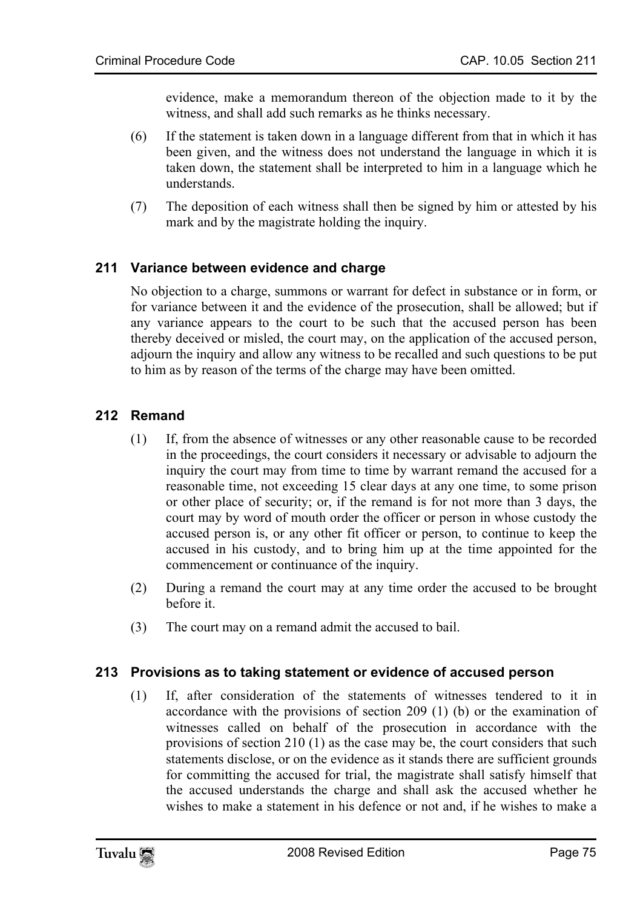evidence, make a memorandum thereon of the objection made to it by the witness, and shall add such remarks as he thinks necessary.

(6) If the statement is taken down in a language different from that in which it has been given, and the witness does not understand the language in which it is taken down, the statement shall be interpreted to him in a language which he understands.

(7) The deposition of each witness shall then be signed by him or attested by his mark and by the magistrate holding the inquiry.

### 211 Variance between evidence and charge

No objection to a charge, summons or warrant for defect in substance or in form, or for variance between it and the evidence of the prosecution, shall be allowed; but if any variance appears to the court to be such that the accused person has been thereby deceived or misled, the court may, on the application of the accused person, adjourn the inquiry and allow any witness to be recalled and such questions to be put to him as by reason of the terms of the charge may have been omitted.

### 212 Remand

(1) If, from the absence of witnesses or any other reasonable cause to be recorded in the proceedings, the court considers it necessary or advisable to adjourn the inquiry the court may from time to time by warrant remand the accused for a reasonable time, not exceeding 15 clear days at any one time, to some prison or other place of security; or, if the remand is for not more than 3 days, the court may by word of mouth order the officer or person in whose custody the accused person is, or any other fit officer or person, to continue to keep the accused in his custody, and to bring him up at the time appointed for the commencement or continuance of the inquiry.

(2) During a remand the court may at any time order the accused to be brought before it.

(3) The court may on a remand admit the accused to bail.

### 213 Provisions as to taking statement or evidence of accused person

(1) If, after consideration of the statements of witnesses tendered to it in accordance with the provisions of section 209 (1) (b) or the examination of witnesses called on behalf of the prosecution in accordance with the provisions of section 210 (1) as the case may be, the court considers that such statements disclose, or on the evidence as it stands there are sufficient grounds for committing the accused for trial, the magistrate shall satisfy himself that the accused understands the charge and shall ask the accused whether he wishes to make a statement in his defence or not and, if he wishes to make a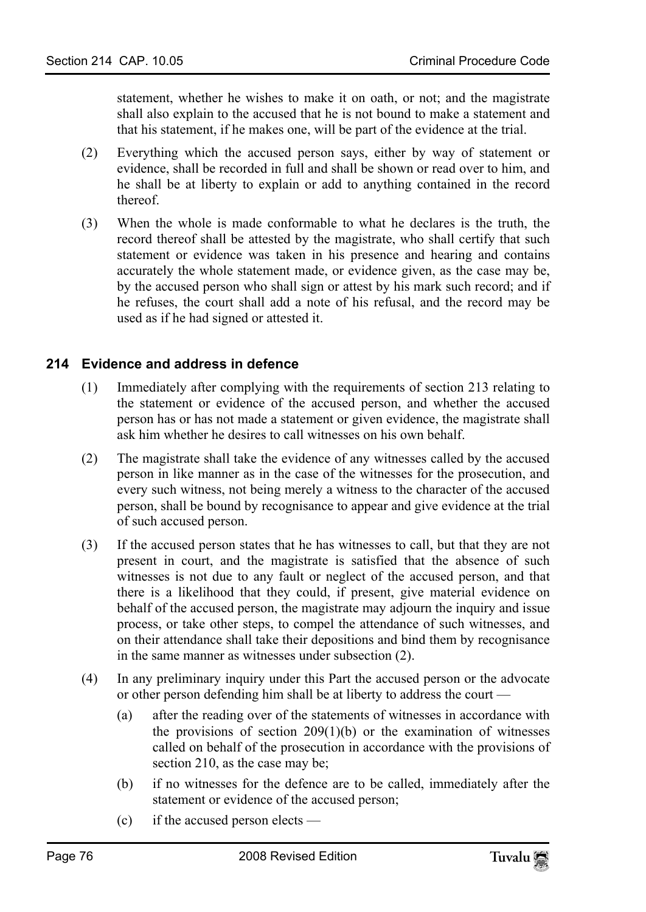statement, whether he wishes to make it on oath, or not; and the magistrate shall also explain to the accused that he is not bound to make a statement and that his statement, if he makes one, will be part of the evidence at the trial.

(2) Everything which the accused person says, either by way of statement or evidence, shall be recorded in full and shall be shown or read over to him, and he shall be at liberty to explain or add to anything contained in the record thereof.

(3) When the whole is made conformable to what he declares is the truth, the record thereof shall be attested by the magistrate, who shall certify that such statement or evidence was taken in his presence and hearing and contains accurately the whole statement made, or evidence given, as the case may be, by the accused person who shall sign or attest by his mark such record; and if he refuses, the court shall add a note of his refusal, and the record may be used as if he had signed or attested it.

## 214 Evidence and address in defence

(1) Immediately after complying with the requirements of section 213 relating to the statement or evidence of the accused person, and whether the accused person has or has not made a statement or given evidence, the magistrate shall ask him whether he desires to call witnesses on his own behalf.

(2) The magistrate shall take the evidence of any witnesses called by the accused person in like manner as in the case of the witnesses for the prosecution, and every such witness, not being merely a witness to the character of the accused person, shall be bound by recognisance to appear and give evidence at the trial of such accused person.

(3) If the accused person states that he has witnesses to call, but that they are not present in court, and the magistrate is satisfied that the absence of such witnesses is not due to any fault or neglect of the accused person, and that there is a likelihood that they could, if present, give material evidence on behalf of the accused person, the magistrate may adjourn the inquiry and issue process, or take other steps, to compel the attendance of such witnesses, and on their attendance shall take their depositions and bind them by recognisance in the same manner as witnesses under subsection (2).

(4) In any preliminary inquiry under this Part the accused person or the advocate or other person defending him shall be at liberty to address the court —

(a) after the reading over of the statements of witnesses in accordance with the provisions of section 209(1)(b) or the examination of witnesses called on behalf of the prosecution in accordance with the provisions of section 210, as the case may be;

(b) if no witnesses for the defence are to be called, immediately after the statement or evidence of the accused person;

(c) if the accused person elects —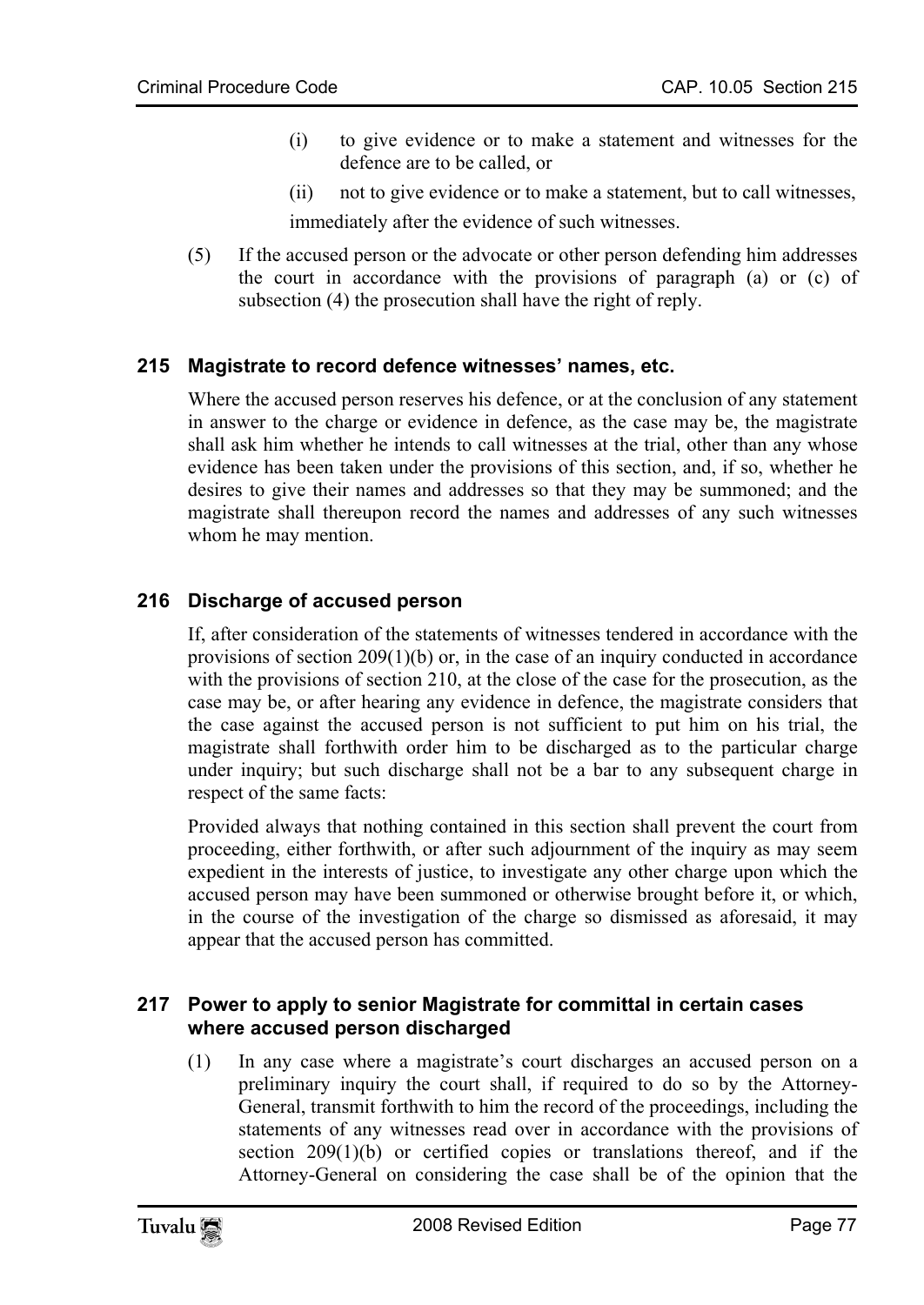(i) to give evidence or to make a statement and witnesses for the defence are to be called, or

(ii) not to give evidence or to make a statement, but to call witnesses,

immediately after the evidence of such witnesses.

(5) If the accused person or the advocate or other person defending him addresses the court in accordance with the provisions of paragraph (a) or (c) of subsection (4) the prosecution shall have the right of reply.

### 215 Magistrate to record defence witnesses' names, etc.

Where the accused person reserves his defence, or at the conclusion of any statement in answer to the charge or evidence in defence, as the case may be, the magistrate shall ask him whether he intends to call witnesses at the trial, other than any whose evidence has been taken under the provisions of this section, and, if so, whether he desires to give their names and addresses so that they may be summoned; and the magistrate shall thereupon record the names and addresses of any such witnesses whom he may mention.

### 216 Discharge of accused person

If, after consideration of the statements of witnesses tendered in accordance with the provisions of section 209(1)(b) or, in the case of an inquiry conducted in accordance with the provisions of section 210, at the close of the case for the prosecution, as the case may be, or after hearing any evidence in defence, the magistrate considers that the case against the accused person is not sufficient to put him on his trial, the magistrate shall forthwith order him to be discharged as to the particular charge under inquiry; but such discharge shall not be a bar to any subsequent charge in respect of the same facts:

Provided always that nothing contained in this section shall prevent the court from proceeding, either forthwith, or after such adjournment of the inquiry as may seem expedient in the interests of justice, to investigate any other charge upon which the accused person may have been summoned or otherwise brought before it, or which, in the course of the investigation of the charge so dismissed as aforesaid, it may appear that the accused person has committed.

### 217 Power to apply to senior Magistrate for committal in certain cases where accused person discharged

(1) In any case where a magistrate's court discharges an accused person on a preliminary inquiry the court shall, if required to do so by the Attorney-General, transmit forthwith to him the record of the proceedings, including the statements of any witnesses read over in accordance with the provisions of section 209(1)(b) or certified copies or translations thereof, and if the Attorney-General on considering the case shall be of the opinion that the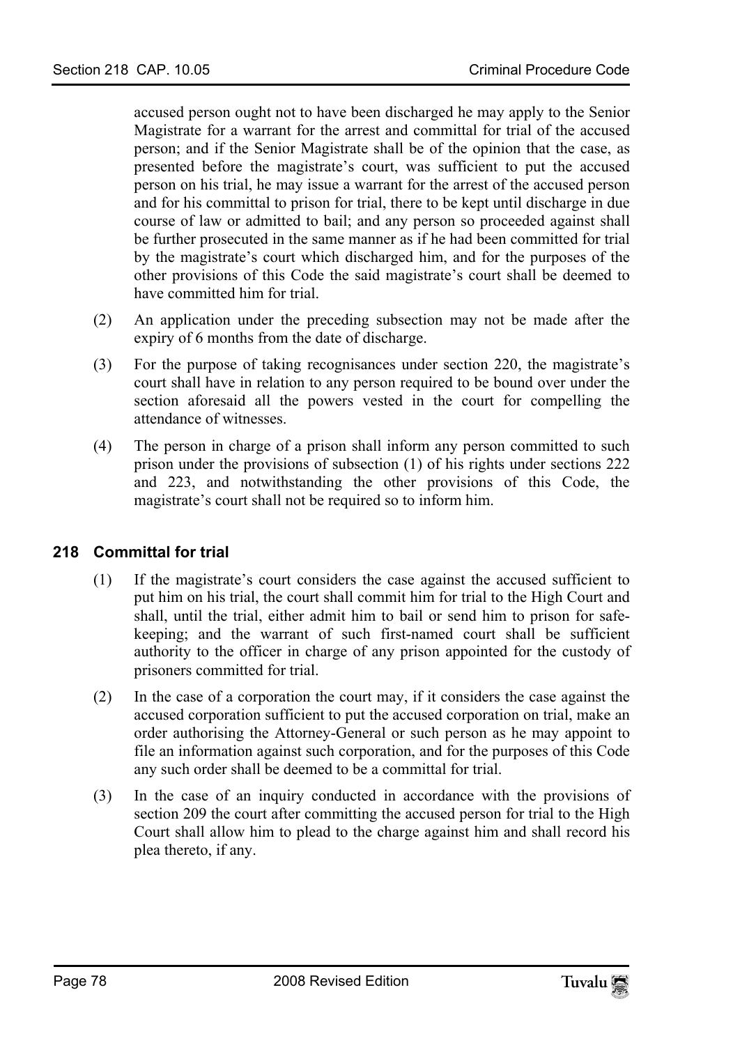accused person ought not to have been discharged he may apply to the Senior Magistrate for a warrant for the arrest and committal for trial of the accused person; and if the Senior Magistrate shall be of the opinion that the case, as presented before the magistrate's court, was sufficient to put the accused person on his trial, he may issue a warrant for the arrest of the accused person and for his committal to prison for trial, there to be kept until discharge in due course of law or admitted to bail; and any person so proceeded against shall be further prosecuted in the same manner as if he had been committed for trial by the magistrate's court which discharged him, and for the purposes of the other provisions of this Code the said magistrate's court shall be deemed to have committed him for trial.

(2) An application under the preceding subsection may not be made after the expiry of 6 months from the date of discharge.

(3) For the purpose of taking recognisances under section 220, the magistrate's court shall have in relation to any person required to be bound over under the section aforesaid all the powers vested in the court for compelling the attendance of witnesses.

(4) The person in charge of a prison shall inform any person committed to such prison under the provisions of subsection (1) of his rights under sections 222 and 223, and notwithstanding the other provisions of this Code, the magistrate's court shall not be required so to inform him.

### 218 Committal for trial

(1) If the magistrate's court considers the case against the accused sufficient to put him on his trial, the court shall commit him for trial to the High Court and shall, until the trial, either admit him to bail or send him to prison for safe-keeping; and the warrant of such first-named court shall be sufficient authority to the officer in charge of any prison appointed for the custody of prisoners committed for trial.

(2) In the case of a corporation the court may, if it considers the case against the accused corporation sufficient to put the accused corporation on trial, make an order authorising the Attorney-General or such person as he may appoint to file an information against such corporation, and for the purposes of this Code any such order shall be deemed to be a committal for trial.

(3) In the case of an inquiry conducted in accordance with the provisions of section 209 the court after committing the accused person for trial to the High Court shall allow him to plead to the charge against him and shall record his plea thereto, if any.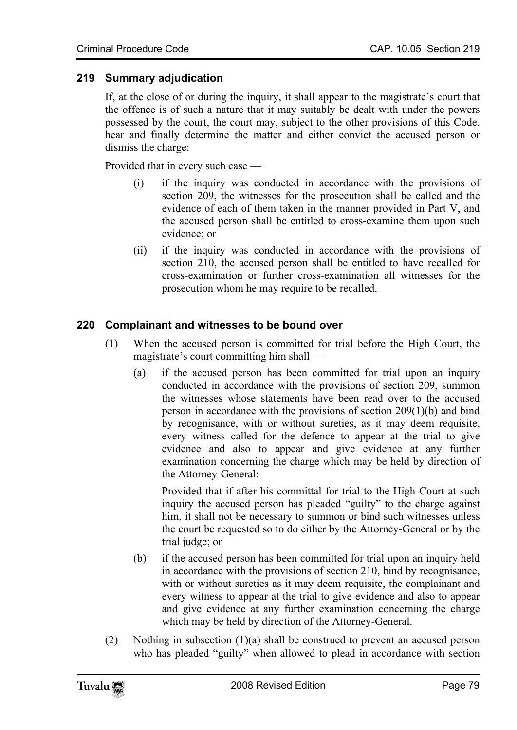### 219 Summary adjudication

If, at the close of or during the inquiry, it shall appear to the magistrate's court that the offence is of such a nature that it may suitably be dealt with under the powers possessed by the court, the court may, subject to the other provisions of this Code, hear and finally determine the matter and either convict the accused person or dismiss the charge:

Provided that in every such case —

(i) if the inquiry was conducted in accordance with the provisions of section 209, the witnesses for the prosecution shall be called and the evidence of each of them taken in the manner provided in Part V, and the accused person shall be entitled to cross-examine them upon such evidence; or

(ii) if the inquiry was conducted in accordance with the provisions of section 210, the accused person shall be entitled to have recalled for cross-examination or further cross-examination all witnesses for the prosecution whom he may require to be recalled.

### 220 Complainant and witnesses to be bound over

(1) When the accused person is committed for trial before the High Court, the magistrate's court committing him shall —

(a) if the accused person has been committed for trial upon an inquiry conducted in accordance with the provisions of section 209, summon the witnesses whose statements have been read over to the accused person in accordance with the provisions of section 209(1)(b) and bind by recognisance, with or without sureties, as it may deem requisite, every witness called for the defence to appear at the trial to give evidence and also to appear and give evidence at any further examination concerning the charge which may be held by direction of the Attorney-General:

Provided that if after his committal for trial to the High Court at such inquiry the accused person has pleaded "guilty" to the charge against him, it shall not be necessary to summon or bind such witnesses unless the court be requested so to do either by the Attorney-General or by the trial judge; or

(b) if the accused person has been committed for trial upon an inquiry held in accordance with the provisions of section 210, bind by recognisance, with or without sureties as it may deem requisite, the complainant and every witness to appear at the trial to give evidence and also to appear and give evidence at any further examination concerning the charge which may be held by direction of the Attorney-General.

(2) Nothing in subsection (1)(a) shall be construed to prevent an accused person who has pleaded "guilty" when allowed to plead in accordance with section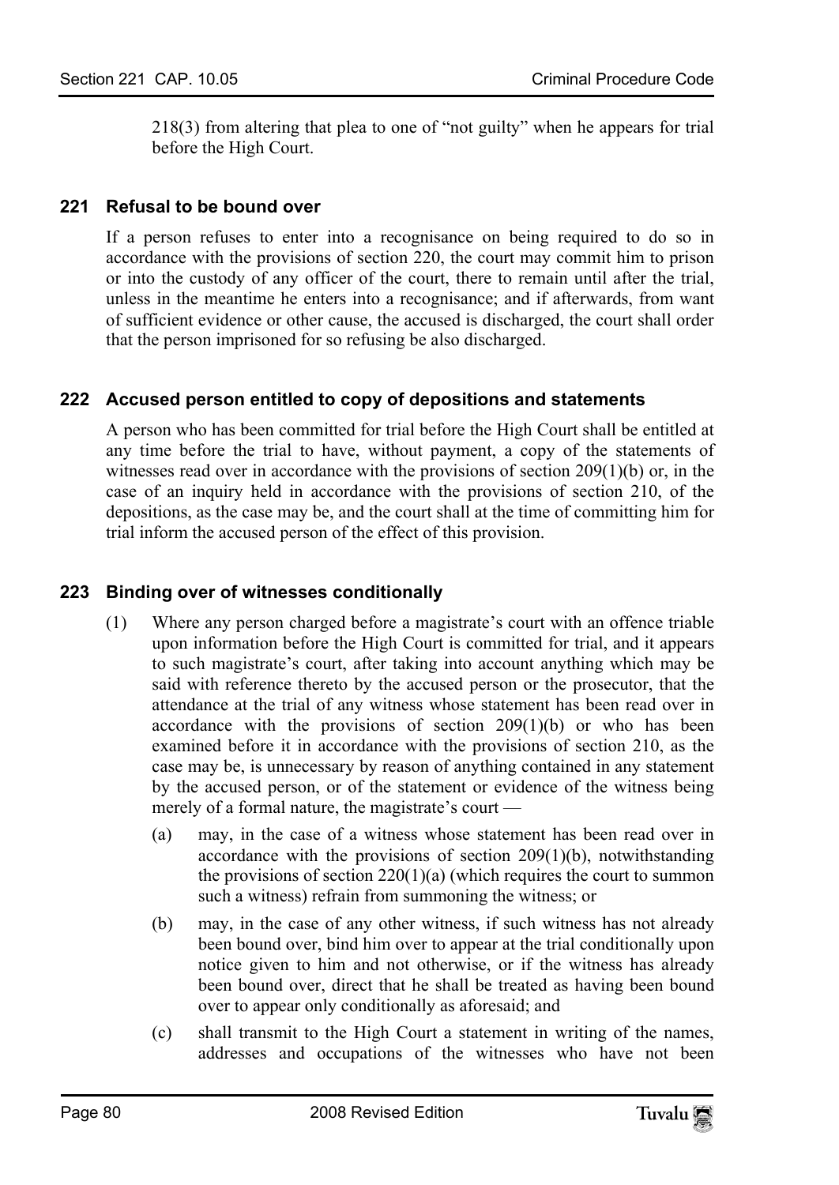218(3) from altering that plea to one of "not guilty" when he appears for trial before the High Court.

### 221 Refusal to be bound over

If a person refuses to enter into a recognisance on being required to do so in accordance with the provisions of section 220, the court may commit him to prison or into the custody of any officer of the court, there to remain until after the trial, unless in the meantime he enters into a recognisance; and if afterwards, from want of sufficient evidence or other cause, the accused is discharged, the court shall order that the person imprisoned for so refusing be also discharged.

### 222 Accused person entitled to copy of depositions and statements

A person who has been committed for trial before the High Court shall be entitled at any time before the trial to have, without payment, a copy of the statements of witnesses read over in accordance with the provisions of section 209(1)(b) or, in the case of an inquiry held in accordance with the provisions of section 210, of the depositions, as the case may be, and the court shall at the time of committing him for trial inform the accused person of the effect of this provision.

### 223 Binding over of witnesses conditionally

(1) Where any person charged before a magistrate's court with an offence triable upon information before the High Court is committed for trial, and it appears to such magistrate's court, after taking into account anything which may be said with reference thereto by the accused person or the prosecutor, that the attendance at the trial of any witness whose statement has been read over in accordance with the provisions of section 209(1)(b) or who has been examined before it in accordance with the provisions of section 210, as the case may be, is unnecessary by reason of anything contained in any statement by the accused person, or of the statement or evidence of the witness being merely of a formal nature, the magistrate's court —

(a) may, in the case of a witness whose statement has been read over in accordance with the provisions of section 209(1)(b), notwithstanding the provisions of section 220(1)(a) (which requires the court to summon such a witness) refrain from summoning the witness; or

(b) may, in the case of any other witness, if such witness has not already been bound over, bind him over to appear at the trial conditionally upon notice given to him and not otherwise, or if the witness has already been bound over, direct that he shall be treated as having been bound over to appear only conditionally as aforesaid; and

(c) shall transmit to the High Court a statement in writing of the names, addresses and occupations of the witnesses who have not been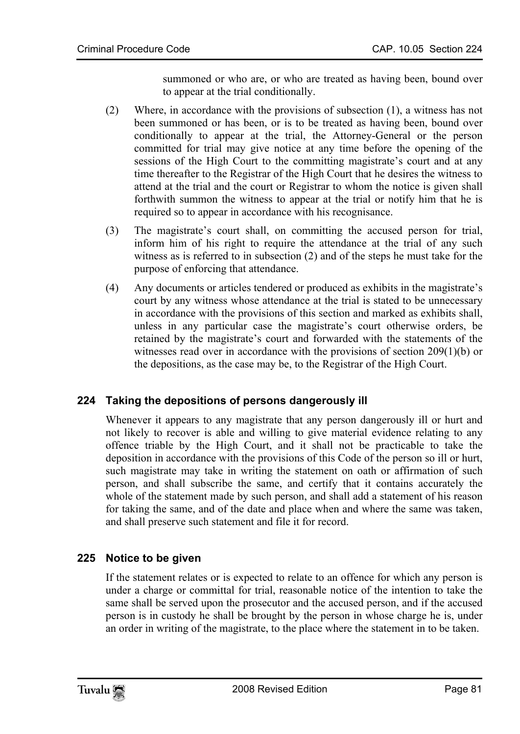summoned or who are, or who are treated as having been, bound over to appear at the trial conditionally.

(2) Where, in accordance with the provisions of subsection (1), a witness has not been summoned or has been, or is to be treated as having been, bound over conditionally to appear at the trial, the Attorney-General or the person committed for trial may give notice at any time before the opening of the sessions of the High Court to the committing magistrate's court and at any time thereafter to the Registrar of the High Court that he desires the witness to attend at the trial and the court or Registrar to whom the notice is given shall forthwith summon the witness to appear at the trial or notify him that he is required so to appear in accordance with his recognisance.

(3) The magistrate's court shall, on committing the accused person for trial, inform him of his right to require the attendance at the trial of any such witness as is referred to in subsection (2) and of the steps he must take for the purpose of enforcing that attendance.

(4) Any documents or articles tendered or produced as exhibits in the magistrate's court by any witness whose attendance at the trial is stated to be unnecessary in accordance with the provisions of this section and marked as exhibits shall, unless in any particular case the magistrate's court otherwise orders, be retained by the magistrate's court and forwarded with the statements of the witnesses read over in accordance with the provisions of section 209(1)(b) or the depositions, as the case may be, to the Registrar of the High Court.

### 224 Taking the depositions of persons dangerously ill

Whenever it appears to any magistrate that any person dangerously ill or hurt and not likely to recover is able and willing to give material evidence relating to any offence triable by the High Court, and it shall not be practicable to take the deposition in accordance with the provisions of this Code of the person so ill or hurt, such magistrate may take in writing the statement on oath or affirmation of such person, and shall subscribe the same, and certify that it contains accurately the whole of the statement made by such person, and shall add a statement of his reason for taking the same, and of the date and place when and where the same was taken, and shall preserve such statement and file it for record.

### 225 Notice to be given

If the statement relates or is expected to relate to an offence for which any person is under a charge or committal for trial, reasonable notice of the intention to take the same shall be served upon the prosecutor and the accused person, and if the accused person is in custody he shall be brought by the person in whose charge he is, under an order in writing of the magistrate, to the place where the statement in to be taken.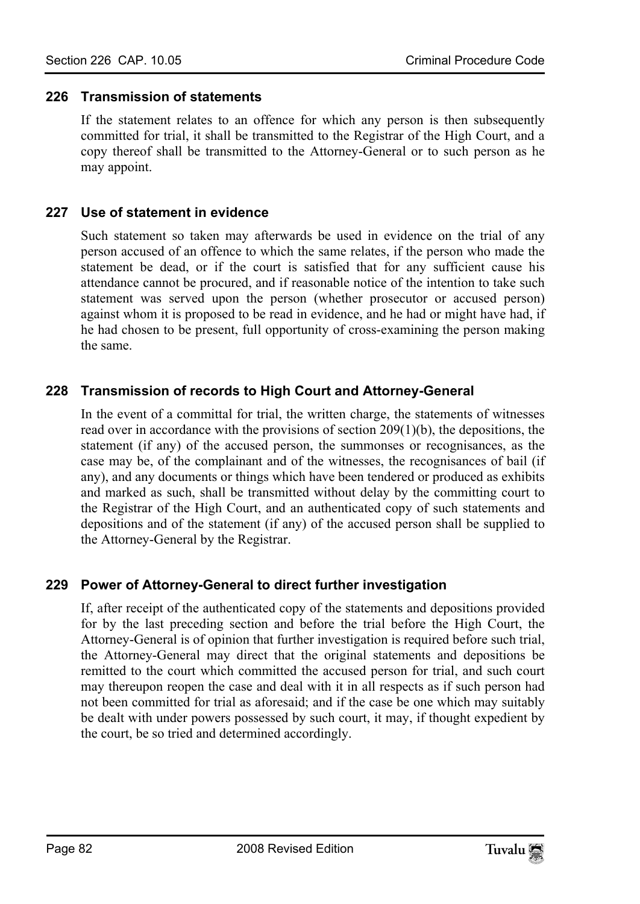### 226 Transmission of statements

If the statement relates to an offence for which any person is then subsequently committed for trial, it shall be transmitted to the Registrar of the High Court, and a copy thereof shall be transmitted to the Attorney-General or to such person as he may appoint.

### 227 Use of statement in evidence

Such statement so taken may afterwards be used in evidence on the trial of any person accused of an offence to which the same relates, if the person who made the statement be dead, or if the court is satisfied that for any sufficient cause his attendance cannot be procured, and if reasonable notice of the intention to take such statement was served upon the person (whether prosecutor or accused person) against whom it is proposed to be read in evidence, and he had or might have had, if he had chosen to be present, full opportunity of cross-examining the person making the same.

### 228 Transmission of records to High Court and Attorney-General

In the event of a committal for trial, the written charge, the statements of witnesses read over in accordance with the provisions of section 209(1)(b), the depositions, the statement (if any) of the accused person, the summonses or recognisances, as the case may be, of the complainant and of the witnesses, the recognisances of bail (if any), and any documents or things which have been tendered or produced as exhibits and marked as such, shall be transmitted without delay by the committing court to the Registrar of the High Court, and an authenticated copy of such statements and depositions and of the statement (if any) of the accused person shall be supplied to the Attorney-General by the Registrar.

### 229 Power of Attorney-General to direct further investigation

If, after receipt of the authenticated copy of the statements and depositions provided for by the last preceding section and before the trial before the High Court, the Attorney-General is of opinion that further investigation is required before such trial, the Attorney-General may direct that the original statements and depositions be remitted to the court which committed the accused person for trial, and such court may thereupon reopen the case and deal with it in all respects as if such person had not been committed for trial as aforesaid; and if the case be one which may suitably be dealt with under powers possessed by such court, it may, if thought expedient by the court, be so tried and determined accordingly.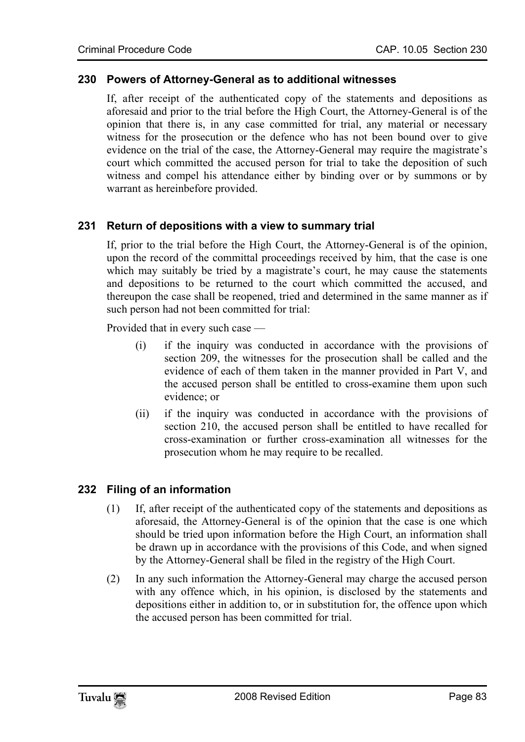### 230 Powers of Attorney-General as to additional witnesses

If, after receipt of the authenticated copy of the statements and depositions as aforesaid and prior to the trial before the High Court, the Attorney-General is of the opinion that there is, in any case committed for trial, any material or necessary witness for the prosecution or the defence who has not been bound over to give evidence on the trial of the case, the Attorney-General may require the magistrate's court which committed the accused person for trial to take the deposition of such witness and compel his attendance either by binding over or by summons or by warrant as hereinbefore provided.

### 231 Return of depositions with a view to summary trial

If, prior to the trial before the High Court, the Attorney-General is of the opinion, upon the record of the committal proceedings received by him, that the case is one which may suitably be tried by a magistrate's court, he may cause the statements and depositions to be returned to the court which committed the accused, and thereupon the case shall be reopened, tried and determined in the same manner as if such person had not been committed for trial:

Provided that in every such case —

(i) if the inquiry was conducted in accordance with the provisions of section 209, the witnesses for the prosecution shall be called and the evidence of each of them taken in the manner provided in Part V, and the accused person shall be entitled to cross-examine them upon such evidence; or

(ii) if the inquiry was conducted in accordance with the provisions of section 210, the accused person shall be entitled to have recalled for cross-examination or further cross-examination all witnesses for the prosecution whom he may require to be recalled.

### 232 Filing of an information

(1) If, after receipt of the authenticated copy of the statements and depositions as aforesaid, the Attorney-General is of the opinion that the case is one which should be tried upon information before the High Court, an information shall be drawn up in accordance with the provisions of this Code, and when signed by the Attorney-General shall be filed in the registry of the High Court.

(2) In any such information the Attorney-General may charge the accused person with any offence which, in his opinion, is disclosed by the statements and depositions either in addition to, or in substitution for, the offence upon which the accused person has been committed for trial.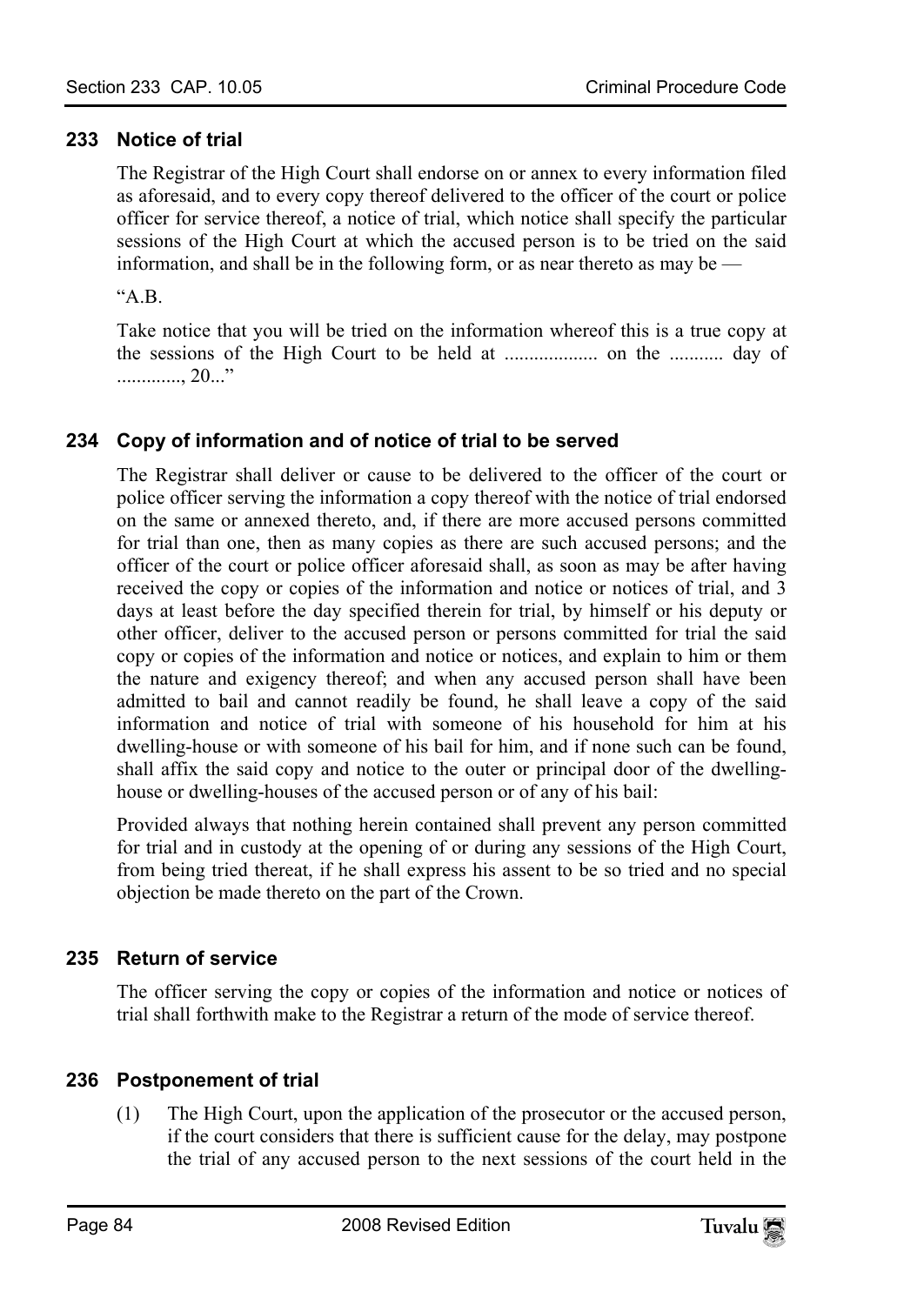## 233 Notice of trial

The Registrar of the High Court shall endorse on or annex to every information filed as aforesaid, and to every copy thereof delivered to the officer of the court or police officer for service thereof, a notice of trial, which notice shall specify the particular sessions of the High Court at which the accused person is to be tried on the said information, and shall be in the following form, or as near thereto as may be —

"A.B.

Take notice that you will be tried on the information whereof this is a true copy at the sessions of the High Court to be held at ................... on the ........... day of ............., 20..."

## 234 Copy of information and of notice of trial to be served

The Registrar shall deliver or cause to be delivered to the officer of the court or police officer serving the information a copy thereof with the notice of trial endorsed on the same or annexed thereto, and, if there are more accused persons committed for trial than one, then as many copies as there are such accused persons; and the officer of the court or police officer aforesaid shall, as soon as may be after having received the copy or copies of the information and notice or notices of trial, and 3 days at least before the day specified therein for trial, by himself or his deputy or other officer, deliver to the accused person or persons committed for trial the said copy or copies of the information and notice or notices, and explain to him or them the nature and exigency thereof; and when any accused person shall have been admitted to bail and cannot readily be found, he shall leave a copy of the said information and notice of trial with someone of his household for him at his dwelling-house or with someone of his bail for him, and if none such can be found, shall affix the said copy and notice to the outer or principal door of the dwelling-house or dwelling-houses of the accused person or of any of his bail:

Provided always that nothing herein contained shall prevent any person committed for trial and in custody at the opening of or during any sessions of the High Court, from being tried thereat, if he shall express his assent to be so tried and no special objection be made thereto on the part of the Crown.

## 235 Return of service

The officer serving the copy or copies of the information and notice or notices of trial shall forthwith make to the Registrar a return of the mode of service thereof.

## 236 Postponement of trial

(1) The High Court, upon the application of the prosecutor or the accused person, if the court considers that there is sufficient cause for the delay, may postpone the trial of any accused person to the next sessions of the court held in the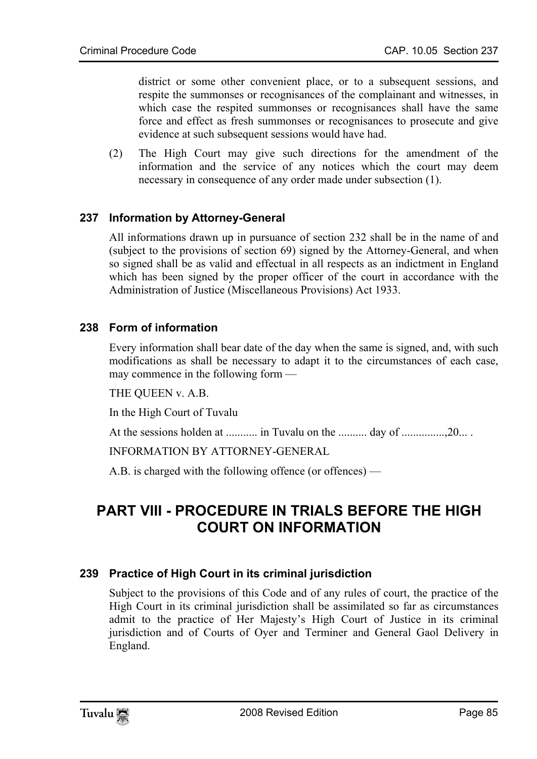district or some other convenient place, or to a subsequent sessions, and respite the summonses or recognisances of the complainant and witnesses, in which case the respited summonses or recognisances shall have the same force and effect as fresh summonses or recognisances to prosecute and give evidence at such subsequent sessions would have had.

(2) The High Court may give such directions for the amendment of the information and the service of any notices which the court may deem necessary in consequence of any order made under subsection (1).

### 237 Information by Attorney-General

All informations drawn up in pursuance of section 232 shall be in the name of and (subject to the provisions of section 69) signed by the Attorney-General, and when so signed shall be as valid and effectual in all respects as an indictment in England which has been signed by the proper officer of the court in accordance with the Administration of Justice (Miscellaneous Provisions) Act 1933.

### 238 Form of information

Every information shall bear date of the day when the same is signed, and, with such modifications as shall be necessary to adapt it to the circumstances of each case, may commence in the following form —

THE QUEEN v. A.B.

In the High Court of Tuvalu

At the sessions holden at ........... in Tuvalu on the .......... day of ...............,20... .

INFORMATION BY ATTORNEY-GENERAL

A.B. is charged with the following offence (or offences) —

## PART VIII - PROCEDURE IN TRIALS BEFORE THE HIGH COURT ON INFORMATION

### 239 Practice of High Court in its criminal jurisdiction

Subject to the provisions of this Code and of any rules of court, the practice of the High Court in its criminal jurisdiction shall be assimilated so far as circumstances admit to the practice of Her Majesty's High Court of Justice in its criminal jurisdiction and of Courts of Oyer and Terminer and General Gaol Delivery in England.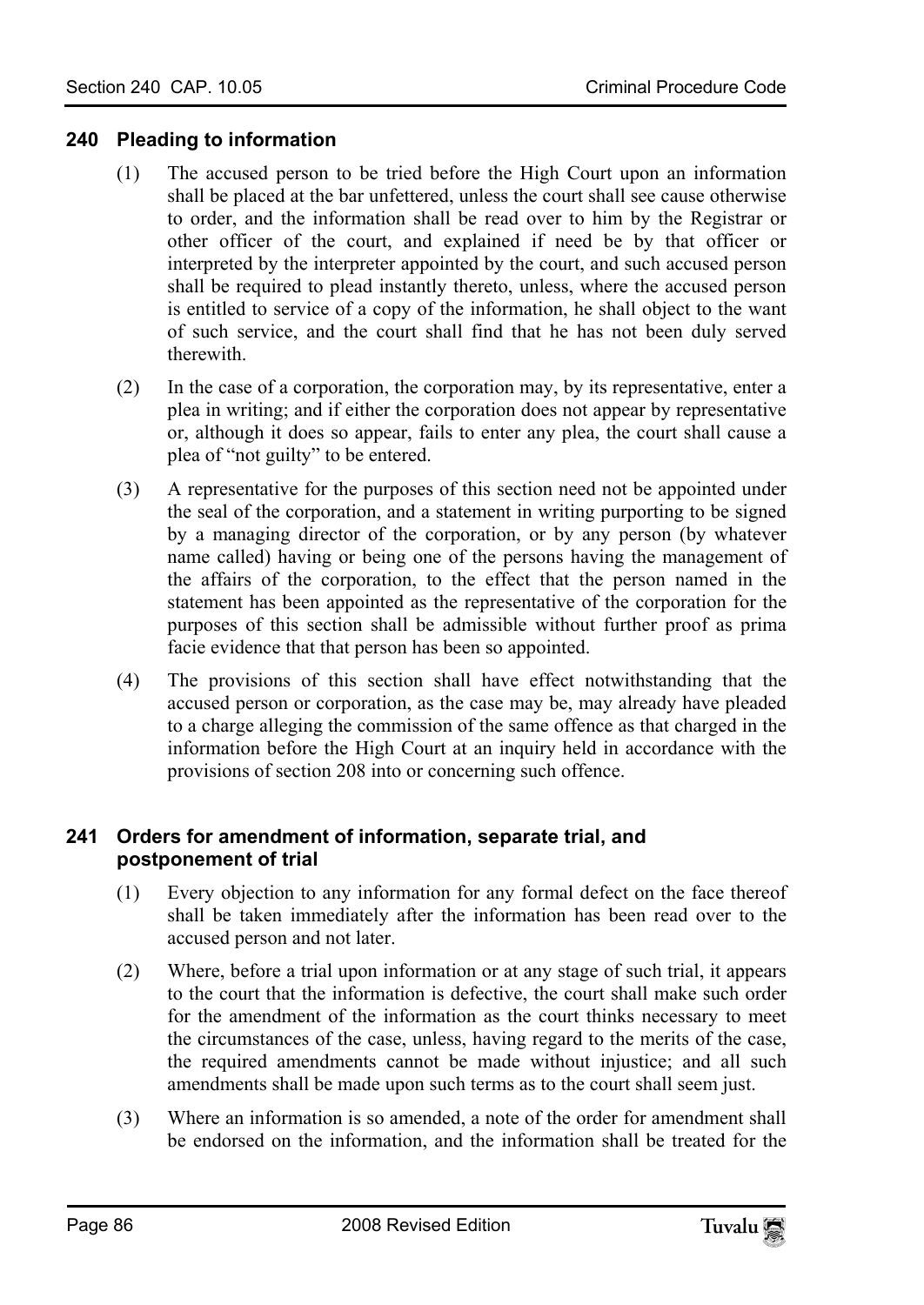## 240 Pleading to information

(1) The accused person to be tried before the High Court upon an information shall be placed at the bar unfettered, unless the court shall see cause otherwise to order, and the information shall be read over to him by the Registrar or other officer of the court, and explained if need be by that officer or interpreted by the interpreter appointed by the court, and such accused person shall be required to plead instantly thereto, unless, where the accused person is entitled to service of a copy of the information, he shall object to the want of such service, and the court shall find that he has not been duly served therewith.

(2) In the case of a corporation, the corporation may, by its representative, enter a plea in writing; and if either the corporation does not appear by representative or, although it does so appear, fails to enter any plea, the court shall cause a plea of "not guilty" to be entered.

(3) A representative for the purposes of this section need not be appointed under the seal of the corporation, and a statement in writing purporting to be signed by a managing director of the corporation, or by any person (by whatever name called) having or being one of the persons having the management of the affairs of the corporation, to the effect that the person named in the statement has been appointed as the representative of the corporation for the purposes of this section shall be admissible without further proof as prima facie evidence that that person has been so appointed.

(4) The provisions of this section shall have effect notwithstanding that the accused person or corporation, as the case may be, may already have pleaded to a charge alleging the commission of the same offence as that charged in the information before the High Court at an inquiry held in accordance with the provisions of section 208 into or concerning such offence.

## 241 Orders for amendment of information, separate trial, and postponement of trial

(1) Every objection to any information for any formal defect on the face thereof shall be taken immediately after the information has been read over to the accused person and not later.

(2) Where, before a trial upon information or at any stage of such trial, it appears to the court that the information is defective, the court shall make such order for the amendment of the information as the court thinks necessary to meet the circumstances of the case, unless, having regard to the merits of the case, the required amendments cannot be made without injustice; and all such amendments shall be made upon such terms as to the court shall seem just.

(3) Where an information is so amended, a note of the order for amendment shall be endorsed on the information, and the information shall be treated for the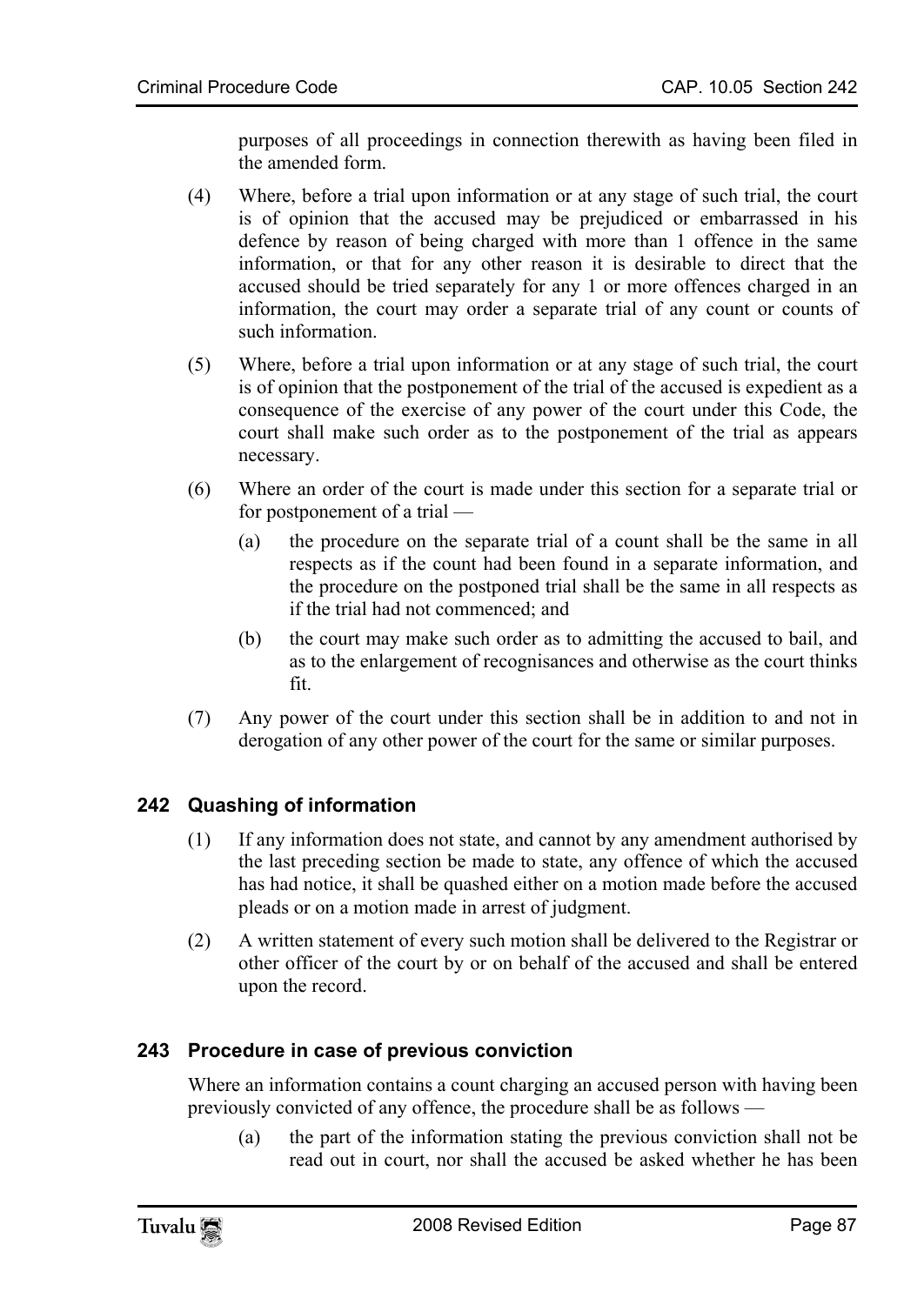purposes of all proceedings in connection therewith as having been filed in the amended form.

(4) Where, before a trial upon information or at any stage of such trial, the court is of opinion that the accused may be prejudiced or embarrassed in his defence by reason of being charged with more than 1 offence in the same information, or that for any other reason it is desirable to direct that the accused should be tried separately for any 1 or more offences charged in an information, the court may order a separate trial of any count or counts of such information.

(5) Where, before a trial upon information or at any stage of such trial, the court is of opinion that the postponement of the trial of the accused is expedient as a consequence of the exercise of any power of the court under this Code, the court shall make such order as to the postponement of the trial as appears necessary.

(6) Where an order of the court is made under this section for a separate trial or for postponement of a trial —

(a) the procedure on the separate trial of a count shall be the same in all respects as if the count had been found in a separate information, and the procedure on the postponed trial shall be the same in all respects as if the trial had not commenced; and

(b) the court may make such order as to admitting the accused to bail, and as to the enlargement of recognisances and otherwise as the court thinks fit.

(7) Any power of the court under this section shall be in addition to and not in derogation of any other power of the court for the same or similar purposes.

## 242 Quashing of information

(1) If any information does not state, and cannot by any amendment authorised by the last preceding section be made to state, any offence of which the accused has had notice, it shall be quashed either on a motion made before the accused pleads or on a motion made in arrest of judgment.

(2) A written statement of every such motion shall be delivered to the Registrar or other officer of the court by or on behalf of the accused and shall be entered upon the record.

## 243 Procedure in case of previous conviction

Where an information contains a count charging an accused person with having been previously convicted of any offence, the procedure shall be as follows —

(a) the part of the information stating the previous conviction shall not be read out in court, nor shall the accused be asked whether he has been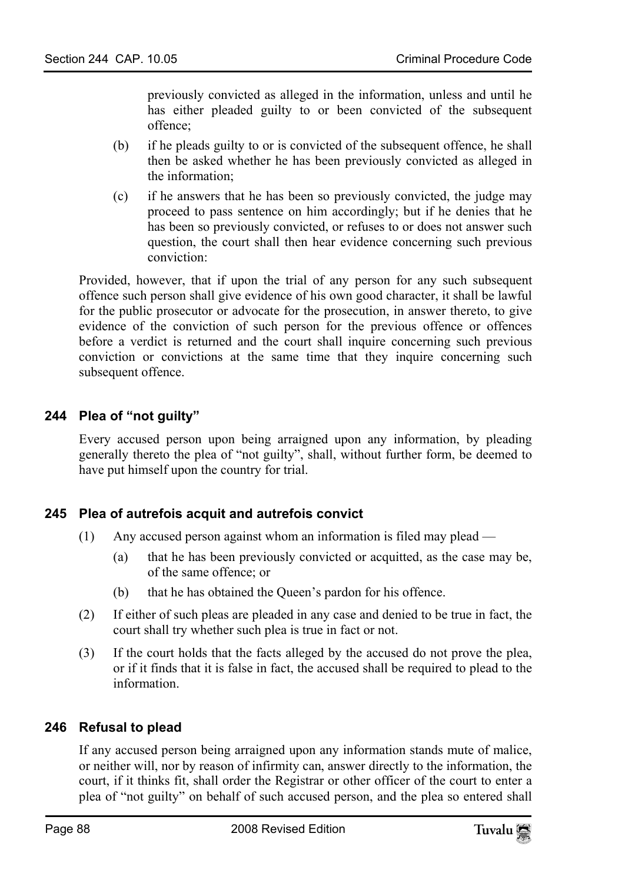previously convicted as alleged in the information, unless and until he has either pleaded guilty to or been convicted of the subsequent offence;

(b) if he pleads guilty to or is convicted of the subsequent offence, he shall then be asked whether he has been previously convicted as alleged in the information;

(c) if he answers that he has been so previously convicted, the judge may proceed to pass sentence on him accordingly; but if he denies that he has been so previously convicted, or refuses to or does not answer such question, the court shall then hear evidence concerning such previous conviction:

Provided, however, that if upon the trial of any person for any such subsequent offence such person shall give evidence of his own good character, it shall be lawful for the public prosecutor or advocate for the prosecution, in answer thereto, to give evidence of the conviction of such person for the previous offence or offences before a verdict is returned and the court shall inquire concerning such previous conviction or convictions at the same time that they inquire concerning such subsequent offence.

### 244 Plea of "not guilty"

Every accused person upon being arraigned upon any information, by pleading generally thereto the plea of "not guilty", shall, without further form, be deemed to have put himself upon the country for trial.

### 245 Plea of autrefois acquit and autrefois convict

(1) Any accused person against whom an information is filed may plead —

(a) that he has been previously convicted or acquitted, as the case may be, of the same offence; or

(b) that he has obtained the Queen's pardon for his offence.

(2) If either of such pleas are pleaded in any case and denied to be true in fact, the court shall try whether such plea is true in fact or not.

(3) If the court holds that the facts alleged by the accused do not prove the plea, or if it finds that it is false in fact, the accused shall be required to plead to the information.

### 246 Refusal to plead

If any accused person being arraigned upon any information stands mute of malice, or neither will, nor by reason of infirmity can, answer directly to the information, the court, if it thinks fit, shall order the Registrar or other officer of the court to enter a plea of "not guilty" on behalf of such accused person, and the plea so entered shall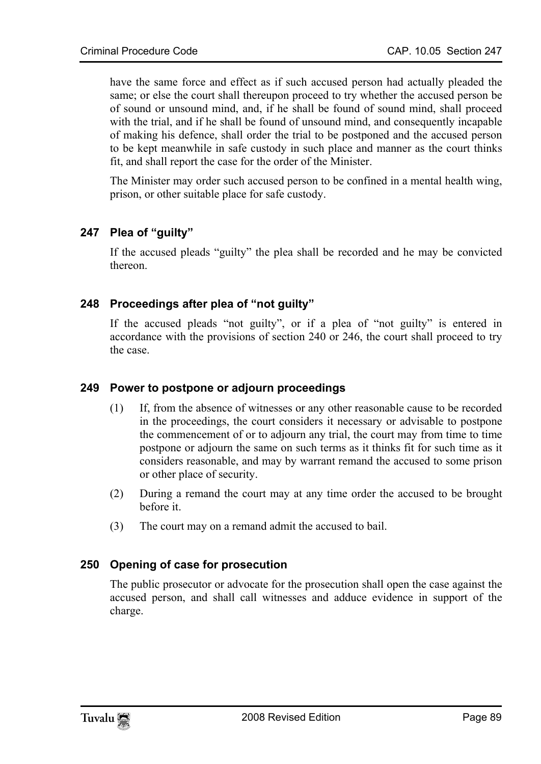have the same force and effect as if such accused person had actually pleaded the same; or else the court shall thereupon proceed to try whether the accused person be of sound or unsound mind, and, if he shall be found of sound mind, shall proceed with the trial, and if he shall be found of unsound mind, and consequently incapable of making his defence, shall order the trial to be postponed and the accused person to be kept meanwhile in safe custody in such place and manner as the court thinks fit, and shall report the case for the order of the Minister.

The Minister may order such accused person to be confined in a mental health wing, prison, or other suitable place for safe custody.

### 247 Plea of "guilty"

If the accused pleads "guilty" the plea shall be recorded and he may be convicted thereon.

### 248 Proceedings after plea of "not guilty"

If the accused pleads "not guilty", or if a plea of "not guilty" is entered in accordance with the provisions of section 240 or 246, the court shall proceed to try the case.

### 249 Power to postpone or adjourn proceedings

(1) If, from the absence of witnesses or any other reasonable cause to be recorded in the proceedings, the court considers it necessary or advisable to postpone the commencement of or to adjourn any trial, the court may from time to time postpone or adjourn the same on such terms as it thinks fit for such time as it considers reasonable, and may by warrant remand the accused to some prison or other place of security.

(2) During a remand the court may at any time order the accused to be brought before it.

(3) The court may on a remand admit the accused to bail.

### 250 Opening of case for prosecution

The public prosecutor or advocate for the prosecution shall open the case against the accused person, and shall call witnesses and adduce evidence in support of the charge.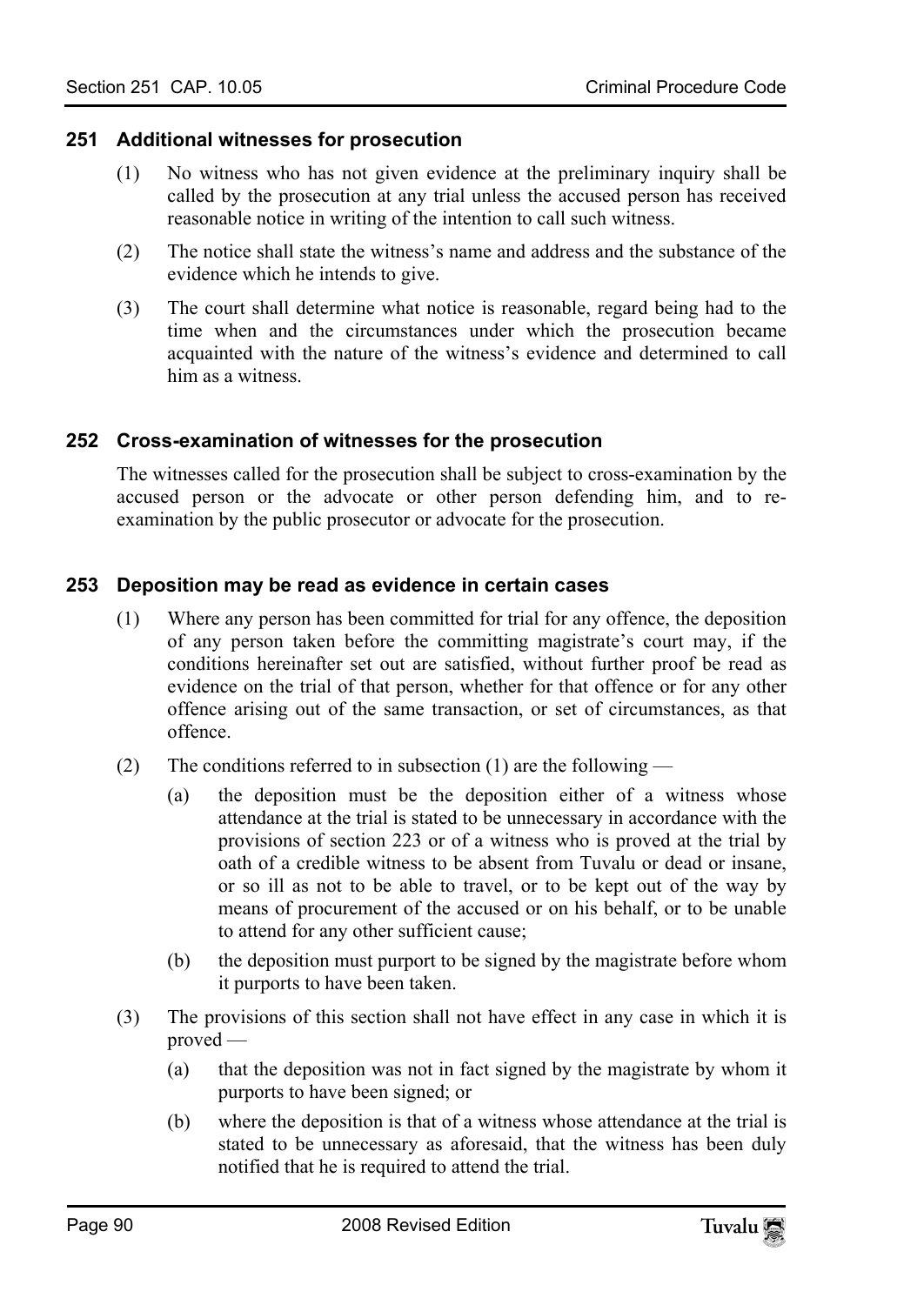### 251 Additional witnesses for prosecution

(1) No witness who has not given evidence at the preliminary inquiry shall be called by the prosecution at any trial unless the accused person has received reasonable notice in writing of the intention to call such witness.

(2) The notice shall state the witness's name and address and the substance of the evidence which he intends to give.

(3) The court shall determine what notice is reasonable, regard being had to the time when and the circumstances under which the prosecution became acquainted with the nature of the witness's evidence and determined to call him as a witness.

### 252 Cross-examination of witnesses for the prosecution

The witnesses called for the prosecution shall be subject to cross-examination by the accused person or the advocate or other person defending him, and to re-examination by the public prosecutor or advocate for the prosecution.

### 253 Deposition may be read as evidence in certain cases

(1) Where any person has been committed for trial for any offence, the deposition of any person taken before the committing magistrate's court may, if the conditions hereinafter set out are satisfied, without further proof be read as evidence on the trial of that person, whether for that offence or for any other offence arising out of the same transaction, or set of circumstances, as that offence.

(2) The conditions referred to in subsection (1) are the following —

(a) the deposition must be the deposition either of a witness whose attendance at the trial is stated to be unnecessary in accordance with the provisions of section 223 or of a witness who is proved at the trial by oath of a credible witness to be absent from Tuvalu or dead or insane, or so ill as not to be able to travel, or to be kept out of the way by means of procurement of the accused or on his behalf, or to be unable to attend for any other sufficient cause;

(b) the deposition must purport to be signed by the magistrate before whom it purports to have been taken.

(3) The provisions of this section shall not have effect in any case in which it is proved —

(a) that the deposition was not in fact signed by the magistrate by whom it purports to have been signed; or

(b) where the deposition is that of a witness whose attendance at the trial is stated to be unnecessary as aforesaid, that the witness has been duly notified that he is required to attend the trial.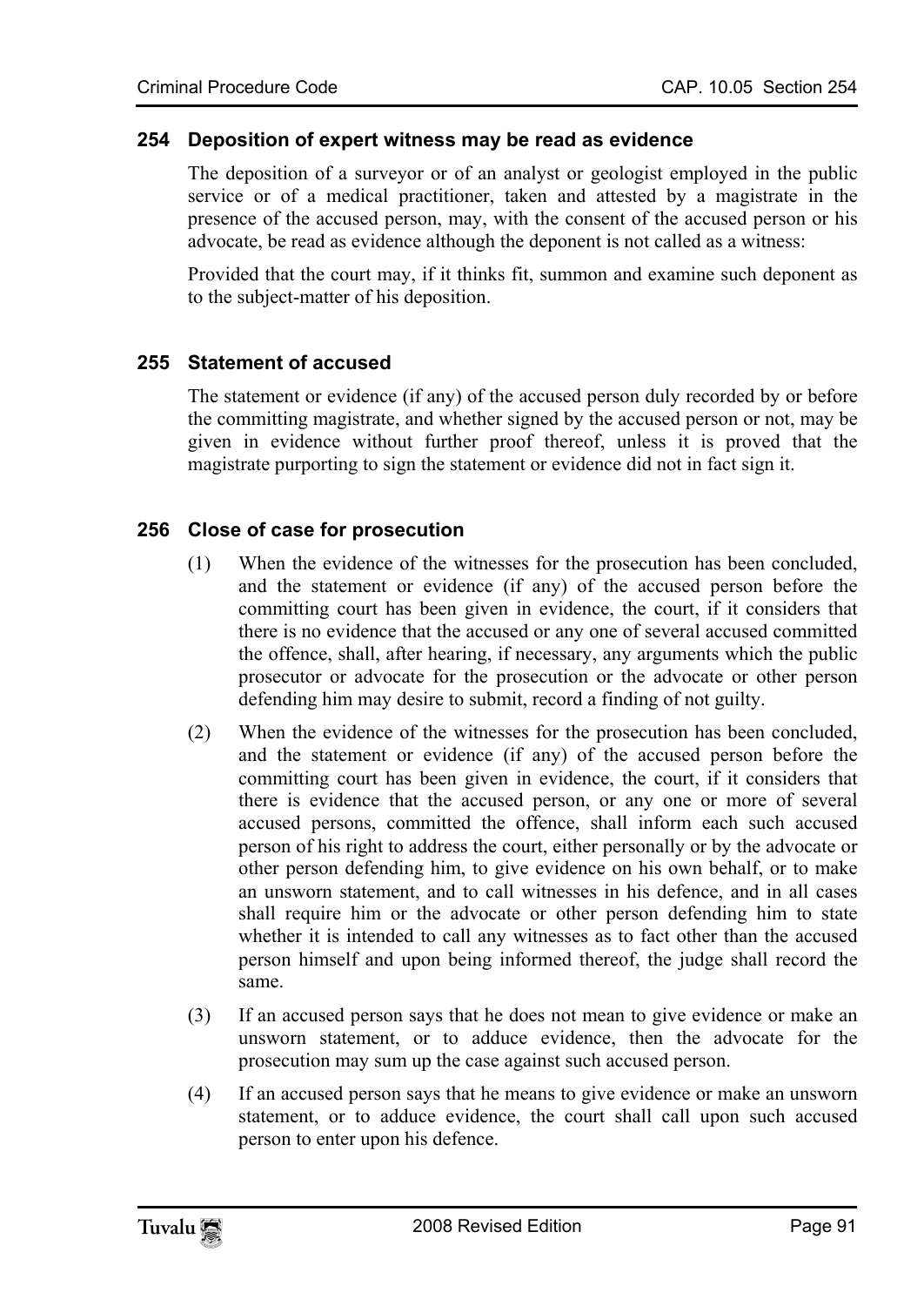### 254 Deposition of expert witness may be read as evidence

The deposition of a surveyor or of an analyst or geologist employed in the public service or of a medical practitioner, taken and attested by a magistrate in the presence of the accused person, may, with the consent of the accused person or his advocate, be read as evidence although the deponent is not called as a witness:

Provided that the court may, if it thinks fit, summon and examine such deponent as to the subject-matter of his deposition.

### 255 Statement of accused

The statement or evidence (if any) of the accused person duly recorded by or before the committing magistrate, and whether signed by the accused person or not, may be given in evidence without further proof thereof, unless it is proved that the magistrate purporting to sign the statement or evidence did not in fact sign it.

### 256 Close of case for prosecution

(1) When the evidence of the witnesses for the prosecution has been concluded, and the statement or evidence (if any) of the accused person before the committing court has been given in evidence, the court, if it considers that there is no evidence that the accused or any one of several accused committed the offence, shall, after hearing, if necessary, any arguments which the public prosecutor or advocate for the prosecution or the advocate or other person defending him may desire to submit, record a finding of not guilty.

(2) When the evidence of the witnesses for the prosecution has been concluded, and the statement or evidence (if any) of the accused person before the committing court has been given in evidence, the court, if it considers that there is evidence that the accused person, or any one or more of several accused persons, committed the offence, shall inform each such accused person of his right to address the court, either personally or by the advocate or other person defending him, to give evidence on his own behalf, or to make an unsworn statement, and to call witnesses in his defence, and in all cases shall require him or the advocate or other person defending him to state whether it is intended to call any witnesses as to fact other than the accused person himself and upon being informed thereof, the judge shall record the same.

(3) If an accused person says that he does not mean to give evidence or make an unsworn statement, or to adduce evidence, then the advocate for the prosecution may sum up the case against such accused person.

(4) If an accused person says that he means to give evidence or make an unsworn statement, or to adduce evidence, the court shall call upon such accused person to enter upon his defence.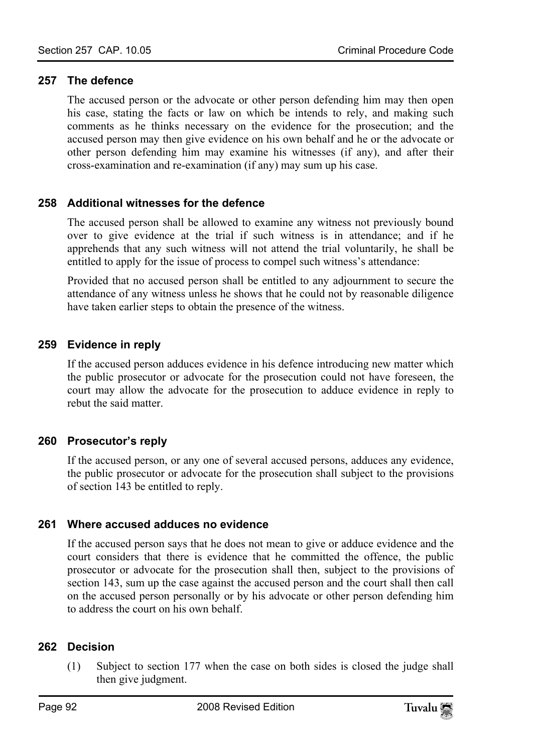### 257 The defence

The accused person or the advocate or other person defending him may then open his case, stating the facts or law on which be intends to rely, and making such comments as he thinks necessary on the evidence for the prosecution; and the accused person may then give evidence on his own behalf and he or the advocate or other person defending him may examine his witnesses (if any), and after their cross-examination and re-examination (if any) may sum up his case.

### 258 Additional witnesses for the defence

The accused person shall be allowed to examine any witness not previously bound over to give evidence at the trial if such witness is in attendance; and if he apprehends that any such witness will not attend the trial voluntarily, he shall be entitled to apply for the issue of process to compel such witness's attendance:

Provided that no accused person shall be entitled to any adjournment to secure the attendance of any witness unless he shows that he could not by reasonable diligence have taken earlier steps to obtain the presence of the witness.

### 259 Evidence in reply

If the accused person adduces evidence in his defence introducing new matter which the public prosecutor or advocate for the prosecution could not have foreseen, the court may allow the advocate for the prosecution to adduce evidence in reply to rebut the said matter.

### 260 Prosecutor's reply

If the accused person, or any one of several accused persons, adduces any evidence, the public prosecutor or advocate for the prosecution shall subject to the provisions of section 143 be entitled to reply.

### 261 Where accused adduces no evidence

If the accused person says that he does not mean to give or adduce evidence and the court considers that there is evidence that he committed the offence, the public prosecutor or advocate for the prosecution shall then, subject to the provisions of section 143, sum up the case against the accused person and the court shall then call on the accused person personally or by his advocate or other person defending him to address the court on his own behalf.

### 262 Decision

(1) Subject to section 177 when the case on both sides is closed the judge shall then give judgment.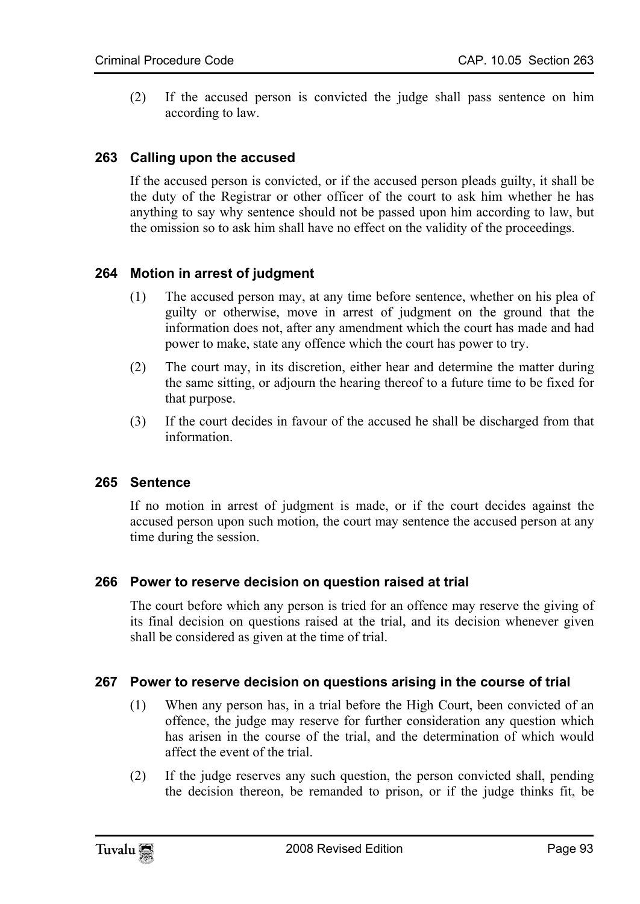(2) If the accused person is convicted the judge shall pass sentence on him according to law.

### 263 Calling upon the accused

If the accused person is convicted, or if the accused person pleads guilty, it shall be the duty of the Registrar or other officer of the court to ask him whether he has anything to say why sentence should not be passed upon him according to law, but the omission so to ask him shall have no effect on the validity of the proceedings.

### 264 Motion in arrest of judgment

(1) The accused person may, at any time before sentence, whether on his plea of guilty or otherwise, move in arrest of judgment on the ground that the information does not, after any amendment which the court has made and had power to make, state any offence which the court has power to try.

(2) The court may, in its discretion, either hear and determine the matter during the same sitting, or adjourn the hearing thereof to a future time to be fixed for that purpose.

(3) If the court decides in favour of the accused he shall be discharged from that information.

### 265 Sentence

If no motion in arrest of judgment is made, or if the court decides against the accused person upon such motion, the court may sentence the accused person at any time during the session.

### 266 Power to reserve decision on question raised at trial

The court before which any person is tried for an offence may reserve the giving of its final decision on questions raised at the trial, and its decision whenever given shall be considered as given at the time of trial.

### 267 Power to reserve decision on questions arising in the course of trial

(1) When any person has, in a trial before the High Court, been convicted of an offence, the judge may reserve for further consideration any question which has arisen in the course of the trial, and the determination of which would affect the event of the trial.

(2) If the judge reserves any such question, the person convicted shall, pending the decision thereon, be remanded to prison, or if the judge thinks fit, be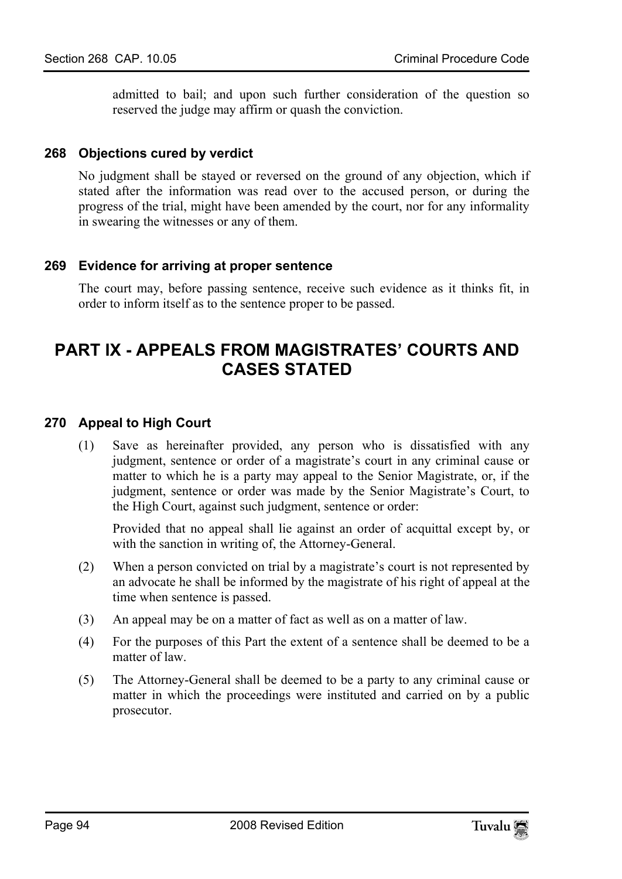admitted to bail; and upon such further consideration of the question so reserved the judge may affirm or quash the conviction.

### 268 Objections cured by verdict

No judgment shall be stayed or reversed on the ground of any objection, which if stated after the information was read over to the accused person, or during the progress of the trial, might have been amended by the court, nor for any informality in swearing the witnesses or any of them.

### 269 Evidence for arriving at proper sentence

The court may, before passing sentence, receive such evidence as it thinks fit, in order to inform itself as to the sentence proper to be passed.

## PART IX - APPEALS FROM MAGISTRATES' COURTS AND CASES STATED

### 270 Appeal to High Court

(1) Save as hereinafter provided, any person who is dissatisfied with any judgment, sentence or order of a magistrate's court in any criminal cause or matter to which he is a party may appeal to the Senior Magistrate, or, if the judgment, sentence or order was made by the Senior Magistrate's Court, to the High Court, against such judgment, sentence or order:

Provided that no appeal shall lie against an order of acquittal except by, or with the sanction in writing of, the Attorney-General.

(2) When a person convicted on trial by a magistrate's court is not represented by an advocate he shall be informed by the magistrate of his right of appeal at the time when sentence is passed.

(3) An appeal may be on a matter of fact as well as on a matter of law.

(4) For the purposes of this Part the extent of a sentence shall be deemed to be a matter of law.

(5) The Attorney-General shall be deemed to be a party to any criminal cause or matter in which the proceedings were instituted and carried on by a public prosecutor.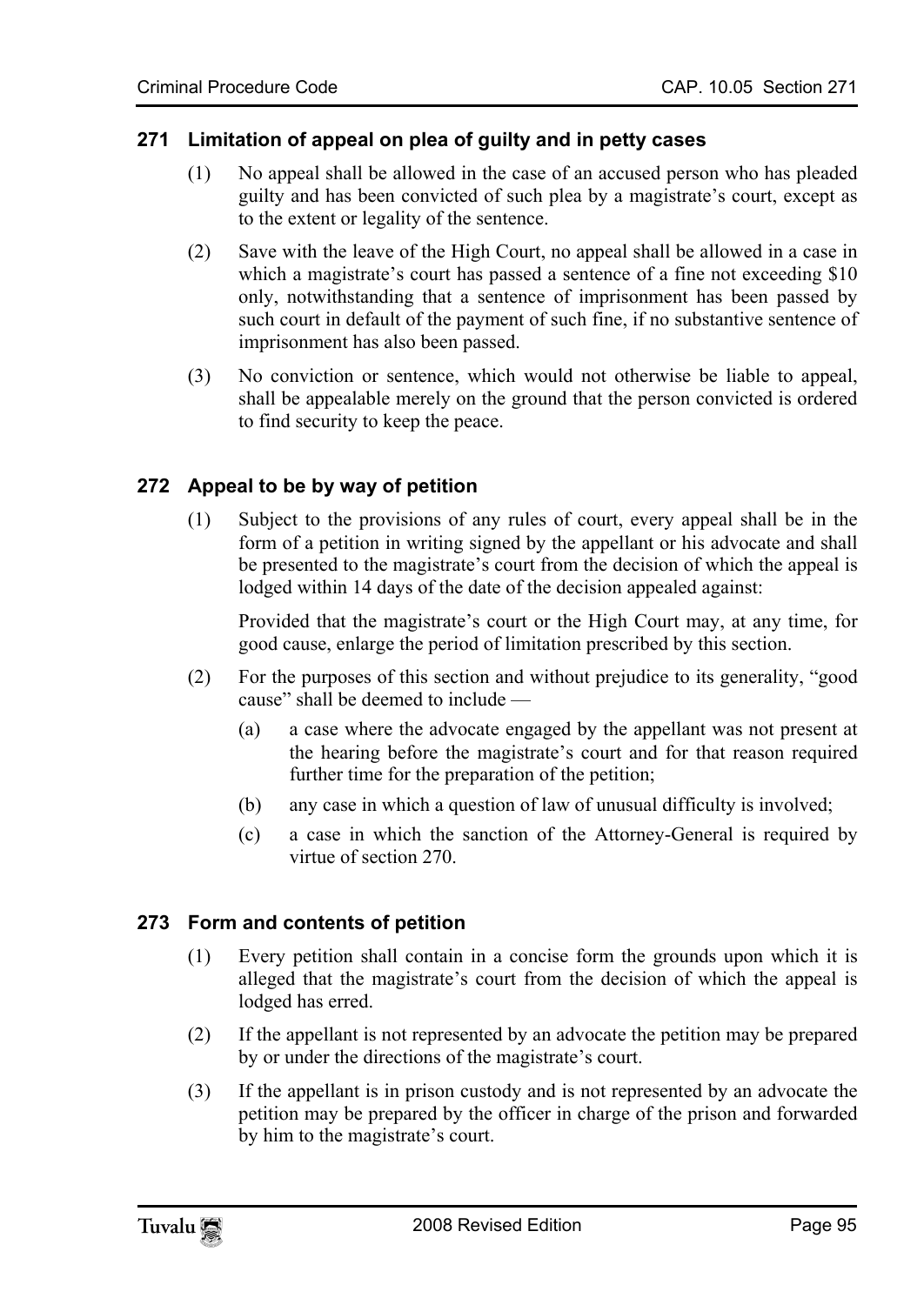### 271 Limitation of appeal on plea of guilty and in petty cases

(1) No appeal shall be allowed in the case of an accused person who has pleaded guilty and has been convicted of such plea by a magistrate's court, except as to the extent or legality of the sentence.

(2) Save with the leave of the High Court, no appeal shall be allowed in a case in which a magistrate's court has passed a sentence of a fine not exceeding $10 only, notwithstanding that a sentence of imprisonment has been passed by such court in default of the payment of such fine, if no substantive sentence of imprisonment has also been passed.

(3) No conviction or sentence, which would not otherwise be liable to appeal, shall be appealable merely on the ground that the person convicted is ordered to find security to keep the peace.

### 272 Appeal to be by way of petition

(1) Subject to the provisions of any rules of court, every appeal shall be in the form of a petition in writing signed by the appellant or his advocate and shall be presented to the magistrate's court from the decision of which the appeal is lodged within 14 days of the date of the decision appealed against:

Provided that the magistrate's court or the High Court may, at any time, for good cause, enlarge the period of limitation prescribed by this section.

(2) For the purposes of this section and without prejudice to its generality, "good cause" shall be deemed to include —

(a) a case where the advocate engaged by the appellant was not present at the hearing before the magistrate's court and for that reason required further time for the preparation of the petition;

(b) any case in which a question of law of unusual difficulty is involved;

(c) a case in which the sanction of the Attorney-General is required by virtue of section 270.

### 273 Form and contents of petition

(1) Every petition shall contain in a concise form the grounds upon which it is alleged that the magistrate's court from the decision of which the appeal is lodged has erred.

(2) If the appellant is not represented by an advocate the petition may be prepared by or under the directions of the magistrate's court.

(3) If the appellant is in prison custody and is not represented by an advocate the petition may be prepared by the officer in charge of the prison and forwarded by him to the magistrate's court.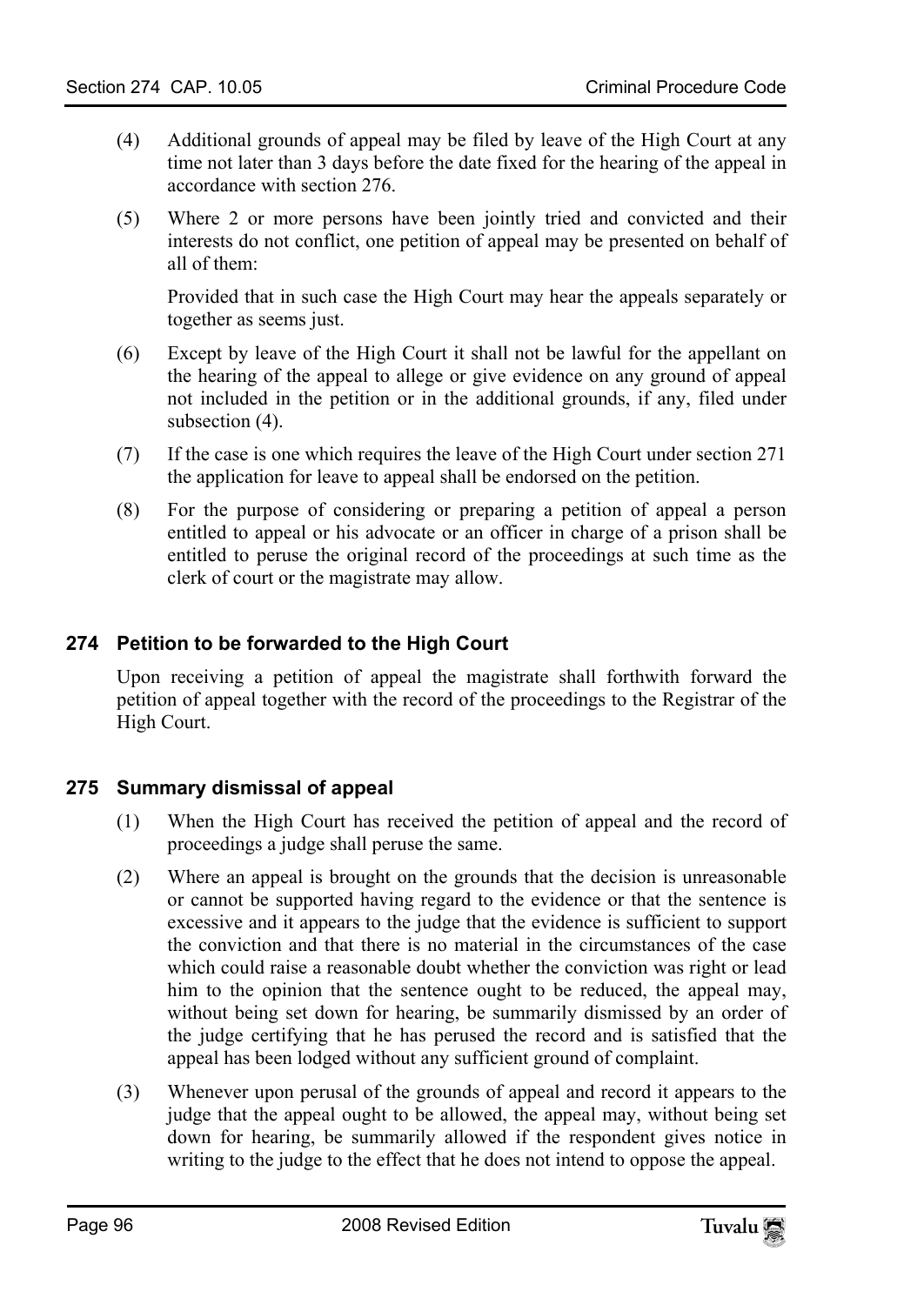(4) Additional grounds of appeal may be filed by leave of the High Court at any time not later than 3 days before the date fixed for the hearing of the appeal in accordance with section 276.

(5) Where 2 or more persons have been jointly tried and convicted and their interests do not conflict, one petition of appeal may be presented on behalf of all of them:

Provided that in such case the High Court may hear the appeals separately or together as seems just.

(6) Except by leave of the High Court it shall not be lawful for the appellant on the hearing of the appeal to allege or give evidence on any ground of appeal not included in the petition or in the additional grounds, if any, filed under subsection (4).

(7) If the case is one which requires the leave of the High Court under section 271 the application for leave to appeal shall be endorsed on the petition.

(8) For the purpose of considering or preparing a petition of appeal a person entitled to appeal or his advocate or an officer in charge of a prison shall be entitled to peruse the original record of the proceedings at such time as the clerk of court or the magistrate may allow.

## 274 Petition to be forwarded to the High Court

Upon receiving a petition of appeal the magistrate shall forthwith forward the petition of appeal together with the record of the proceedings to the Registrar of the High Court.

## 275 Summary dismissal of appeal

(1) When the High Court has received the petition of appeal and the record of proceedings a judge shall peruse the same.

(2) Where an appeal is brought on the grounds that the decision is unreasonable or cannot be supported having regard to the evidence or that the sentence is excessive and it appears to the judge that the evidence is sufficient to support the conviction and that there is no material in the circumstances of the case which could raise a reasonable doubt whether the conviction was right or lead him to the opinion that the sentence ought to be reduced, the appeal may, without being set down for hearing, be summarily dismissed by an order of the judge certifying that he has perused the record and is satisfied that the appeal has been lodged without any sufficient ground of complaint.

(3) Whenever upon perusal of the grounds of appeal and record it appears to the judge that the appeal ought to be allowed, the appeal may, without being set down for hearing, be summarily allowed if the respondent gives notice in writing to the judge to the effect that he does not intend to oppose the appeal.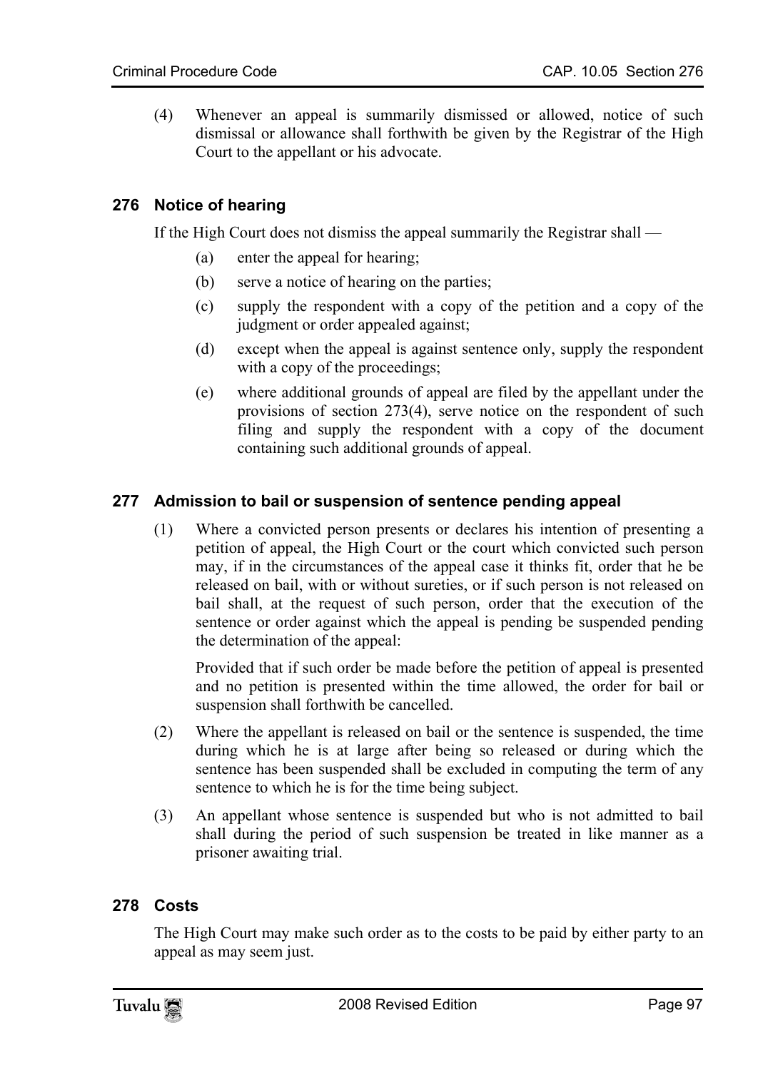(4) Whenever an appeal is summarily dismissed or allowed, notice of such dismissal or allowance shall forthwith be given by the Registrar of the High Court to the appellant or his advocate.

### 276 Notice of hearing

If the High Court does not dismiss the appeal summarily the Registrar shall —

(a) enter the appeal for hearing;

(b) serve a notice of hearing on the parties;

(c) supply the respondent with a copy of the petition and a copy of the judgment or order appealed against;

(d) except when the appeal is against sentence only, supply the respondent with a copy of the proceedings;

(e) where additional grounds of appeal are filed by the appellant under the provisions of section 273(4), serve notice on the respondent of such filing and supply the respondent with a copy of the document containing such additional grounds of appeal.

### 277 Admission to bail or suspension of sentence pending appeal

(1) Where a convicted person presents or declares his intention of presenting a petition of appeal, the High Court or the court which convicted such person may, if in the circumstances of the appeal case it thinks fit, order that he be released on bail, with or without sureties, or if such person is not released on bail shall, at the request of such person, order that the execution of the sentence or order against which the appeal is pending be suspended pending the determination of the appeal:

Provided that if such order be made before the petition of appeal is presented and no petition is presented within the time allowed, the order for bail or suspension shall forthwith be cancelled.

(2) Where the appellant is released on bail or the sentence is suspended, the time during which he is at large after being so released or during which the sentence has been suspended shall be excluded in computing the term of any sentence to which he is for the time being subject.

(3) An appellant whose sentence is suspended but who is not admitted to bail shall during the period of such suspension be treated in like manner as a prisoner awaiting trial.

### 278 Costs

The High Court may make such order as to the costs to be paid by either party to an appeal as may seem just.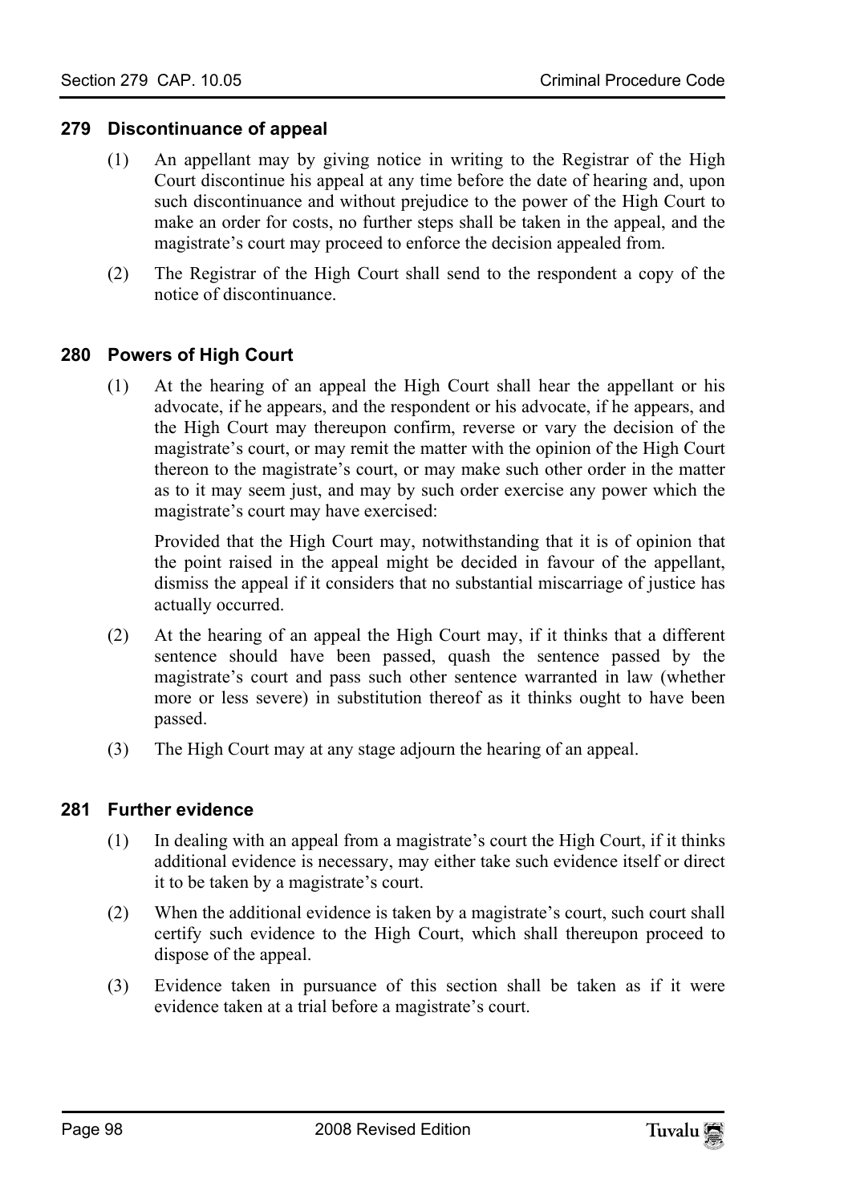## 279 Discontinuance of appeal

(1) An appellant may by giving notice in writing to the Registrar of the High Court discontinue his appeal at any time before the date of hearing and, upon such discontinuance and without prejudice to the power of the High Court to make an order for costs, no further steps shall be taken in the appeal, and the magistrate's court may proceed to enforce the decision appealed from.

(2) The Registrar of the High Court shall send to the respondent a copy of the notice of discontinuance.

## 280 Powers of High Court

(1) At the hearing of an appeal the High Court shall hear the appellant or his advocate, if he appears, and the respondent or his advocate, if he appears, and the High Court may thereupon confirm, reverse or vary the decision of the magistrate's court, or may remit the matter with the opinion of the High Court thereon to the magistrate's court, or may make such other order in the matter as to it may seem just, and may by such order exercise any power which the magistrate's court may have exercised:

Provided that the High Court may, notwithstanding that it is of opinion that the point raised in the appeal might be decided in favour of the appellant, dismiss the appeal if it considers that no substantial miscarriage of justice has actually occurred.

(2) At the hearing of an appeal the High Court may, if it thinks that a different sentence should have been passed, quash the sentence passed by the magistrate's court and pass such other sentence warranted in law (whether more or less severe) in substitution thereof as it thinks ought to have been passed.

(3) The High Court may at any stage adjourn the hearing of an appeal.

## 281 Further evidence

(1) In dealing with an appeal from a magistrate's court the High Court, if it thinks additional evidence is necessary, may either take such evidence itself or direct it to be taken by a magistrate's court.

(2) When the additional evidence is taken by a magistrate's court, such court shall certify such evidence to the High Court, which shall thereupon proceed to dispose of the appeal.

(3) Evidence taken in pursuance of this section shall be taken as if it were evidence taken at a trial before a magistrate's court.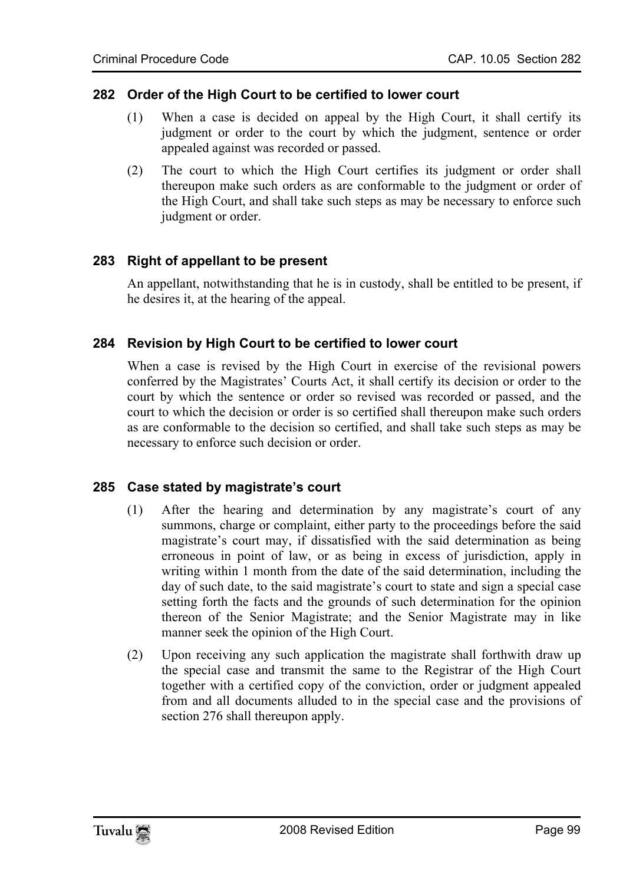## 282 Order of the High Court to be certified to lower court

(1) When a case is decided on appeal by the High Court, it shall certify its judgment or order to the court by which the judgment, sentence or order appealed against was recorded or passed.

(2) The court to which the High Court certifies its judgment or order shall thereupon make such orders as are conformable to the judgment or order of the High Court, and shall take such steps as may be necessary to enforce such judgment or order.

## 283 Right of appellant to be present

An appellant, notwithstanding that he is in custody, shall be entitled to be present, if he desires it, at the hearing of the appeal.

## 284 Revision by High Court to be certified to lower court

When a case is revised by the High Court in exercise of the revisional powers conferred by the Magistrates' Courts Act, it shall certify its decision or order to the court by which the sentence or order so revised was recorded or passed, and the court to which the decision or order is so certified shall thereupon make such orders as are conformable to the decision so certified, and shall take such steps as may be necessary to enforce such decision or order.

## 285 Case stated by magistrate's court

(1) After the hearing and determination by any magistrate's court of any summons, charge or complaint, either party to the proceedings before the said magistrate's court may, if dissatisfied with the said determination as being erroneous in point of law, or as being in excess of jurisdiction, apply in writing within 1 month from the date of the said determination, including the day of such date, to the said magistrate's court to state and sign a special case setting forth the facts and the grounds of such determination for the opinion thereon of the Senior Magistrate; and the Senior Magistrate may in like manner seek the opinion of the High Court.

(2) Upon receiving any such application the magistrate shall forthwith draw up the special case and transmit the same to the Registrar of the High Court together with a certified copy of the conviction, order or judgment appealed from and all documents alluded to in the special case and the provisions of section 276 shall thereupon apply.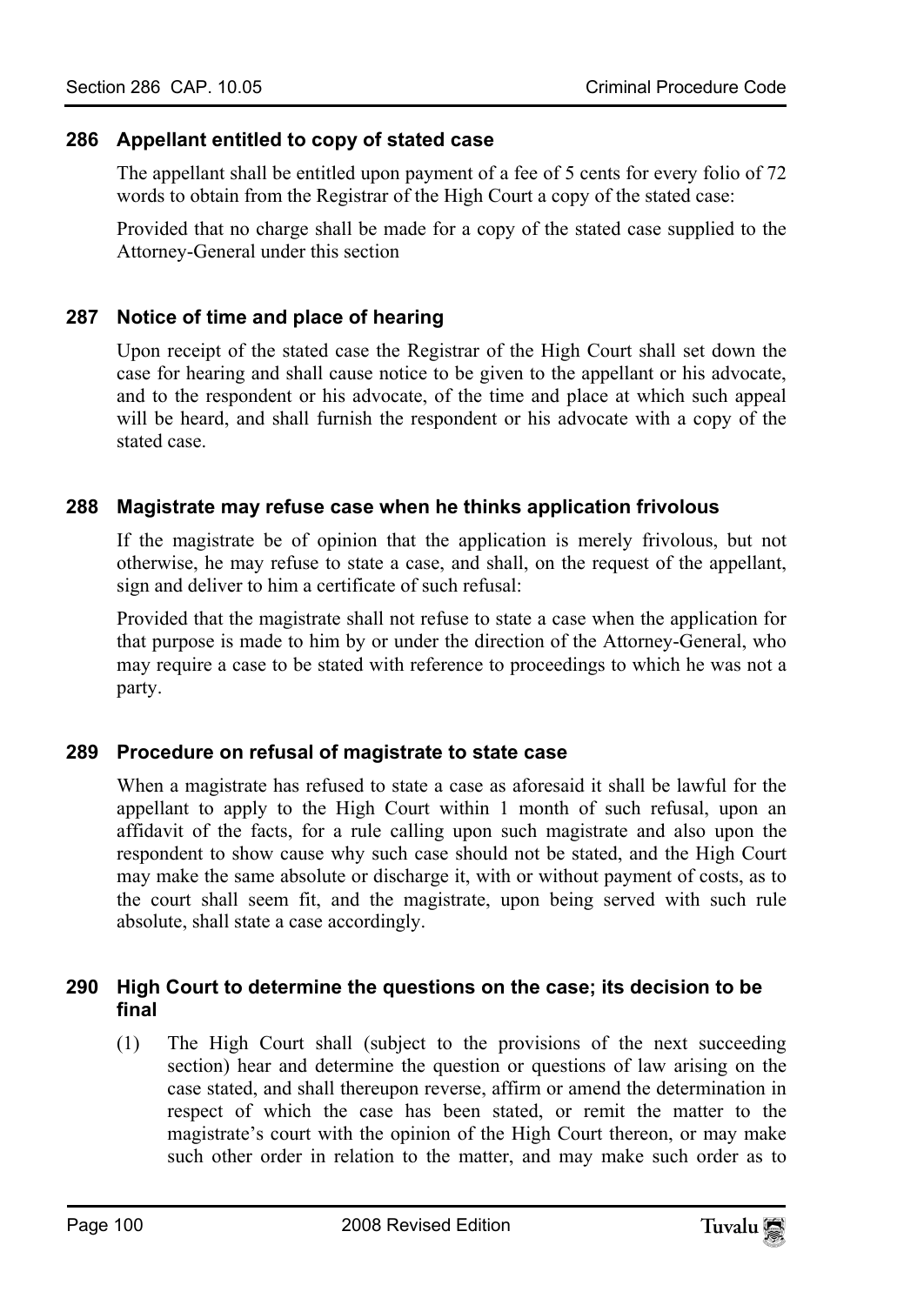### 286 Appellant entitled to copy of stated case

The appellant shall be entitled upon payment of a fee of 5 cents for every folio of 72 words to obtain from the Registrar of the High Court a copy of the stated case:

Provided that no charge shall be made for a copy of the stated case supplied to the Attorney-General under this section

### 287 Notice of time and place of hearing

Upon receipt of the stated case the Registrar of the High Court shall set down the case for hearing and shall cause notice to be given to the appellant or his advocate, and to the respondent or his advocate, of the time and place at which such appeal will be heard, and shall furnish the respondent or his advocate with a copy of the stated case.

### 288 Magistrate may refuse case when he thinks application frivolous

If the magistrate be of opinion that the application is merely frivolous, but not otherwise, he may refuse to state a case, and shall, on the request of the appellant, sign and deliver to him a certificate of such refusal:

Provided that the magistrate shall not refuse to state a case when the application for that purpose is made to him by or under the direction of the Attorney-General, who may require a case to be stated with reference to proceedings to which he was not a party.

### 289 Procedure on refusal of magistrate to state case

When a magistrate has refused to state a case as aforesaid it shall be lawful for the appellant to apply to the High Court within 1 month of such refusal, upon an affidavit of the facts, for a rule calling upon such magistrate and also upon the respondent to show cause why such case should not be stated, and the High Court may make the same absolute or discharge it, with or without payment of costs, as to the court shall seem fit, and the magistrate, upon being served with such rule absolute, shall state a case accordingly.

### 290 High Court to determine the questions on the case; its decision to be final

(1) The High Court shall (subject to the provisions of the next succeeding section) hear and determine the question or questions of law arising on the case stated, and shall thereupon reverse, affirm or amend the determination in respect of which the case has been stated, or remit the matter to the magistrate's court with the opinion of the High Court thereon, or may make such other order in relation to the matter, and may make such order as to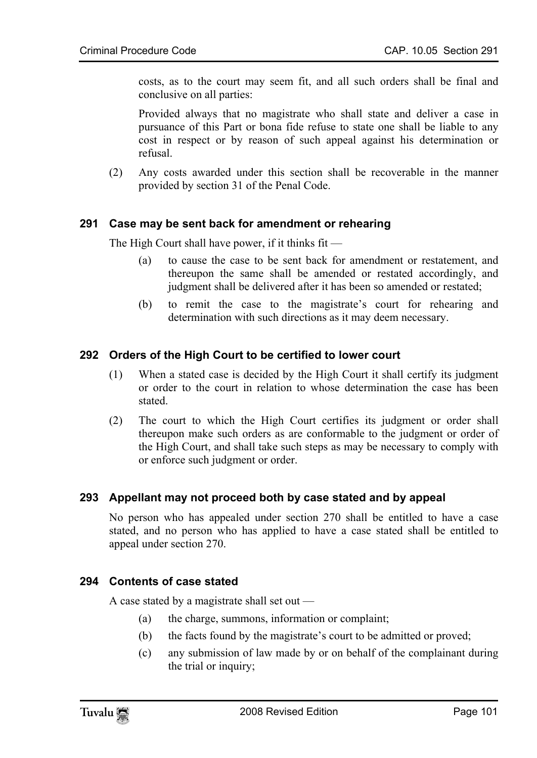costs, as to the court may seem fit, and all such orders shall be final and conclusive on all parties:

Provided always that no magistrate who shall state and deliver a case in pursuance of this Part or bona fide refuse to state one shall be liable to any cost in respect or by reason of such appeal against his determination or refusal.

(2) Any costs awarded under this section shall be recoverable in the manner provided by section 31 of the Penal Code.

### 291 Case may be sent back for amendment or rehearing

The High Court shall have power, if it thinks fit —

(a) to cause the case to be sent back for amendment or restatement, and thereupon the same shall be amended or restated accordingly, and judgment shall be delivered after it has been so amended or restated;

(b) to remit the case to the magistrate's court for rehearing and determination with such directions as it may deem necessary.

### 292 Orders of the High Court to be certified to lower court

(1) When a stated case is decided by the High Court it shall certify its judgment or order to the court in relation to whose determination the case has been stated.

(2) The court to which the High Court certifies its judgment or order shall thereupon make such orders as are conformable to the judgment or order of the High Court, and shall take such steps as may be necessary to comply with or enforce such judgment or order.

### 293 Appellant may not proceed both by case stated and by appeal

No person who has appealed under section 270 shall be entitled to have a case stated, and no person who has applied to have a case stated shall be entitled to appeal under section 270.

### 294 Contents of case stated

A case stated by a magistrate shall set out —

(a) the charge, summons, information or complaint;

(b) the facts found by the magistrate's court to be admitted or proved;

(c) any submission of law made by or on behalf of the complainant during the trial or inquiry;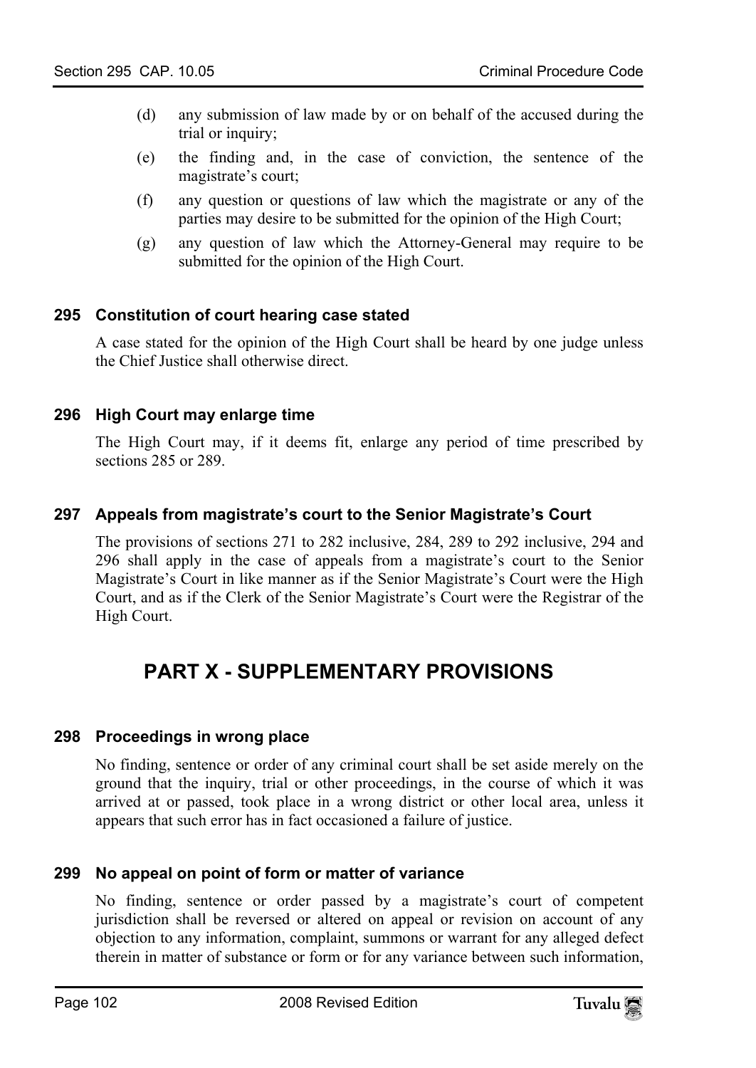(d) any submission of law made by or on behalf of the accused during the trial or inquiry;

(e) the finding and, in the case of conviction, the sentence of the magistrate's court;

(f) any question or questions of law which the magistrate or any of the parties may desire to be submitted for the opinion of the High Court;

(g) any question of law which the Attorney-General may require to be submitted for the opinion of the High Court.

### 295 Constitution of court hearing case stated

A case stated for the opinion of the High Court shall be heard by one judge unless the Chief Justice shall otherwise direct.

### 296 High Court may enlarge time

The High Court may, if it deems fit, enlarge any period of time prescribed by sections 285 or 289.

### 297 Appeals from magistrate's court to the Senior Magistrate's Court

The provisions of sections 271 to 282 inclusive, 284, 289 to 292 inclusive, 294 and 296 shall apply in the case of appeals from a magistrate's court to the Senior Magistrate's Court in like manner as if the Senior Magistrate's Court were the High Court, and as if the Clerk of the Senior Magistrate's Court were the Registrar of the High Court.

## PART X - SUPPLEMENTARY PROVISIONS

### 298 Proceedings in wrong place

No finding, sentence or order of any criminal court shall be set aside merely on the ground that the inquiry, trial or other proceedings, in the course of which it was arrived at or passed, took place in a wrong district or other local area, unless it appears that such error has in fact occasioned a failure of justice.

### 299 No appeal on point of form or matter of variance

No finding, sentence or order passed by a magistrate's court of competent jurisdiction shall be reversed or altered on appeal or revision on account of any objection to any information, complaint, summons or warrant for any alleged defect therein in matter of substance or form or for any variance between such information,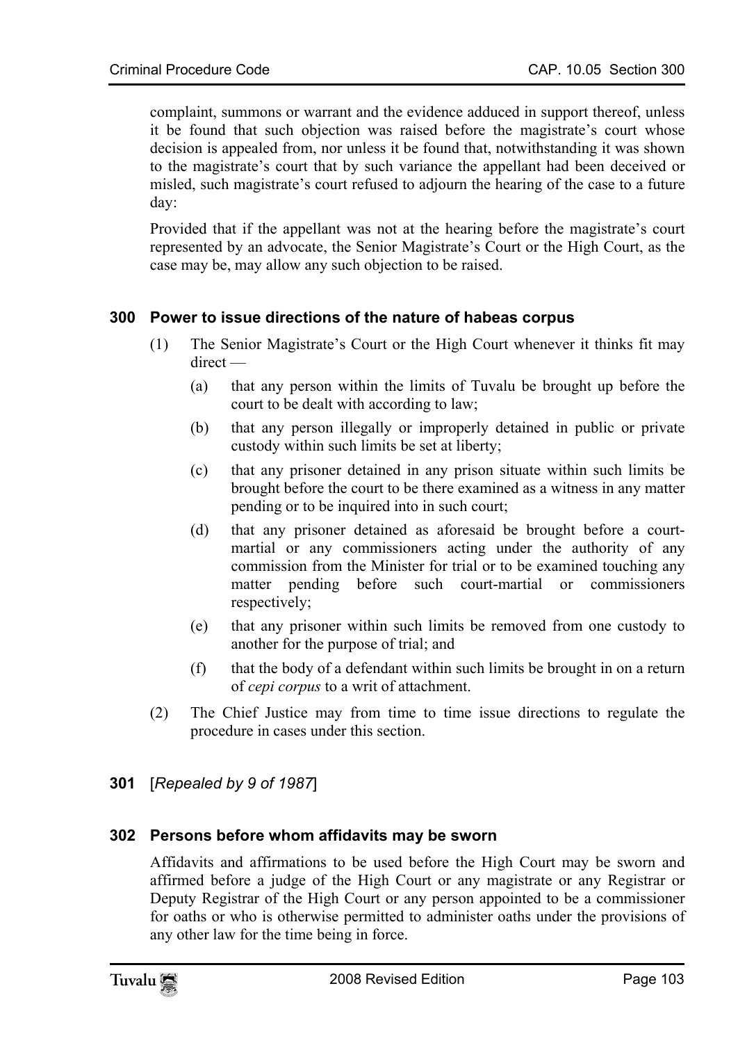complaint, summons or warrant and the evidence adduced in support thereof, unless it be found that such objection was raised before the magistrate's court whose decision is appealed from, nor unless it be found that, notwithstanding it was shown to the magistrate's court that by such variance the appellant had been deceived or misled, such magistrate's court refused to adjourn the hearing of the case to a future day:

Provided that if the appellant was not at the hearing before the magistrate's court represented by an advocate, the Senior Magistrate's Court or the High Court, as the case may be, may allow any such objection to be raised.

### 300 Power to issue directions of the nature of habeas corpus

(1) The Senior Magistrate's Court or the High Court whenever it thinks fit may direct —

(a) that any person within the limits of Tuvalu be brought up before the court to be dealt with according to law;

(b) that any person illegally or improperly detained in public or private custody within such limits be set at liberty;

(c) that any prisoner detained in any prison situate within such limits be brought before the court to be there examined as a witness in any matter pending or to be inquired into in such court;

(d) that any prisoner detained as aforesaid be brought before a court-martial or any commissioners acting under the authority of any commission from the Minister for trial or to be examined touching any matter pending before such court-martial or commissioners respectively;

(e) that any prisoner within such limits be removed from one custody to another for the purpose of trial; and

(f) that the body of a defendant within such limits be brought in on a return of *cepi corpus* to a writ of attachment.

(2) The Chief Justice may from time to time issue directions to regulate the procedure in cases under this section.

### 301 [*Repealed by 9 of 1987*]

### 302 Persons before whom affidavits may be sworn

Affidavits and affirmations to be used before the High Court may be sworn and affirmed before a judge of the High Court or any magistrate or any Registrar or Deputy Registrar of the High Court or any person appointed to be a commissioner for oaths or who is otherwise permitted to administer oaths under the provisions of any other law for the time being in force.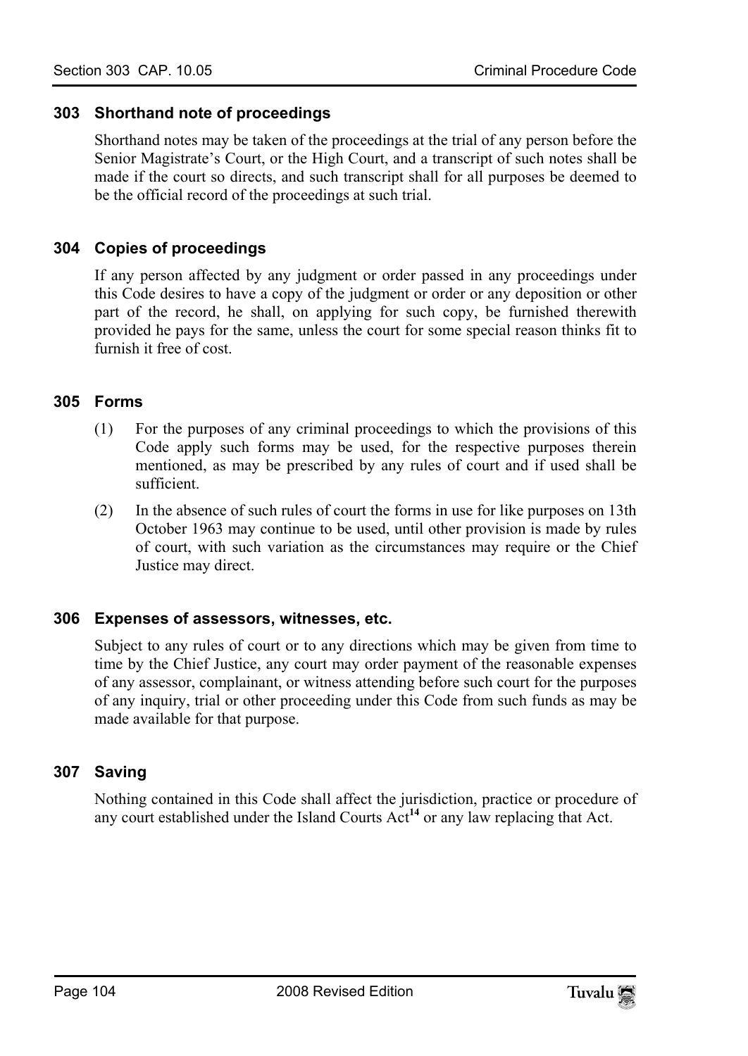### 303 Shorthand note of proceedings

Shorthand notes may be taken of the proceedings at the trial of any person before the Senior Magistrate's Court, or the High Court, and a transcript of such notes shall be made if the court so directs, and such transcript shall for all purposes be deemed to be the official record of the proceedings at such trial.

### 304 Copies of proceedings

If any person affected by any judgment or order passed in any proceedings under this Code desires to have a copy of the judgment or order or any deposition or other part of the record, he shall, on applying for such copy, be furnished therewith provided he pays for the same, unless the court for some special reason thinks fit to furnish it free of cost.

### 305 Forms

(1) For the purposes of any criminal proceedings to which the provisions of this Code apply such forms may be used, for the respective purposes therein mentioned, as may be prescribed by any rules of court and if used shall be sufficient.

(2) In the absence of such rules of court the forms in use for like purposes on 13th October 1963 may continue to be used, until other provision is made by rules of court, with such variation as the circumstances may require or the Chief Justice may direct.

### 306 Expenses of assessors, witnesses, etc.

Subject to any rules of court or to any directions which may be given from time to time by the Chief Justice, any court may order payment of the reasonable expenses of any assessor, complainant, or witness attending before such court for the purposes of any inquiry, trial or other proceeding under this Code from such funds as may be made available for that purpose.

### 307 Saving

Nothing contained in this Code shall affect the jurisdiction, practice or procedure of any court established under the Island Courts Act[14] or any law replacing that Act.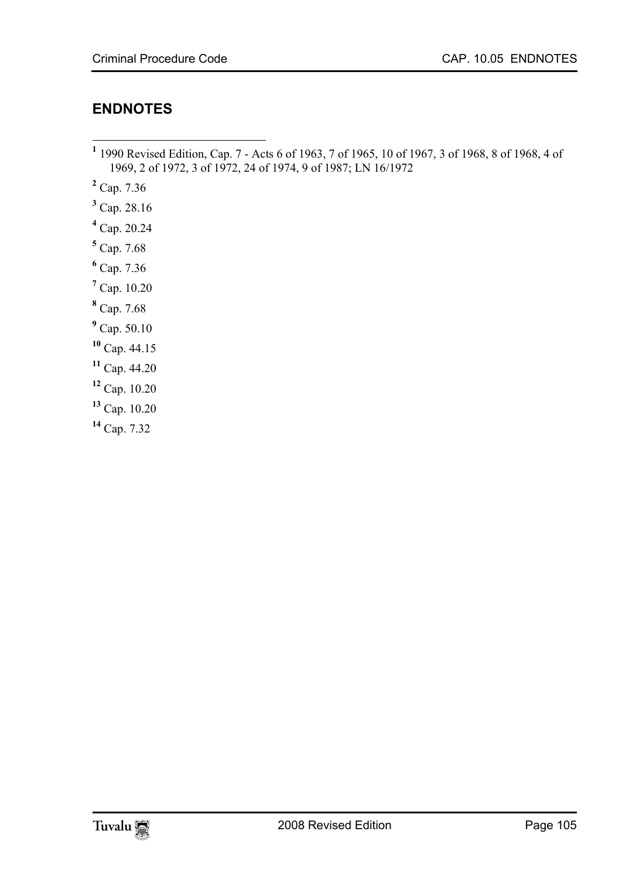## ENDNOTES

[1] 1990 Revised Edition, Cap. 7 - Acts 6 of 1963, 7 of 1965, 10 of 1967, 3 of 1968, 8 of 1968, 4 of 1969, 2 of 1972, 3 of 1972, 24 of 1974, 9 of 1987; LN 16/1972

[2] Cap. 7.36

[3] Cap. 28.16

[4] Cap. 20.24

[5] Cap. 7.68

[6] Cap. 7.36

[7] Cap. 10.20

[8] Cap. 7.68

[9] Cap. 50.10

[10] Cap. 44.15

[11] Cap. 44.20

[12] Cap. 10.20

[13] Cap. 10.20

[14] Cap. 7.32